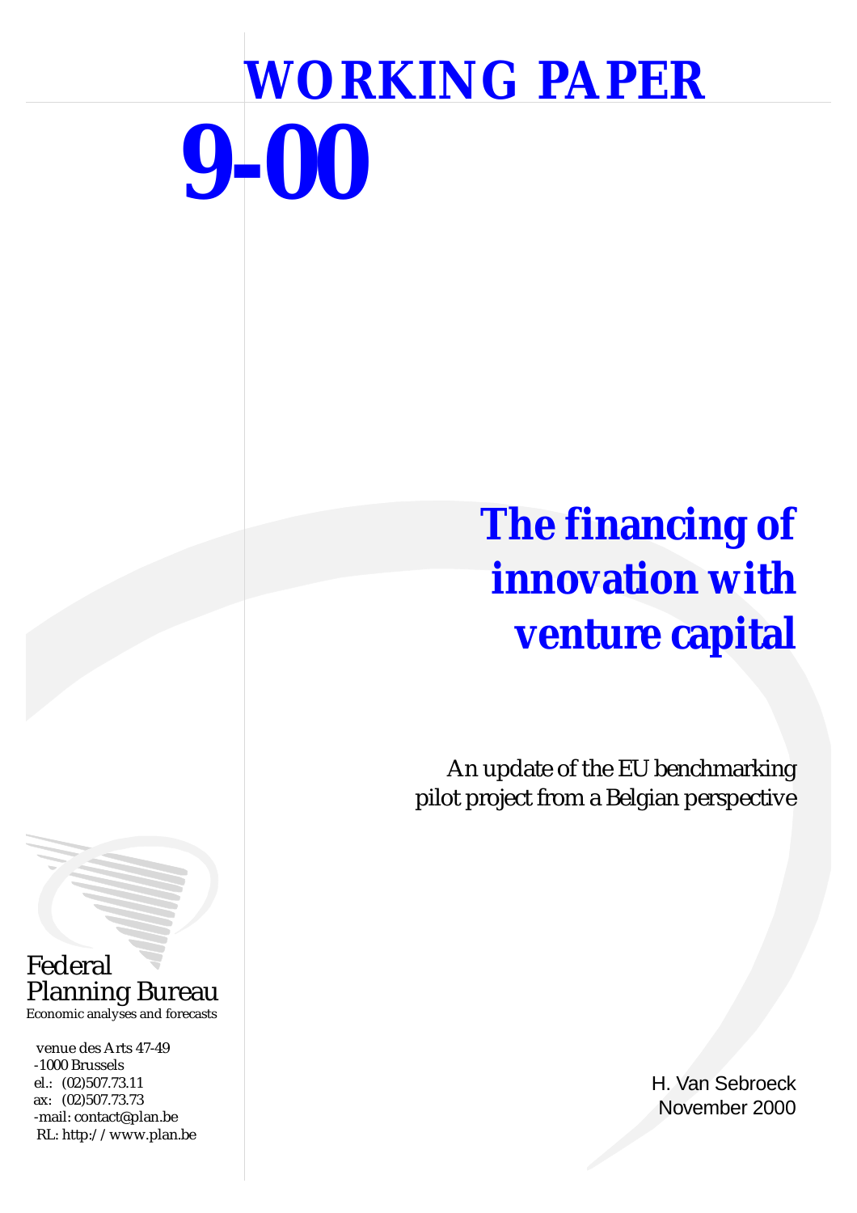# WORKING PAPER

# 9-00

# The financing of innovation with venture capital

An update of the EU benchmarking pilot project from a Belgian perspective

Federal
Planning Bureau
Economic analyses and forecasts

venue des Arts 47-49
-1000 Brussels
el.: (02)507.73.11
ax: (02)507.73.73
-mail: contact@plan.be
RL: http://www.plan.be

H. Van Sebroeck
November 2000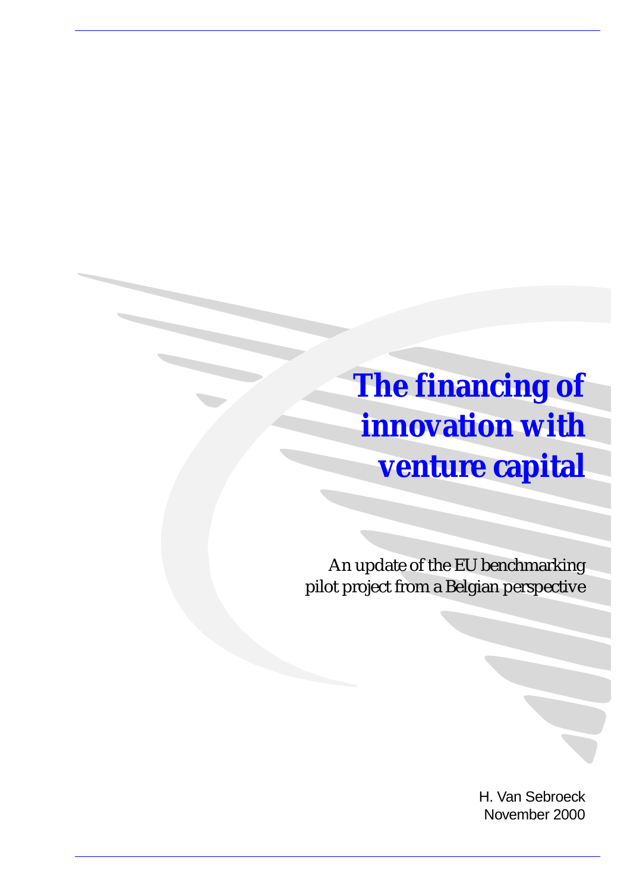# The financing of innovation with venture capital

*An update of the EU benchmarking pilot project from a Belgian perspective*

H. Van Sebroeck
November 2000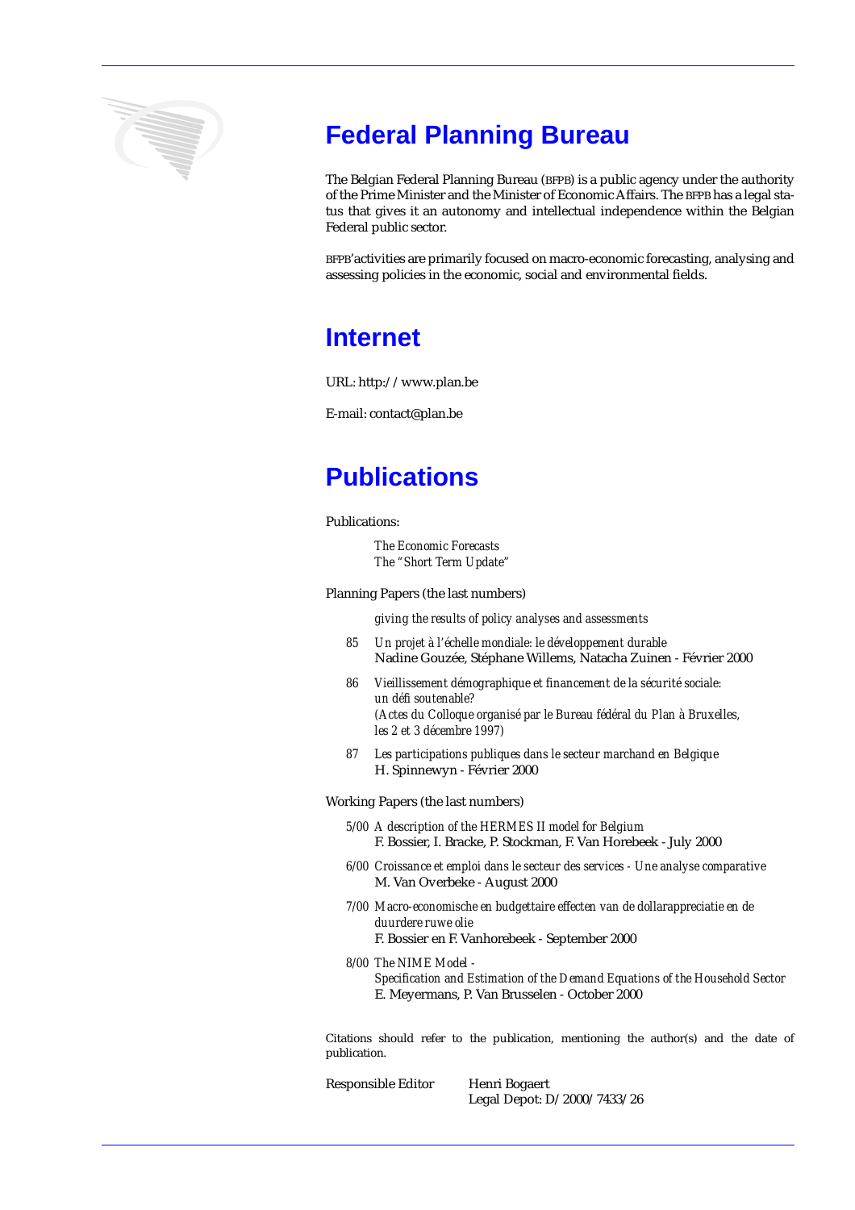# Federal Planning Bureau

The Belgian Federal Planning Bureau (BFPB) is a public agency under the authority of the Prime Minister and the Minister of Economic Affairs. The BFPB has a legal status that gives it an autonomy and intellectual independence within the Belgian Federal public sector.

BFPB'activities are primarily focused on macro-economic forecasting, analysing and assessing policies in the economic, social and environmental fields.

# Internet

URL: http://www.plan.be

E-mail: contact@plan.be

# Publications

Publications:

*The Economic Forecasts*
*The "Short Term Update"*

Planning Papers (the last numbers)

*giving the results of policy analyses and assessments*

85 *Un projet à l'échelle mondiale: le développement durable*
Nadine Gouzée, Stéphane Willems, Natacha Zuinen - Février 2000

86 *Vieillissement démographique et financement de la sécurité sociale: un défi soutenable?*
*(Actes du Colloque organisé par le Bureau fédéral du Plan à Bruxelles, les 2 et 3 décembre 1997)*

87 *Les participations publiques dans le secteur marchand en Belgique*
H. Spinnewyn - Février 2000

Working Papers (the last numbers)

5/00 *A description of the HERMES II model for Belgium*
F. Bossier, I. Bracke, P. Stockman, F. Van Horebeek - July 2000

6/00 *Croissance et emploi dans le secteur des services - Une analyse comparative*
M. Van Overbeke - August 2000

7/00 *Macro-economische en budgettaire effecten van de dollarappreciatie en de duurdere ruwe olie*
F. Bossier en F. Vanhorebeek - September 2000

8/00 *The NIME Model - Specification and Estimation of the Demand Equations of the Household Sector*
E. Meyermans, P. Van Brusselen - October 2000

Citations should refer to the publication, mentioning the author(s) and the date of publication.

Responsible Editor Henri Bogaert
Legal Depot: D/2000/7433/26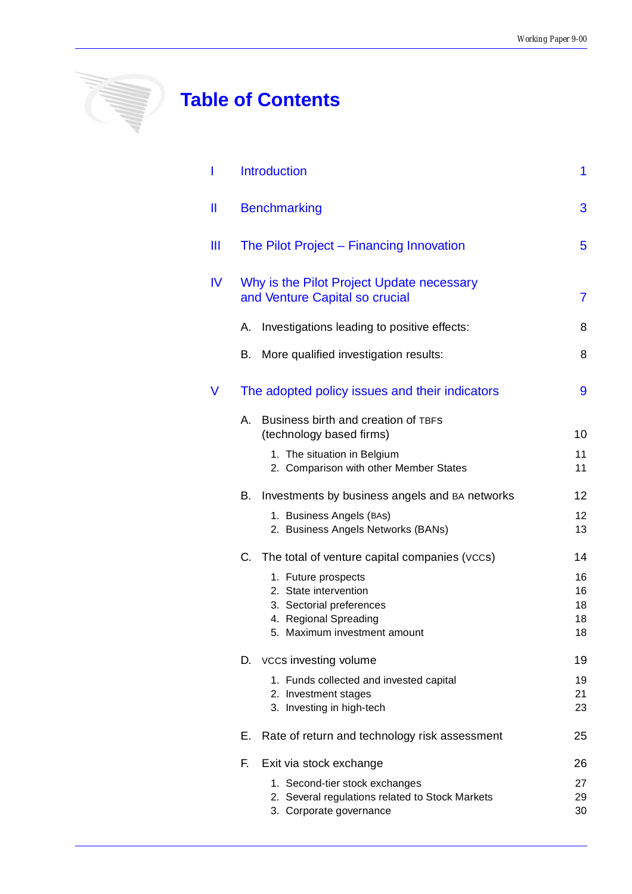# Table of Contents

| | | |
|---|---|---|
| I | Introduction | 1 |
| II | Benchmarking | 3 |
| III | The Pilot Project – Financing Innovation | 5 |
| IV | Why is the Pilot Project Update necessary and Venture Capital so crucial | 7 |
| | A. Investigations leading to positive effects: | 8 |
| | B. More qualified investigation results: | 8 |
| V | The adopted policy issues and their indicators | 9 |
| | A. Business birth and creation of TBFS (technology based firms) | 10 |
| | 1. The situation in Belgium | 11 |
| | 2. Comparison with other Member States | 11 |
| | B. Investments by business angels and BA networks | 12 |
| | 1. Business Angels (BAs) | 12 |
| | 2. Business Angels Networks (BANs) | 13 |
| | C. The total of venture capital companies (VCCs) | 14 |
| | 1. Future prospects | 16 |
| | 2. State intervention | 16 |
| | 3. Sectorial preferences | 18 |
| | 4. Regional Spreading | 18 |
| | 5. Maximum investment amount | 18 |
| | D. VCCs investing volume | 19 |
| | 1. Funds collected and invested capital | 19 |
| | 2. Investment stages | 21 |
| | 3. Investing in high-tech | 23 |
| | E. Rate of return and technology risk assessment | 25 |
| | F. Exit via stock exchange | 26 |
| | 1. Second-tier stock exchanges | 27 |
| | 2. Several regulations related to Stock Markets | 29 |
| | 3. Corporate governance | 30 |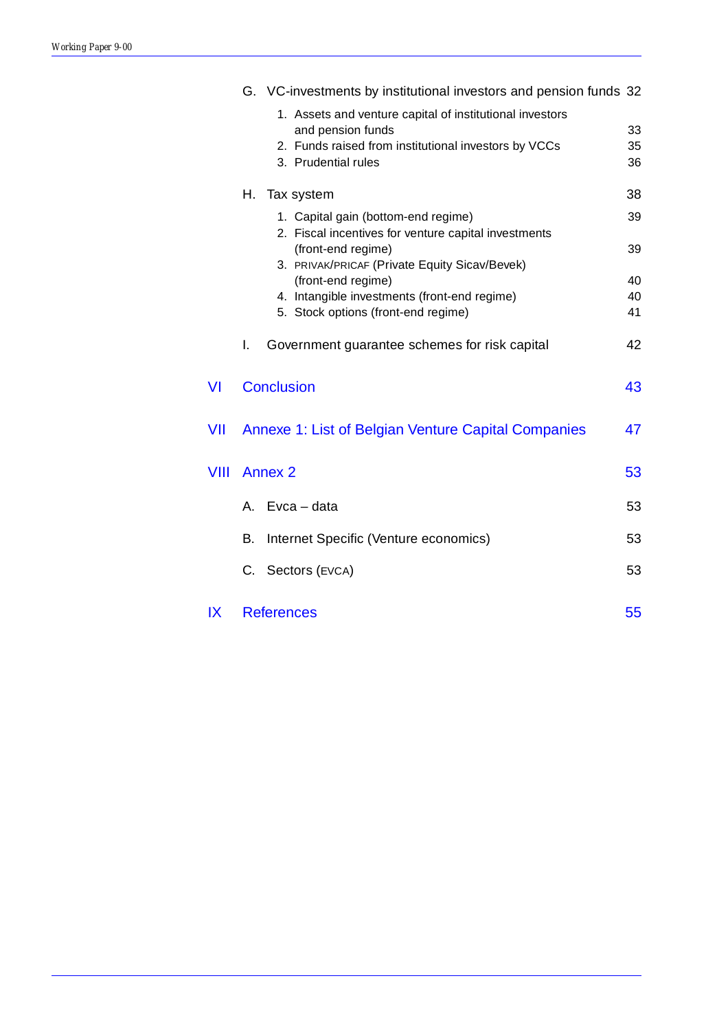G. VC-investments by institutional investors and pension funds 32

1. Assets and venture capital of institutional investors and pension funds 33
2. Funds raised from institutional investors by VCCs 35
3. Prudential rules 36

H. Tax system 38

1. Capital gain (bottom-end regime) 39
2. Fiscal incentives for venture capital investments (front-end regime) 39
3. PRIVAK/PRICAF (Private Equity Sicav/Bevek) (front-end regime) 40
4. Intangible investments (front-end regime) 40
5. Stock options (front-end regime) 41

I. Government guarantee schemes for risk capital 42

VI Conclusion 43

VII Annexe 1: List of Belgian Venture Capital Companies 47

VIII Annex 2 53

A. Evca – data 53

B. Internet Specific (Venture economics) 53

C. Sectors (EVCA) 53

IX References 55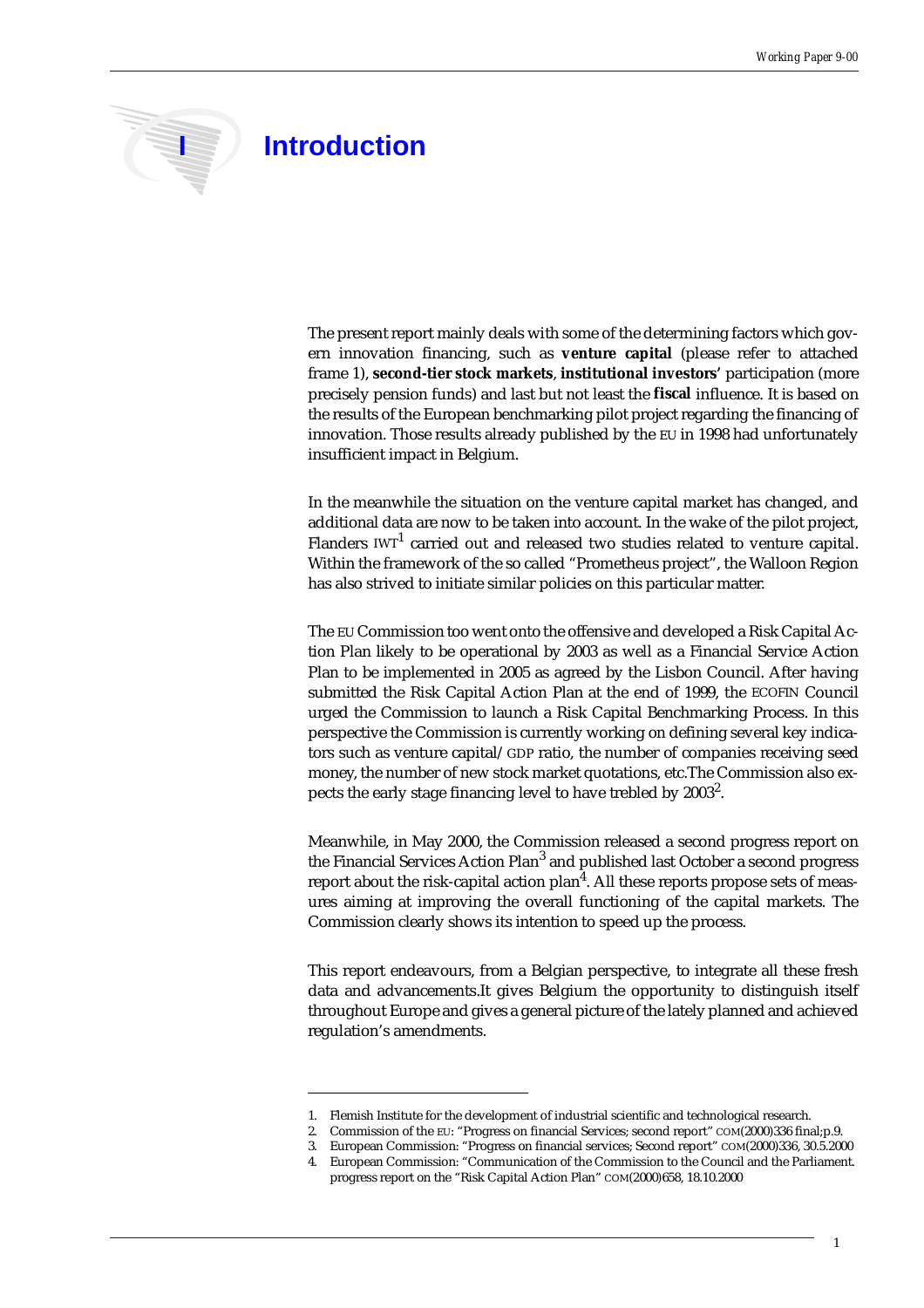# I Introduction

The present report mainly deals with some of the determining factors which govern innovation financing, such as **venture capital** (please refer to attached frame 1), **second-tier stock markets**, **institutional investors'** participation (more precisely pension funds) and last but not least the **fiscal** influence. It is based on the results of the European benchmarking pilot project regarding the financing of innovation. Those results already published by the EU in 1998 had unfortunately insufficient impact in Belgium.

In the meanwhile the situation on the venture capital market has changed, and additional data are now to be taken into account. In the wake of the pilot project, Flanders IWT[1] carried out and released two studies related to venture capital. Within the framework of the so called "Prometheus project", the Walloon Region has also strived to initiate similar policies on this particular matter.

The EU Commission too went onto the offensive and developed a Risk Capital Action Plan likely to be operational by 2003 as well as a Financial Service Action Plan to be implemented in 2005 as agreed by the Lisbon Council. After having submitted the Risk Capital Action Plan at the end of 1999, the ECOFIN Council urged the Commission to launch a Risk Capital Benchmarking Process. In this perspective the Commission is currently working on defining several key indicators such as venture capital/ GDP ratio, the number of companies receiving seed money, the number of new stock market quotations, etc.The Commission also expects the early stage financing level to have trebled by 2003[2].

Meanwhile, in May 2000, the Commission released a second progress report on the Financial Services Action Plan[3] and published last October a second progress report about the risk-capital action plan[4]. All these reports propose sets of measures aiming at improving the overall functioning of the capital markets. The Commission clearly shows its intention to speed up the process.

This report endeavours, from a Belgian perspective, to integrate all these fresh data and advancements.It gives Belgium the opportunity to distinguish itself throughout Europe and gives a general picture of the lately planned and achieved regulation's amendments.

1. Flemish Institute for the development of industrial scientific and technological research.
2. Commission of the EU: "Progress on financial Services; second report" COM(2000)336 final;p.9.
3. European Commission: "Progress on financial services; Second report" COM(2000)336, 30.5.2000
4. European Commission: "Communication of the Commission to the Council and the Parliament. progress report on the "Risk Capital Action Plan" COM(2000)658, 18.10.2000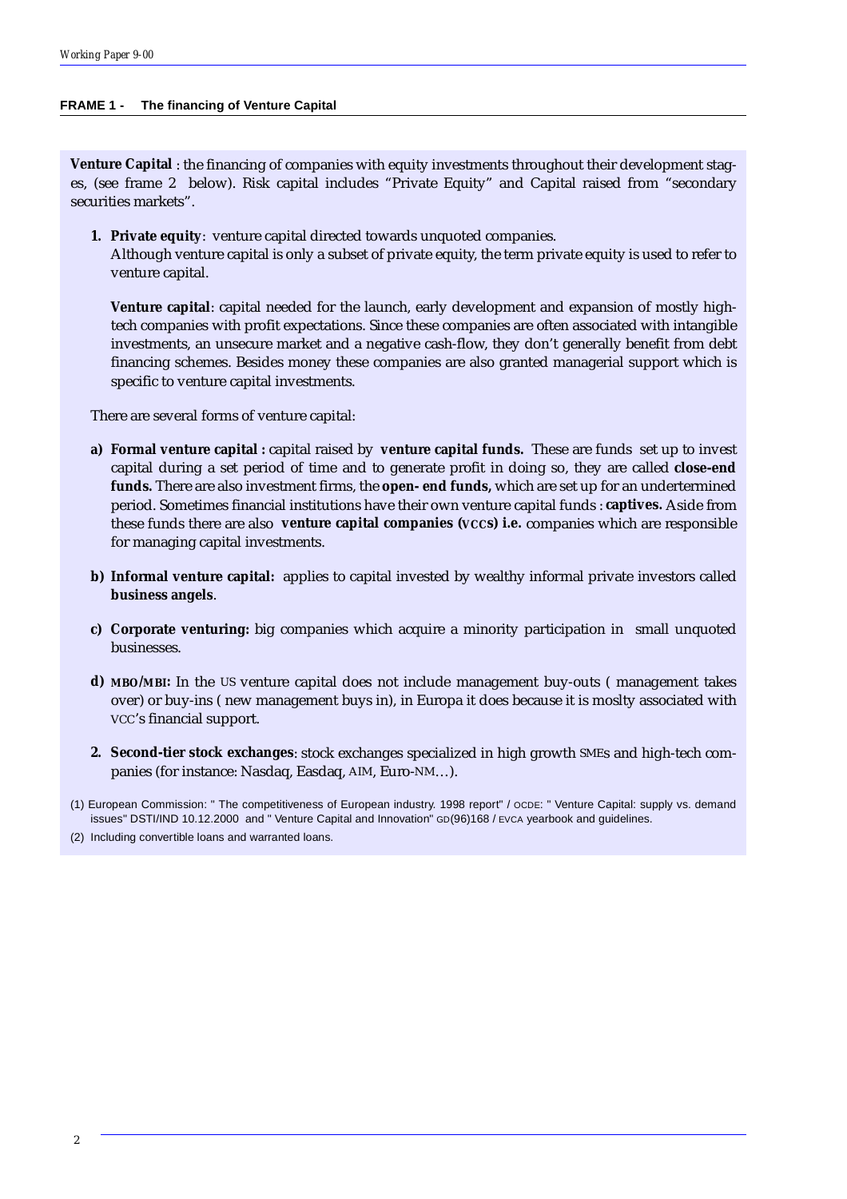**FRAME 1 - The financing of Venture Capital**

**Venture Capital** : the financing of companies with equity investments throughout their development stages, (see frame 2 below). Risk capital includes “Private Equity” and Capital raised from “secondary securities markets”.

1. **Private equity**: venture capital directed towards unquoted companies.
   Although venture capital is only a subset of private equity, the term private equity is used to refer to venture capital.

   **Venture capital**: capital needed for the launch, early development and expansion of mostly high-tech companies with profit expectations. Since these companies are often associated with intangible investments, an unsecure market and a negative cash-flow, they don’t generally benefit from debt financing schemes. Besides money these companies are also granted managerial support which is specific to venture capital investments.

   There are several forms of venture capital:

   a) **Formal venture capital :** capital raised by **venture capital funds.** These are funds set up to invest capital during a set period of time and to generate profit in doing so, they are called **close-end funds.** There are also investment firms, the **open- end funds,** which are set up for an undertermined period. Sometimes financial institutions have their own venture capital funds : **captives.** Aside from these funds there are also **venture capital companies (VCCs) i.e.** companies which are responsible for managing capital investments.

   b) **Informal venture capital:** applies to capital invested by wealthy informal private investors called **business angels**.

   c) **Corporate venturing:** big companies which acquire a minority participation in small unquoted businesses.

   d) **MBO/MBI:** In the US venture capital does not include management buy-outs ( management takes over) or buy-ins ( new management buys in), in Europa it does because it is moslty associated with VCC’s financial support.

2. **Second-tier stock exchanges**: stock exchanges specialized in high growth SMEs and high-tech companies (for instance: Nasdaq, Easdaq, AIM, Euro-NM…).

(1) European Commission: " The competitiveness of European industry. 1998 report" / OCDE: " Venture Capital: supply vs. demand issues" DSTI/IND 10.12.2000 and " Venture Capital and Innovation" GD(96)168 / EVCA yearbook and guidelines.

(2) Including convertible loans and warranted loans.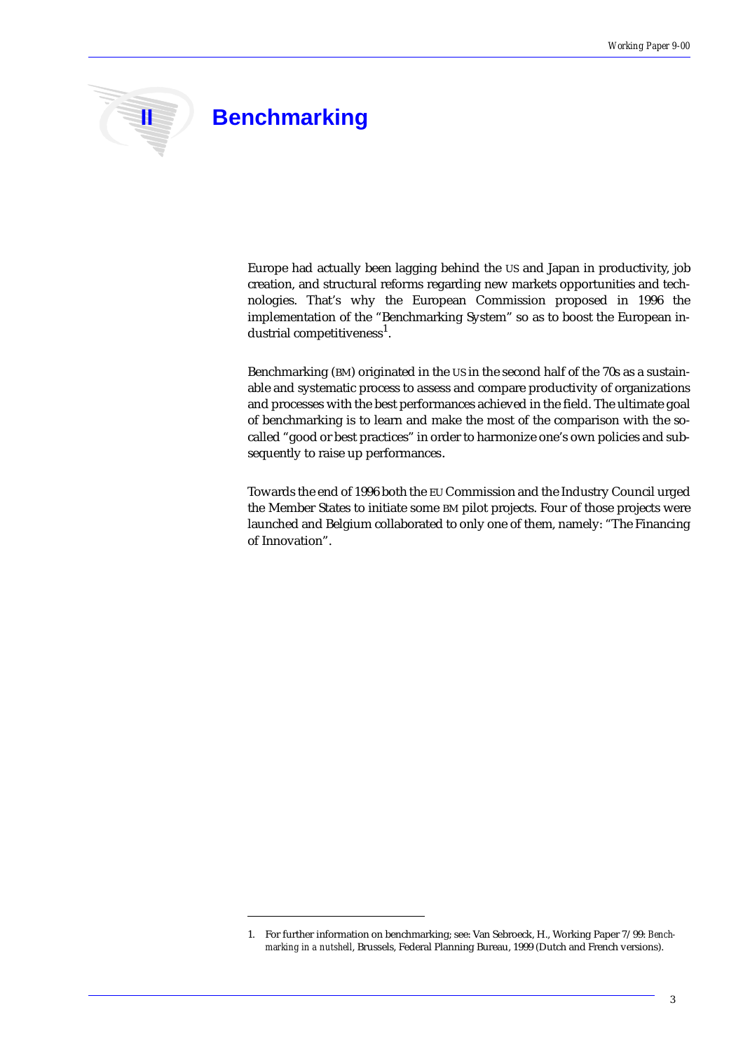# II Benchmarking

Europe had actually been lagging behind the US and Japan in productivity, job creation, and structural reforms regarding new markets opportunities and technologies. That's why the European Commission proposed in 1996 the implementation of the "Benchmarking System" so as to boost the European industrial competitiveness[1].

Benchmarking (BM) originated in the US in the second half of the 70s as a sustainable and systematic process to assess and compare productivity of organizations and processes with the best performances achieved in the field. The ultimate goal of benchmarking is to learn and make the most of the comparison with the so-called "good or best practices" in order to harmonize one's own policies and subsequently to raise up performances.

Towards the end of 1996 both the EU Commission and the Industry Council urged the Member States to initiate some BM pilot projects. Four of those projects were launched and Belgium collaborated to only one of them, namely: "The Financing of Innovation".

---

1. For further information on benchmarking; see: Van Sebroeck, H., Working Paper 7/99: *Benchmarking in a nutshell*, Brussels, Federal Planning Bureau, 1999 (Dutch and French versions).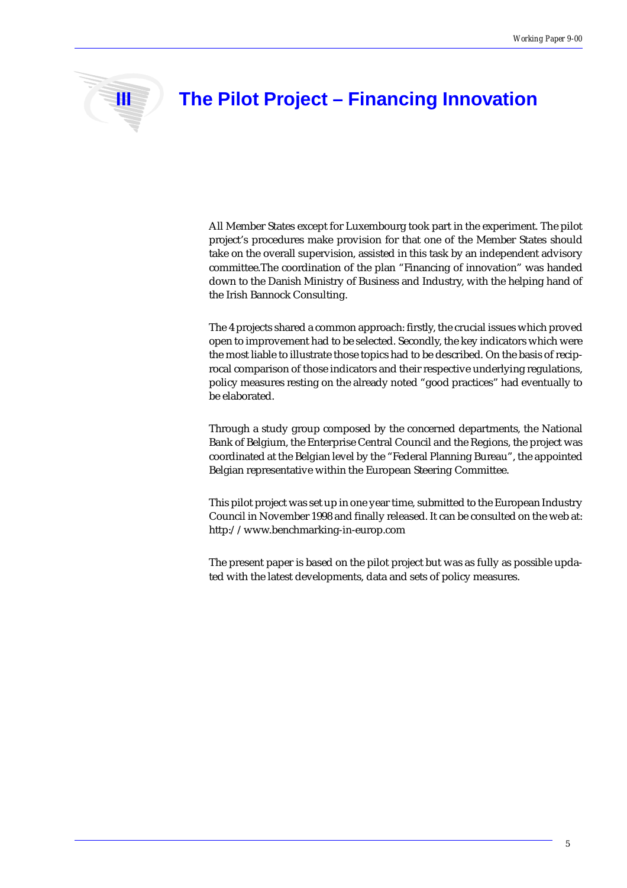# III The Pilot Project – Financing Innovation

All Member States except for Luxembourg took part in the experiment. The pilot project's procedures make provision for that one of the Member States should take on the overall supervision, assisted in this task by an independent advisory committee.The coordination of the plan "Financing of innovation" was handed down to the Danish Ministry of Business and Industry, with the helping hand of the Irish Bannock Consulting.

The 4 projects shared a common approach: firstly, the crucial issues which proved open to improvement had to be selected. Secondly, the key indicators which were the most liable to illustrate those topics had to be described. On the basis of reciprocal comparison of those indicators and their respective underlying regulations, policy measures resting on the already noted "good practices" had eventually to be elaborated.

Through a study group composed by the concerned departments, the National Bank of Belgium, the Enterprise Central Council and the Regions, the project was coordinated at the Belgian level by the "Federal Planning Bureau", the appointed Belgian representative within the European Steering Committee.

This pilot project was set up in one year time, submitted to the European Industry Council in November 1998 and finally released. It can be consulted on the web at: http://www.benchmarking-in-europ.com

The present paper is based on the pilot project but was as fully as possible updated with the latest developments, data and sets of policy measures.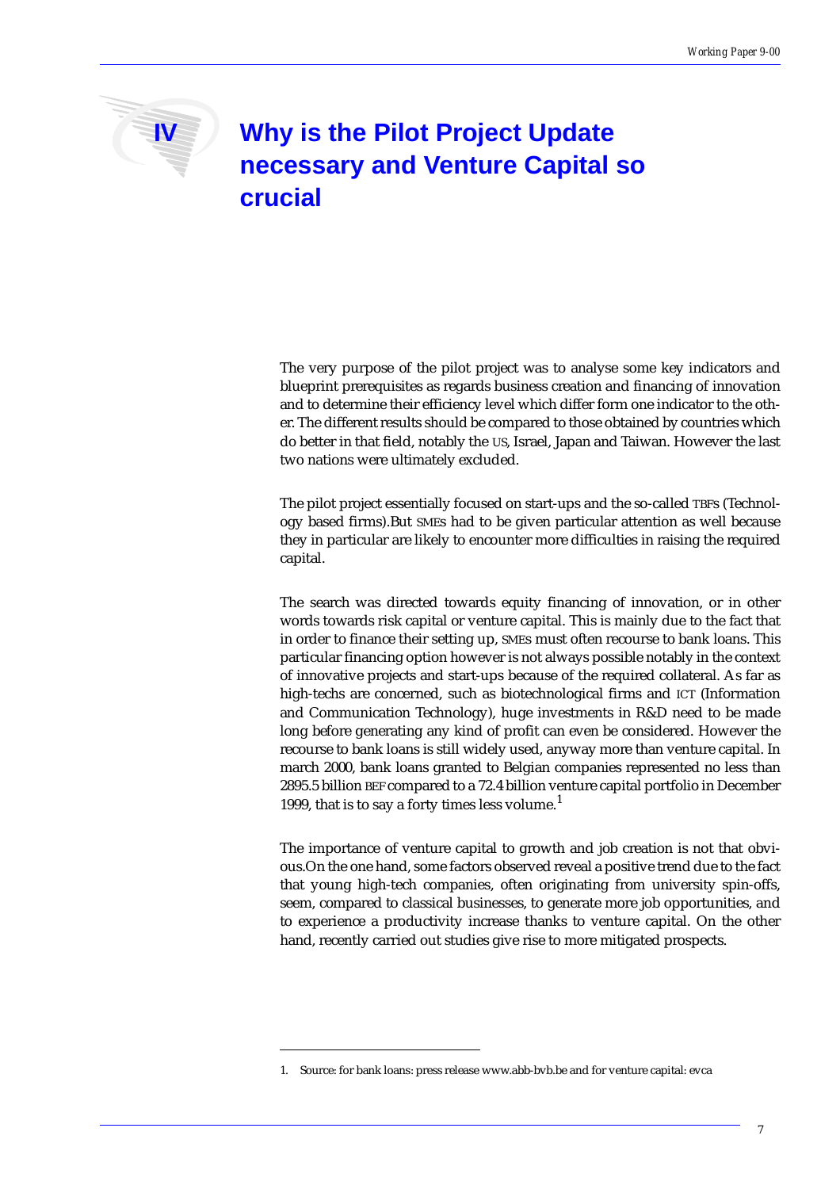# IV Why is the Pilot Project Update necessary and Venture Capital so crucial

The very purpose of the pilot project was to analyse some key indicators and blueprint prerequisites as regards business creation and financing of innovation and to determine their efficiency level which differ form one indicator to the other. The different results should be compared to those obtained by countries which do better in that field, notably the US, Israel, Japan and Taiwan. However the last two nations were ultimately excluded.

The pilot project essentially focused on start-ups and the so-called TBFS (Technology based firms).But SMES had to be given particular attention as well because they in particular are likely to encounter more difficulties in raising the required capital.

The search was directed towards equity financing of innovation, or in other words towards risk capital or venture capital. This is mainly due to the fact that in order to finance their setting up, SMES must often recourse to bank loans. This particular financing option however is not always possible notably in the context of innovative projects and start-ups because of the required collateral. As far as high-techs are concerned, such as biotechnological firms and ICT (Information and Communication Technology), huge investments in R&D need to be made long before generating any kind of profit can even be considered. However the recourse to bank loans is still widely used, anyway more than venture capital. In march 2000, bank loans granted to Belgian companies represented no less than 2895.5 billion BEF compared to a 72.4 billion venture capital portfolio in December 1999, that is to say a forty times less volume.[1]

The importance of venture capital to growth and job creation is not that obvious.On the one hand, some factors observed reveal a positive trend due to the fact that young high-tech companies, often originating from university spin-offs, seem, compared to classical businesses, to generate more job opportunities, and to experience a productivity increase thanks to venture capital. On the other hand, recently carried out studies give rise to more mitigated prospects.

---

1. Source: for bank loans: press release www.abb-bvb.be and for venture capital: evca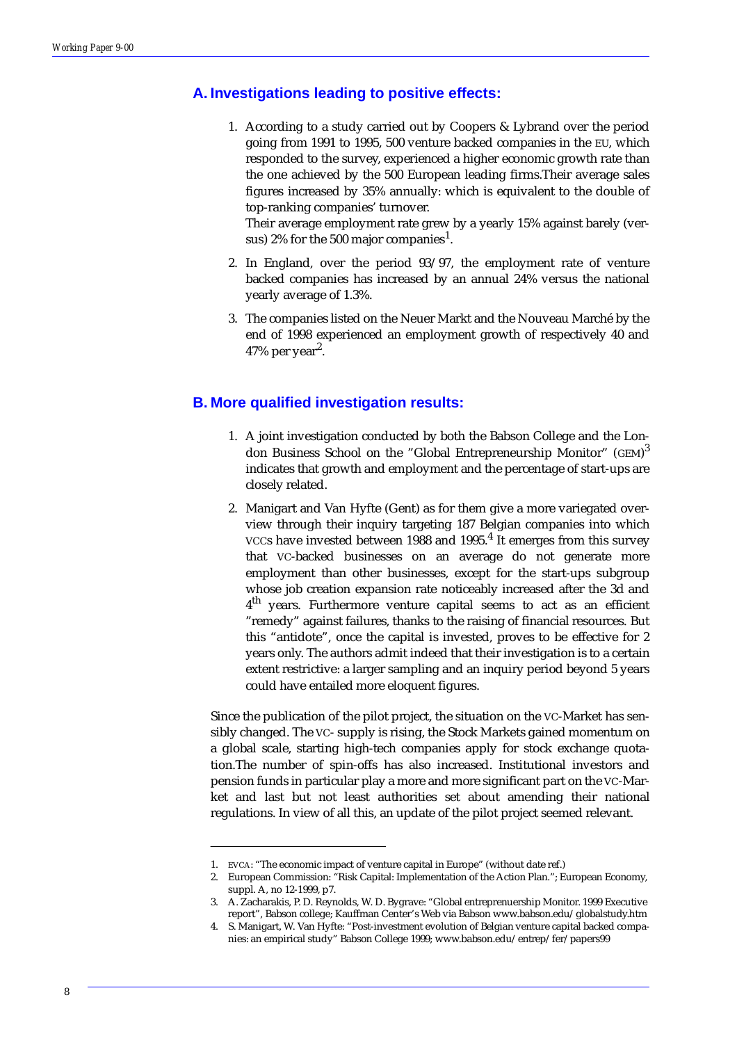## A. Investigations leading to positive effects:

1. According to a study carried out by Coopers & Lybrand over the period going from 1991 to 1995, 500 venture backed companies in the EU, which responded to the survey, experienced a higher economic growth rate than the one achieved by the 500 European leading firms.Their average sales figures increased by 35% annually: which is equivalent to the double of top-ranking companies' turnover.
   Their average employment rate grew by a yearly 15% against barely (versus) 2% for the 500 major companies[1].
2. In England, over the period 93/97, the employment rate of venture backed companies has increased by an annual 24% versus the national yearly average of 1.3%.
3. The companies listed on the Neuer Markt and the Nouveau Marché by the end of 1998 experienced an employment growth of respectively 40 and 47% per year[2].

## B. More qualified investigation results:

1. A joint investigation conducted by both the Babson College and the London Business School on the "Global Entrepreneurship Monitor" (GEM)[3] indicates that growth and employment and the percentage of start-ups are closely related.
2. Manigart and Van Hyfte (Gent) as for them give a more variegated overview through their inquiry targeting 187 Belgian companies into which VCCs have invested between 1988 and 1995.[4] It emerges from this survey that VC-backed businesses on an average do not generate more employment than other businesses, except for the start-ups subgroup whose job creation expansion rate noticeably increased after the 3d and 4th years. Furthermore venture capital seems to act as an efficient "remedy" against failures, thanks to the raising of financial resources. But this "antidote", once the capital is invested, proves to be effective for 2 years only. The authors admit indeed that their investigation is to a certain extent restrictive: a larger sampling and an inquiry period beyond 5 years could have entailed more eloquent figures.

Since the publication of the pilot project, the situation on the VC-Market has sensibly changed. The VC- supply is rising, the Stock Markets gained momentum on a global scale, starting high-tech companies apply for stock exchange quotation.The number of spin-offs has also increased. Institutional investors and pension funds in particular play a more and more significant part on the VC-Market and last but not least authorities set about amending their national regulations. In view of all this, an update of the pilot project seemed relevant.

---

1. EVCA: "The economic impact of venture capital in Europe" (without date ref.)
2. European Commission: "Risk Capital: Implementation of the Action Plan."; European Economy, suppl. A, no 12-1999, p7.
3. A. Zacharakis, P. D. Reynolds, W. D. Bygrave: "Global entreprenuership Monitor. 1999 Executive report", Babson college; Kauffman Center's Web via Babson www.babson.edu/globalstudy.htm
4. S. Manigart, W. Van Hyfte: "Post-investment evolution of Belgian venture capital backed companies: an empirical study" Babson College 1999; www.babson.edu/entrep/fer/papers99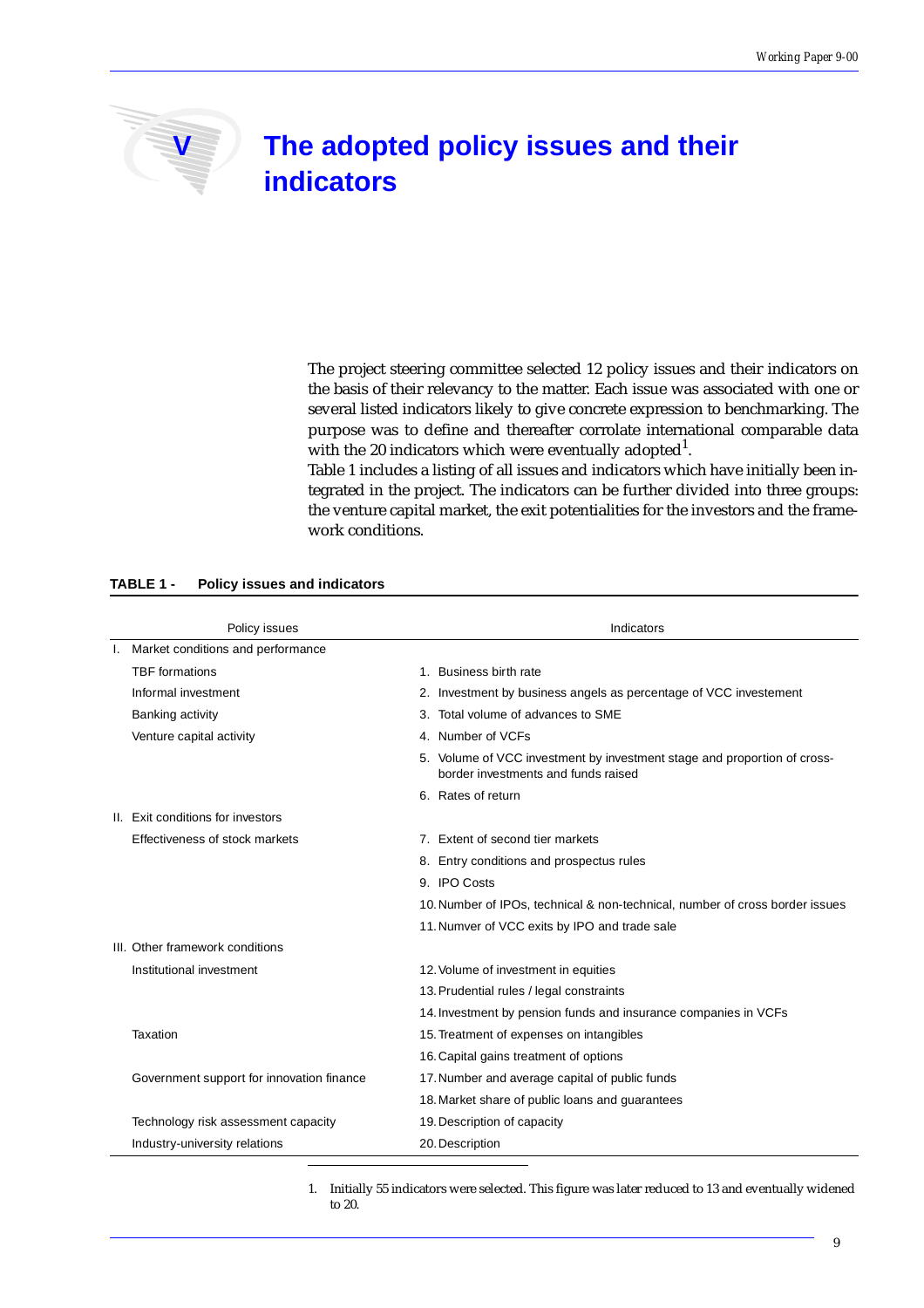# V The adopted policy issues and their indicators

The project steering committee selected 12 policy issues and their indicators on the basis of their relevancy to the matter. Each issue was associated with one or several listed indicators likely to give concrete expression to benchmarking. The purpose was to define and thereafter corrolate international comparable data with the 20 indicators which were eventually adopted[1].

Table 1 includes a listing of all issues and indicators which have initially been integrated in the project. The indicators can be further divided into three groups: the venture capital market, the exit potentialities for the investors and the framework conditions.

**TABLE 1 - Policy issues and indicators**

| Policy issues | Indicators |
|---|---|
| I. Market conditions and performance | |
| TBF formations | 1. Business birth rate |
| Informal investment | 2. Investment by business angels as percentage of VCC investement |
| Banking activity | 3. Total volume of advances to SME |
| Venture capital activity | 4. Number of VCFs |
| | 5. Volume of VCC investment by investment stage and proportion of cross-border investments and funds raised |
| | 6. Rates of return |
| II. Exit conditions for investors | |
| Effectiveness of stock markets | 7. Extent of second tier markets |
| | 8. Entry conditions and prospectus rules |
| | 9. IPO Costs |
| | 10. Number of IPOs, technical & non-technical, number of cross border issues |
| | 11. Numver of VCC exits by IPO and trade sale |
| III. Other framework conditions | |
| Institutional investment | 12. Volume of investment in equities |
| | 13. Prudential rules / legal constraints |
| | 14. Investment by pension funds and insurance companies in VCFs |
| Taxation | 15. Treatment of expenses on intangibles |
| | 16. Capital gains treatment of options |
| Government support for innovation finance | 17. Number and average capital of public funds |
| | 18. Market share of public loans and guarantees |
| Technology risk assessment capacity | 19. Description of capacity |
| Industry-university relations | 20. Description |

1. Initially 55 indicators were selected. This figure was later reduced to 13 and eventually widened to 20.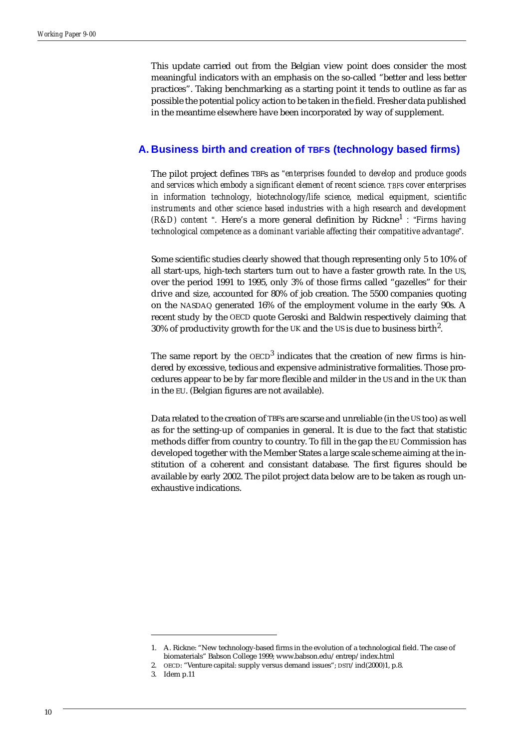This update carried out from the Belgian view point does consider the most meaningful indicators with an emphasis on the so-called "better and less better practices". Taking benchmarking as a starting point it tends to outline as far as possible the potential policy action to be taken in the field. Fresher data published in the meantime elsewhere have been incorporated by way of supplement.

## A. Business birth and creation of TBFS (technology based firms)

The pilot project defines TBFs as *"enterprises founded to develop and produce goods and services which embody a significant element of recent science. TBFS cover enterprises in information technology, biotechnology/life science, medical equipment, scientific instruments and other science based industries with a high research and development (R&D) content "*. Here's a more general definition by Rickne[1] : *"Firms having technological competence as a dominant variable affecting their compatitive advantage"*.

Some scientific studies clearly showed that though representing only 5 to 10% of all start-ups, high-tech starters turn out to have a faster growth rate. In the US, over the period 1991 to 1995, only 3% of those firms called "gazelles" for their drive and size, accounted for 80% of job creation. The 5500 companies quoting on the NASDAQ generated 16% of the employment volume in the early 90s. A recent study by the OECD quote Geroski and Baldwin respectively claiming that 30% of productivity growth for the UK and the US is due to business birth[2].

The same report by the OECD[3] indicates that the creation of new firms is hindered by excessive, tedious and expensive administrative formalities. Those procedures appear to be by far more flexible and milder in the US and in the UK than in the EU. (Belgian figures are not available).

Data related to the creation of TBFs are scarse and unreliable (in the US too) as well as for the setting-up of companies in general. It is due to the fact that statistic methods differ from country to country. To fill in the gap the EU Commission has developed together with the Member States a large scale scheme aiming at the institution of a coherent and consistant database. The first figures should be available by early 2002. The pilot project data below are to be taken as rough unexhaustive indications.

---

1. A. Rickne: "New technology-based firms in the evolution of a technological field. The case of biomaterials" Babson College 1999; www.babson.edu/entrep/index.html
2. OECD: "Venture capital: supply versus demand issues"; DSTI/ind(2000)1, p.8.
3. Idem p.11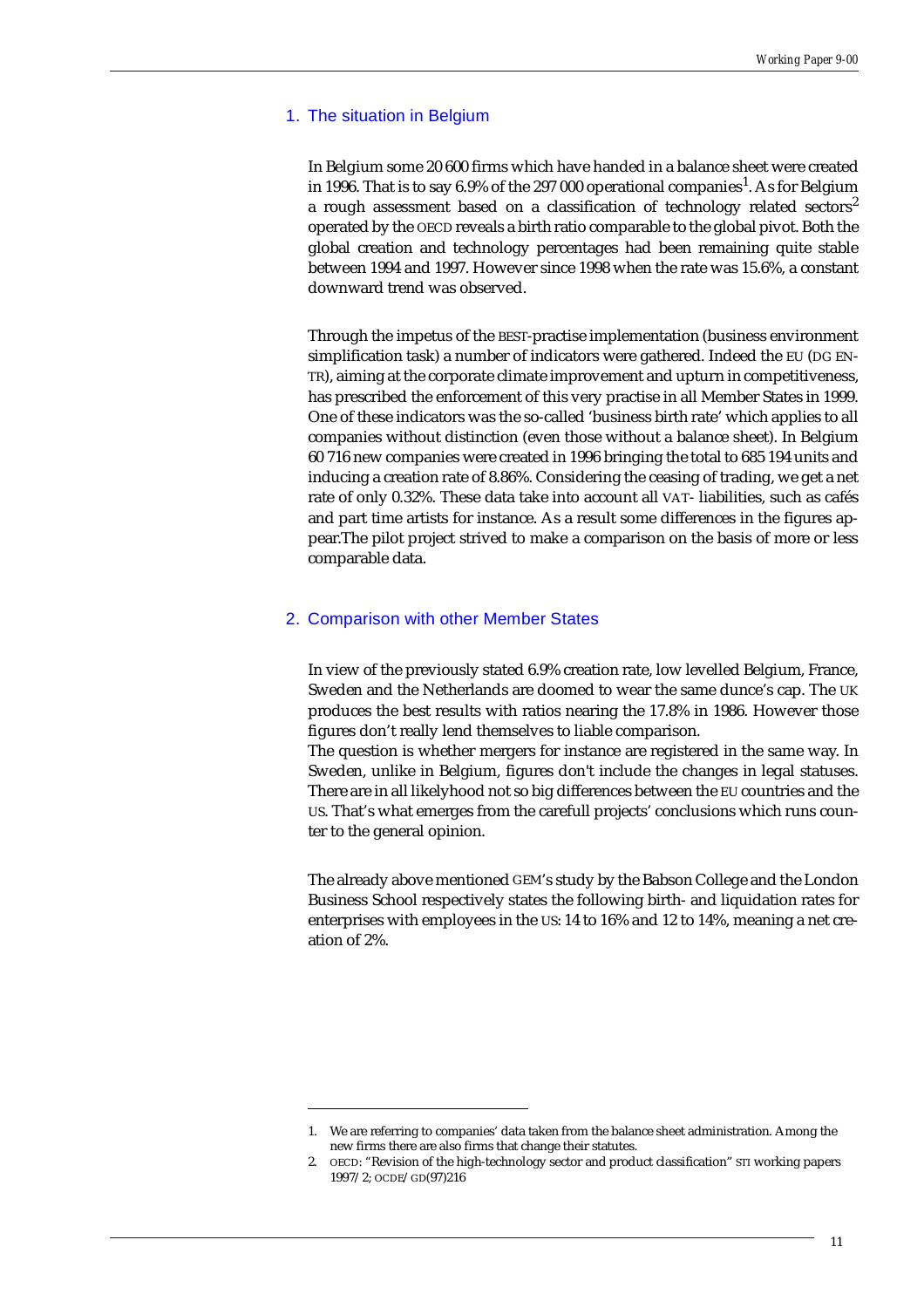## 1. The situation in Belgium

In Belgium some 20 600 firms which have handed in a balance sheet were created in 1996. That is to say 6.9% of the 297 000 operational companies[1]. As for Belgium a rough assessment based on a classification of technology related sectors[2] operated by the OECD reveals a birth ratio comparable to the global pivot. Both the global creation and technology percentages had been remaining quite stable between 1994 and 1997. However since 1998 when the rate was 15.6%, a constant downward trend was observed.

Through the impetus of the BEST-practise implementation (business environment simplification task) a number of indicators were gathered. Indeed the EU (DG ENTR), aiming at the corporate climate improvement and upturn in competitiveness, has prescribed the enforcement of this very practise in all Member States in 1999. One of these indicators was the so-called 'business birth rate' which applies to all companies without distinction (even those without a balance sheet). In Belgium 60 716 new companies were created in 1996 bringing the total to 685 194 units and inducing a creation rate of 8.86%. Considering the ceasing of trading, we get a net rate of only 0.32%. These data take into account all VAT- liabilities, such as cafés and part time artists for instance. As a result some differences in the figures appear.The pilot project strived to make a comparison on the basis of more or less comparable data.

## 2. Comparison with other Member States

In view of the previously stated 6.9% creation rate, low levelled Belgium, France, Sweden and the Netherlands are doomed to wear the same dunce's cap. The UK produces the best results with ratios nearing the 17.8% in 1986. However those figures don't really lend themselves to liable comparison.
The question is whether mergers for instance are registered in the same way. In Sweden, unlike in Belgium, figures don't include the changes in legal statuses. There are in all likelyhood not so big differences between the EU countries and the US. That's what emerges from the carefull projects' conclusions which runs counter to the general opinion.

The already above mentioned GEM's study by the Babson College and the London Business School respectively states the following birth- and liquidation rates for enterprises with employees in the US: 14 to 16% and 12 to 14%, meaning a net creation of 2%.

---

1. We are referring to companies' data taken from the balance sheet administration. Among the new firms there are also firms that change their statutes.
2. OECD: "Revision of the high-technology sector and product classification" STI working papers 1997/2; OCDE/GD(97)216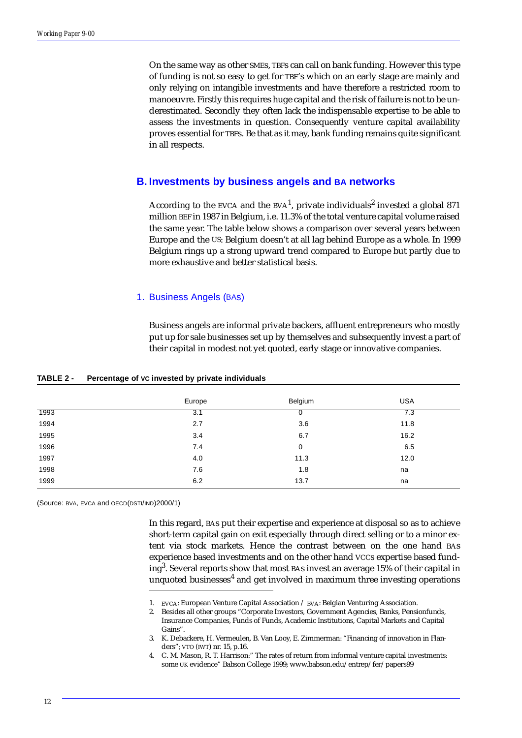On the same way as other SMEs, TBFs can call on bank funding. However this type of funding is not so easy to get for TBF's which on an early stage are mainly and only relying on intangible investments and have therefore a restricted room to manoeuvre. Firstly this requires huge capital and the risk of failure is not to be underestimated. Secondly they often lack the indispensable expertise to be able to assess the investments in question. Consequently venture capital availability proves essential for TBFs. Be that as it may, bank funding remains quite significant in all respects.

## B. Investments by business angels and BA networks

According to the EVCA and the BVA[1], private individuals[2] invested a global 871 million BEF in 1987 in Belgium, i.e. 11.3% of the total venture capital volume raised the same year. The table below shows a comparison over several years between Europe and the US: Belgium doesn't at all lag behind Europe as a whole. In 1999 Belgium rings up a strong upward trend compared to Europe but partly due to more exhaustive and better statistical basis.

### 1. Business Angels (BAs)

Business angels are informal private backers, affluent entrepreneurs who mostly put up for sale businesses set up by themselves and subsequently invest a part of their capital in modest not yet quoted, early stage or innovative companies.

**TABLE 2 - Percentage of VC invested by private individuals**

| | Europe | Belgium | USA |
|---|---|---|---|
| 1993 | 3.1 | 0 | 7.3 |
| 1994 | 2.7 | 3.6 | 11.8 |
| 1995 | 3.4 | 6.7 | 16.2 |
| 1996 | 7.4 | 0 | 6.5 |
| 1997 | 4.0 | 11.3 | 12.0 |
| 1998 | 7.6 | 1.8 | na |
| 1999 | 6.2 | 13.7 | na |

(Source: BVA, EVCA and OECD(DSTI/IND)2000/1)

In this regard, BAs put their expertise and experience at disposal so as to achieve short-term capital gain on exit especially through direct selling or to a minor extent via stock markets. Hence the contrast between on the one hand BAs experience based investments and on the other hand VCCs expertise based funding[3]. Several reports show that most BAs invest an average 15% of their capital in unquoted businesses[4] and get involved in maximum three investing operations

---

1. EVCA: European Venture Capital Association / BVA: Belgian Venturing Association.
2. Besides all other groups "Corporate Investors, Government Agencies, Banks, Pensionfunds, Insurance Companies, Funds of Funds, Academic Institutions, Capital Markets and Capital Gains".
3. K. Debackere, H. Vermeulen, B. Van Looy, E. Zimmerman: "Financing of innovation in Flanders"; VTO (IWT) nr. 15, p.16.
4. C. M. Mason, R. T. Harrison:" The rates of return from informal venture capital investments: some UK evidence" Babson College 1999; www.babson.edu/entrep/fer/papers99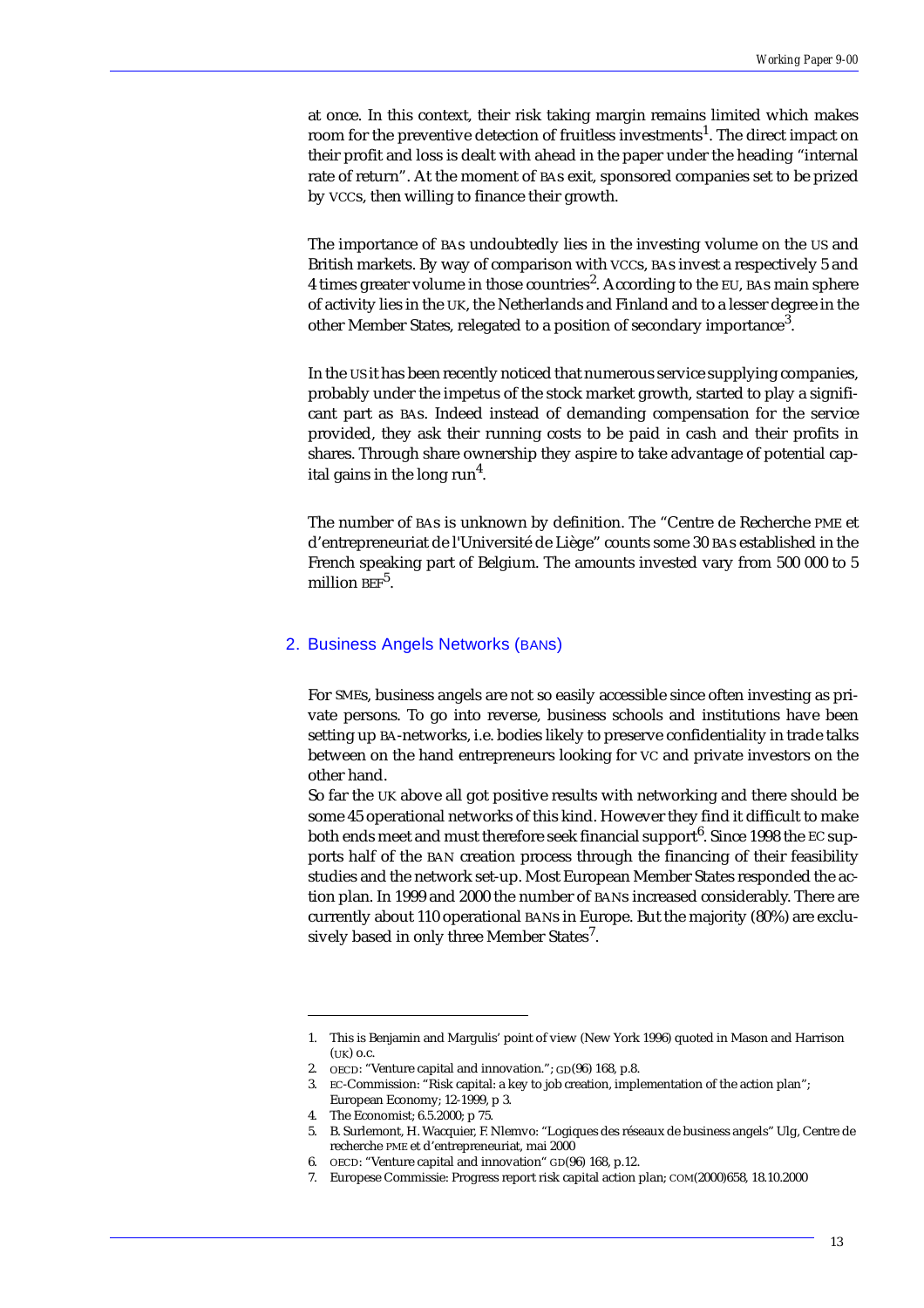at once. In this context, their risk taking margin remains limited which makes room for the preventive detection of fruitless investments[1]. The direct impact on their profit and loss is dealt with ahead in the paper under the heading "internal rate of return". At the moment of BAs exit, sponsored companies set to be prized by VCCs, then willing to finance their growth.

The importance of BAs undoubtedly lies in the investing volume on the US and British markets. By way of comparison with VCCs, BAs invest a respectively 5 and 4 times greater volume in those countries[2]. According to the EU, BAs main sphere of activity lies in the UK, the Netherlands and Finland and to a lesser degree in the other Member States, relegated to a position of secondary importance[3].

In the US it has been recently noticed that numerous service supplying companies, probably under the impetus of the stock market growth, started to play a significant part as BAs. Indeed instead of demanding compensation for the service provided, they ask their running costs to be paid in cash and their profits in shares. Through share ownership they aspire to take advantage of potential capital gains in the long run[4].

The number of BAs is unknown by definition. The "Centre de Recherche PME et d'entrepreneuriat de l'Université de Liège" counts some 30 BAs established in the French speaking part of Belgium. The amounts invested vary from 500 000 to 5 million BEF[5].

## 2. Business Angels Networks (BANs)

For SMEs, business angels are not so easily accessible since often investing as private persons. To go into reverse, business schools and institutions have been setting up BA-networks, i.e. bodies likely to preserve confidentiality in trade talks between on the hand entrepreneurs looking for VC and private investors on the other hand.

So far the UK above all got positive results with networking and there should be some 45 operational networks of this kind. However they find it difficult to make both ends meet and must therefore seek financial support[6]. Since 1998 the EC supports half of the BAN creation process through the financing of their feasibility studies and the network set-up. Most European Member States responded the action plan. In 1999 and 2000 the number of BANs increased considerably. There are currently about 110 operational BANs in Europe. But the majority (80%) are exclusively based in only three Member States[7].

---

1. This is Benjamin and Margulis' point of view (New York 1996) quoted in Mason and Harrison (UK) o.c.
2. OECD: "Venture capital and innovation."; GD(96) 168, p.8.
3. EC-Commission: "Risk capital: a key to job creation, implementation of the action plan"; European Economy; 12-1999, p 3.
4. The Economist; 6.5.2000; p 75.
5. B. Surlemont, H. Wacquier, F. Nlemvo: "Logiques des réseaux de business angels" Ulg, Centre de recherche PME et d'entrepreneuriat, mai 2000
6. OECD: "Venture capital and innovation" GD(96) 168, p.12.
7. Europese Commissie: Progress report risk capital action plan; COM(2000)658, 18.10.2000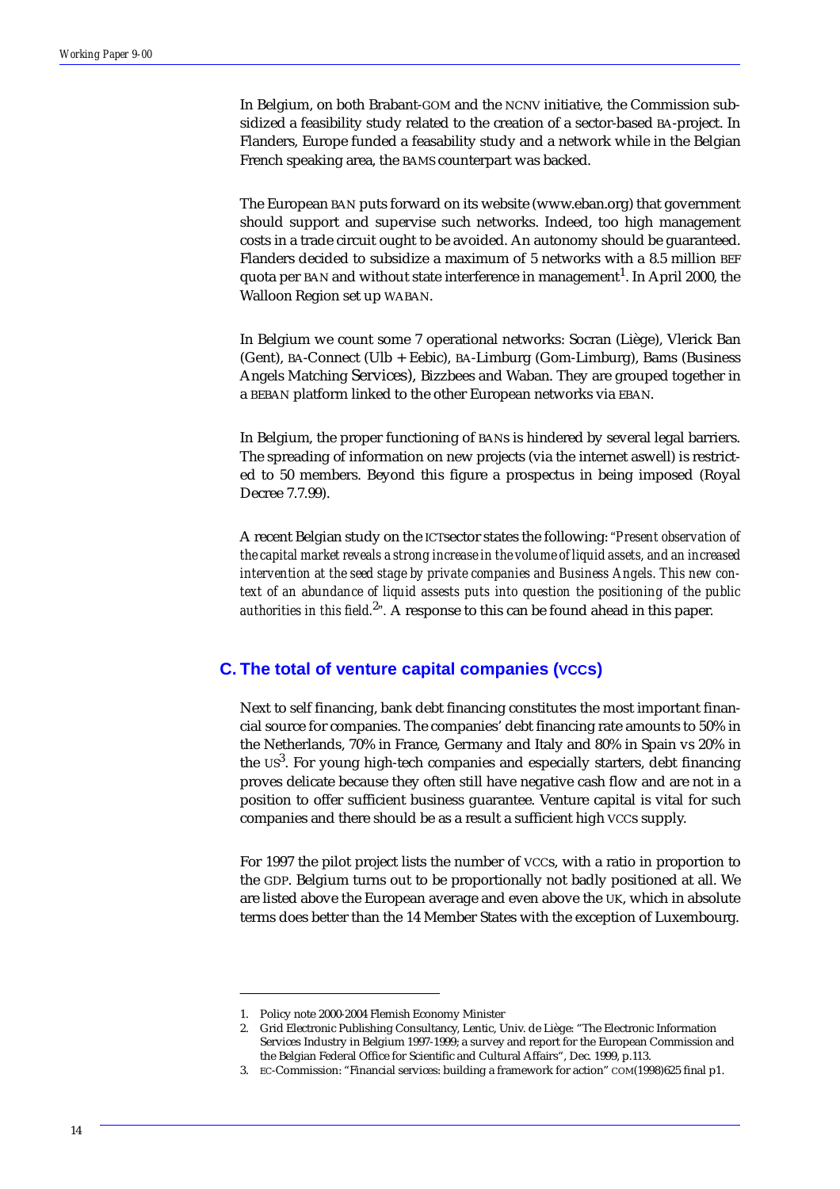In Belgium, on both Brabant-GOM and the NCNV initiative, the Commission subsidized a feasibility study related to the creation of a sector-based BA-project. In Flanders, Europe funded a feasability study and a network while in the Belgian French speaking area, the BAMS counterpart was backed.

The European BAN puts forward on its website (www.eban.org) that government should support and supervise such networks. Indeed, too high management costs in a trade circuit ought to be avoided. An autonomy should be guaranteed. Flanders decided to subsidize a maximum of 5 networks with a 8.5 million BEF quota per BAN and without state interference in management[1]. In April 2000, the Walloon Region set up WABAN.

In Belgium we count some 7 operational networks: Socran (Liège), Vlerick Ban (Gent), BA-Connect (Ulb + Eebic), BA-Limburg (Gom-Limburg), Bams (Business Angels Matching Services), Bizzbees and Waban. They are grouped together in a BEBAN platform linked to the other European networks via EBAN.

In Belgium, the proper functioning of BANs is hindered by several legal barriers. The spreading of information on new projects (via the internet aswell) is restricted to 50 members. Beyond this figure a prospectus in being imposed (Royal Decree 7.7.99).

A recent Belgian study on the ICTsector states the following: "*Present observation of the capital market reveals a strong increase in the volume of liquid assets, and an increased intervention at the seed stage by private companies and Business Angels. This new context of an abundance of liquid assests puts into question the positioning of the public authorities in this field.*[2]". A response to this can be found ahead in this paper.

## C. The total of venture capital companies (VCCs)

Next to self financing, bank debt financing constitutes the most important financial source for companies. The companies' debt financing rate amounts to 50% in the Netherlands, 70% in France, Germany and Italy and 80% in Spain vs 20% in the US[3]. For young high-tech companies and especially starters, debt financing proves delicate because they often still have negative cash flow and are not in a position to offer sufficient business guarantee. Venture capital is vital for such companies and there should be as a result a sufficient high VCCs supply.

For 1997 the pilot project lists the number of VCCs, with a ratio in proportion to the GDP. Belgium turns out to be proportionally not badly positioned at all. We are listed above the European average and even above the UK, which in absolute terms does better than the 14 Member States with the exception of Luxembourg.

---

1. Policy note 2000-2004 Flemish Economy Minister
2. Grid Electronic Publishing Consultancy, Lentic, Univ. de Liège: "The Electronic Information Services Industry in Belgium 1997-1999; a survey and report for the European Commission and the Belgian Federal Office for Scientific and Cultural Affairs", Dec. 1999, p.113.
3. EC-Commission: "Financial services: building a framework for action" COM(1998)625 final p1.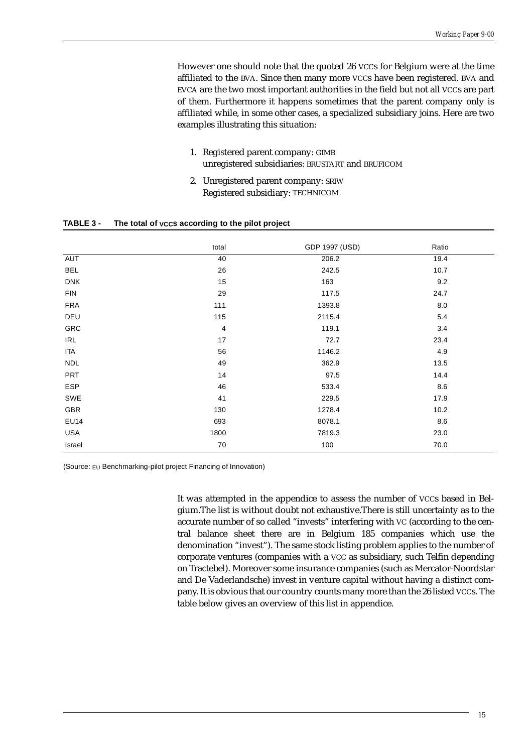However one should note that the quoted 26 VCCs for Belgium were at the time affiliated to the BVA. Since then many more VCCs have been registered. BVA and EVCA are the two most important authorities in the field but not all VCCs are part of them. Furthermore it happens sometimes that the parent company only is affiliated while, in some other cases, a specialized subsidiary joins. Here are two examples illustrating this situation:

1. Registered parent company: GIMB  
   unregistered subsidiaries: BRUSTART and BRUFICOM
2. Unregistered parent company: SRIW  
   Registered subsidiary: TECHNICOM

**TABLE 3 - The total of VCCs according to the pilot project**

| | total | GDP 1997 (USD) | Ratio |
|---|---|---|---|
| AUT | 40 | 206.2 | 19.4 |
| BEL | 26 | 242.5 | 10.7 |
| DNK | 15 | 163 | 9.2 |
| FIN | 29 | 117.5 | 24.7 |
| FRA | 111 | 1393.8 | 8.0 |
| DEU | 115 | 2115.4 | 5.4 |
| GRC | 4 | 119.1 | 3.4 |
| IRL | 17 | 72.7 | 23.4 |
| ITA | 56 | 1146.2 | 4.9 |
| NDL | 49 | 362.9 | 13.5 |
| PRT | 14 | 97.5 | 14.4 |
| ESP | 46 | 533.4 | 8.6 |
| SWE | 41 | 229.5 | 17.9 |
| GBR | 130 | 1278.4 | 10.2 |
| EU14 | 693 | 8078.1 | 8.6 |
| USA | 1800 | 7819.3 | 23.0 |
| Israel | 70 | 100 | 70.0 |

(Source: EU Benchmarking-pilot project Financing of Innovation)

It was attempted in the appendice to assess the number of VCCs based in Belgium.The list is without doubt not exhaustive.There is still uncertainty as to the accurate number of so called "invests" interfering with VC (according to the central balance sheet there are in Belgium 185 companies which use the denomination "invest"). The same stock listing problem applies to the number of corporate ventures (companies with a VCC as subsidiary, such Telfin depending on Tractebel). Moreover some insurance companies (such as Mercator-Noordstar and De Vaderlandsche) invest in venture capital without having a distinct company. It is obvious that our country counts many more than the 26 listed VCCs. The table below gives an overview of this list in appendice.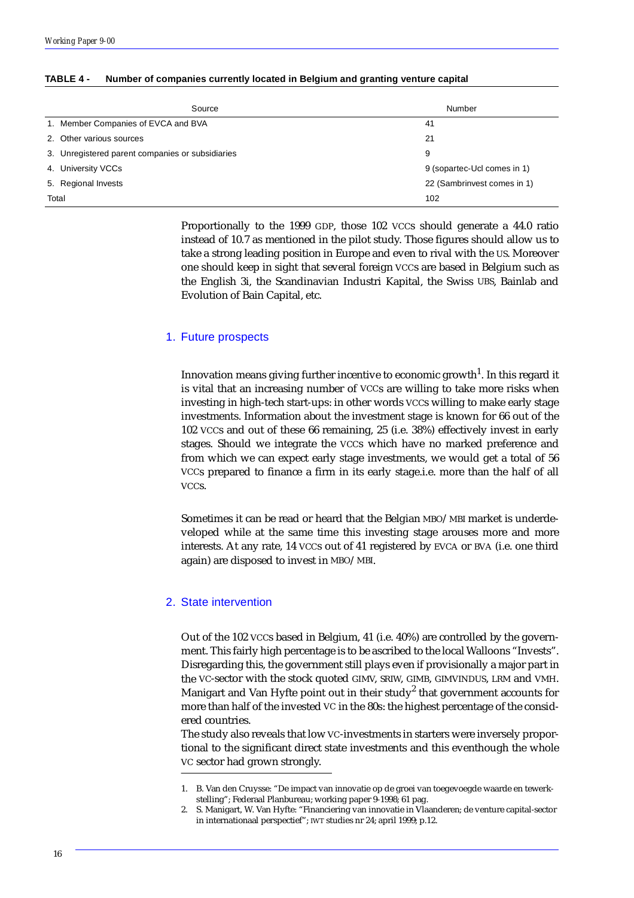**TABLE 4 - Number of companies currently located in Belgium and granting venture capital**

| Source | Number |
|---|---|
| 1. Member Companies of EVCA and BVA | 41 |
| 2. Other various sources | 21 |
| 3. Unregistered parent companies or subsidiaries | 9 |
| 4. University VCCs | 9 (sopartec-Ucl comes in 1) |
| 5. Regional Invests | 22 (Sambrinvest comes in 1) |
| Total | 102 |

Proportionally to the 1999 GDP, those 102 VCCs should generate a 44.0 ratio instead of 10.7 as mentioned in the pilot study. Those figures should allow us to take a strong leading position in Europe and even to rival with the US. Moreover one should keep in sight that several foreign VCCs are based in Belgium such as the English 3i, the Scandinavian Industri Kapital, the Swiss UBS, Bainlab and Evolution of Bain Capital, etc.

## 1. Future prospects

Innovation means giving further incentive to economic growth[1]. In this regard it is vital that an increasing number of VCCs are willing to take more risks when investing in high-tech start-ups: in other words VCCs willing to make early stage investments. Information about the investment stage is known for 66 out of the 102 VCCs and out of these 66 remaining, 25 (i.e. 38%) effectively invest in early stages. Should we integrate the VCCs which have no marked preference and from which we can expect early stage investments, we would get a total of 56 VCCs prepared to finance a firm in its early stage.i.e. more than the half of all VCCs.

Sometimes it can be read or heard that the Belgian MBO/MBI market is underdeveloped while at the same time this investing stage arouses more and more interests. At any rate, 14 VCCs out of 41 registered by EVCA or BVA (i.e. one third again) are disposed to invest in MBO/MBI.

## 2. State intervention

Out of the 102 VCCs based in Belgium, 41 (i.e. 40%) are controlled by the government. This fairly high percentage is to be ascribed to the local Walloons "Invests". Disregarding this, the government still plays even if provisionally a major part in the VC-sector with the stock quoted GIMV, SRIW, GIMB, GIMVINDUS, LRM and VMH. Manigart and Van Hyfte point out in their study[2] that government accounts for more than half of the invested VC in the 80s: the highest percentage of the considered countries.

The study also reveals that low VC-investments in starters were inversely proportional to the significant direct state investments and this eventhough the whole VC sector had grown strongly.

1. B. Van den Cruysse: "De impact van innovatie op de groei van toegevoegde waarde en tewerkstelling"; Federaal Planbureau; working paper 9-1998; 61 pag.
2. S. Manigart, W. Van Hyfte: "Financiering van innovatie in Vlaanderen; de venture capital-sector in internationaal perspectief"; IWT studies nr 24; april 1999; p.12.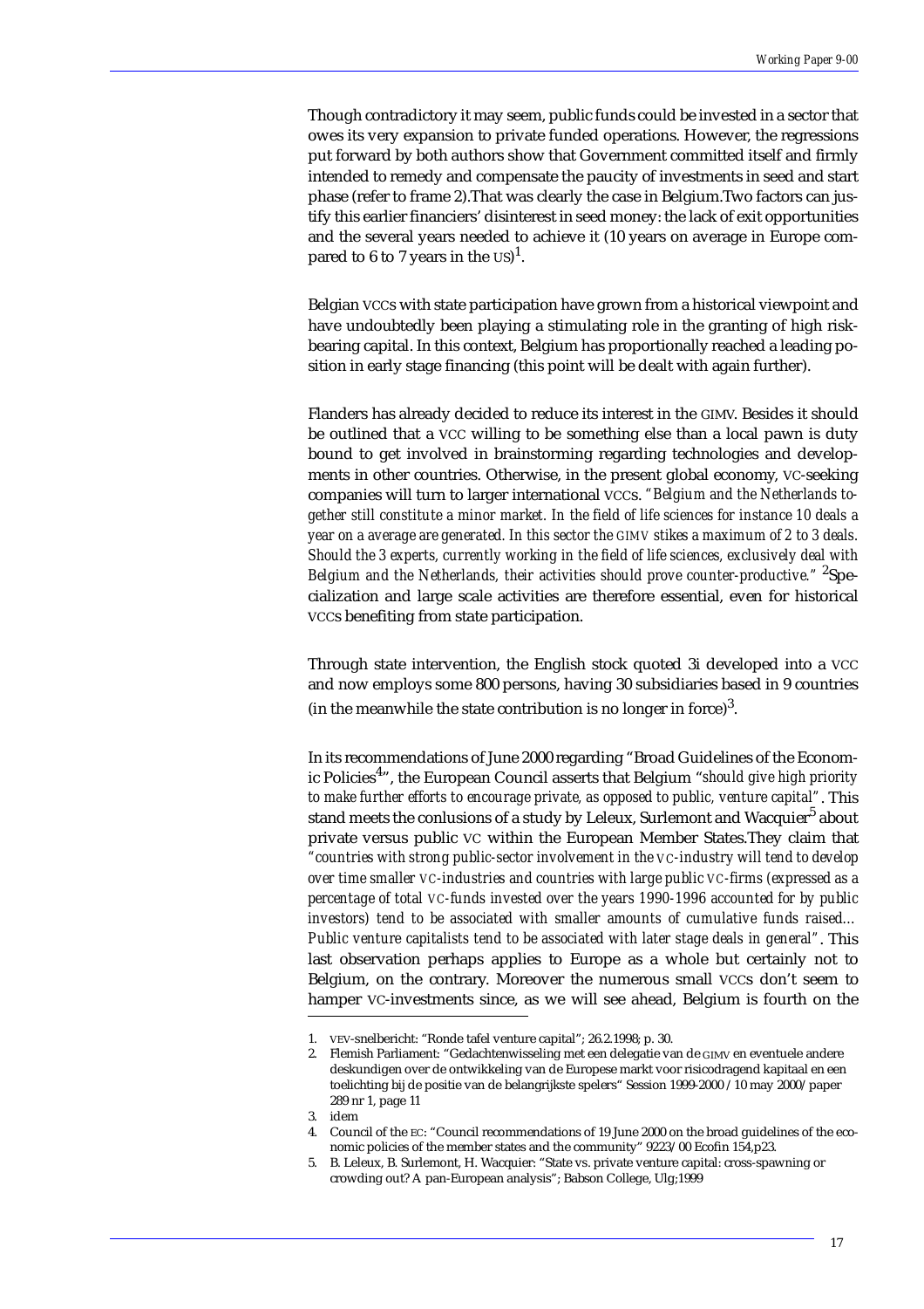Though contradictory it may seem, public funds could be invested in a sector that owes its very expansion to private funded operations. However, the regressions put forward by both authors show that Government committed itself and firmly intended to remedy and compensate the paucity of investments in seed and start phase (refer to frame 2).That was clearly the case in Belgium.Two factors can justify this earlier financiers' disinterest in seed money: the lack of exit opportunities and the several years needed to achieve it (10 years on average in Europe compared to 6 to 7 years in the US)[1].

Belgian VCCs with state participation have grown from a historical viewpoint and have undoubtedly been playing a stimulating role in the granting of high risk-bearing capital. In this context, Belgium has proportionally reached a leading position in early stage financing (this point will be dealt with again further).

Flanders has already decided to reduce its interest in the GIMV. Besides it should be outlined that a VCC willing to be something else than a local pawn is duty bound to get involved in brainstorming regarding technologies and developments in other countries. Otherwise, in the present global economy, VC-seeking companies will turn to larger international VCCs. *"Belgium and the Netherlands together still constitute a minor market. In the field of life sciences for instance 10 deals a year on a average are generated. In this sector the GIMV stikes a maximum of 2 to 3 deals. Should the 3 experts, currently working in the field of life sciences, exclusively deal with Belgium and the Netherlands, their activities should prove counter-productive."* [2]Specialization and large scale activities are therefore essential, even for historical VCCs benefiting from state participation.

Through state intervention, the English stock quoted 3i developed into a VCC and now employs some 800 persons, having 30 subsidiaries based in 9 countries (in the meanwhile the state contribution is no longer in force)[3].

In its recommendations of June 2000 regarding "Broad Guidelines of the Economic Policies[4]", the European Council asserts that Belgium *"should give high priority to make further efforts to encourage private, as opposed to public, venture capital"*. This stand meets the conlusions of a study by Leleux, Surlemont and Wacquier[5] about private versus public VC within the European Member States.They claim that *"countries with strong public-sector involvement in the VC-industry will tend to develop over time smaller VC-industries and countries with large public VC-firms (expressed as a percentage of total VC-funds invested over the years 1990-1996 accounted for by public investors) tend to be associated with smaller amounts of cumulative funds raised… Public venture capitalists tend to be associated with later stage deals in general"*. This last observation perhaps applies to Europe as a whole but certainly not to Belgium, on the contrary. Moreover the numerous small VCCs don't seem to hamper VC-investments since, as we will see ahead, Belgium is fourth on the

1. VEV-snelbericht: "Ronde tafel venture capital"; 26.2.1998; p. 30.
2. Flemish Parliament: "Gedachtenwisseling met een delegatie van de GIMV en eventuele andere deskundigen over de ontwikkeling van de Europese markt voor risicodragend kapitaal and een toelichting bij de positie van de belangrijkste spelers" Session 1999-2000 / 10 may 2000/paper 289 nr 1, page 11
3. idem
4. Council of the EC: "Council recommendations of 19 June 2000 on the broad guidelines of the economic policies of the member states and the community" 9223/00 Ecofin 154,p23.
5. B. Leleux, B. Surlemont, H. Wacquier: "State vs. private venture capital: cross-spawning or crowding out? A pan-European analysis"; Babson College, Ulg;1999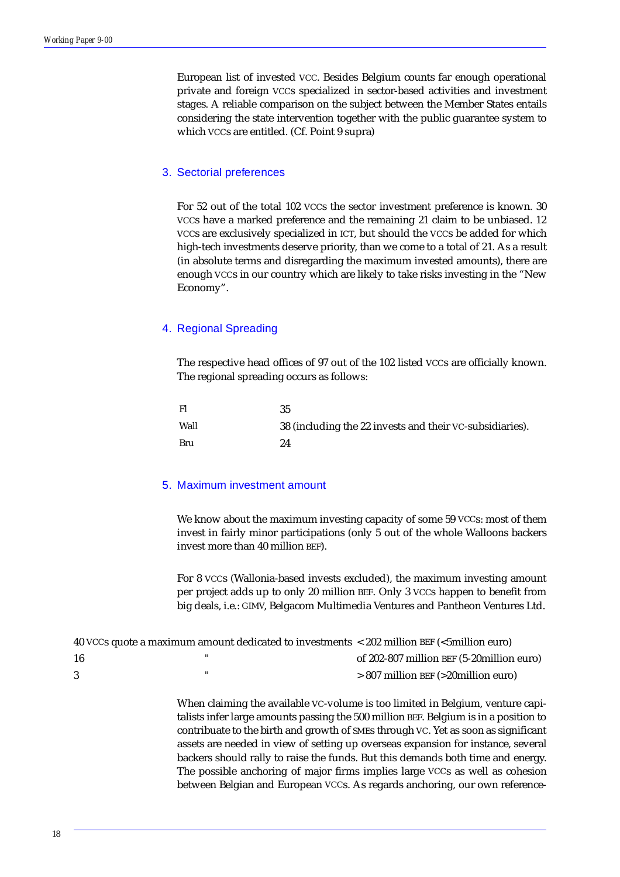European list of invested VCC. Besides Belgium counts far enough operational private and foreign VCCs specialized in sector-based activities and investment stages. A reliable comparison on the subject between the Member States entails considering the state intervention together with the public guarantee system to which VCCs are entitled. (Cf. Point 9 supra)

## 3. Sectorial preferences

For 52 out of the total 102 VCCs the sector investment preference is known. 30 VCCs have a marked preference and the remaining 21 claim to be unbiased. 12 VCCs are exclusively specialized in ICT, but should the VCCs be added for which high-tech investments deserve priority, than we come to a total of 21. As a result (in absolute terms and disregarding the maximum invested amounts), there are enough VCCs in our country which are likely to take risks investing in the "New Economy".

## 4. Regional Spreading

The respective head offices of 97 out of the 102 listed VCCs are officially known. The regional spreading occurs as follows:

| | |
|---|---|
| Fl | 35 |
| Wall | 38 (including the 22 invests and their VC-subsidiaries). |
| Bru | 24 |

## 5. Maximum investment amount

We know about the maximum investing capacity of some 59 VCCs: most of them invest in fairly minor participations (only 5 out of the whole Walloons backers invest more than 40 million BEF).

For 8 VCCs (Wallonia-based invests excluded), the maximum investing amount per project adds up to only 20 million BEF. Only 3 VCCs happen to benefit from big deals, i.e.: GIMV, Belgacom Multimedia Ventures and Pantheon Ventures Ltd.

| | | |
|---|---|---|
| 40 VCCs | quote a maximum amount dedicated to investments | < 202 million BEF (<5million euro) |
| 16 | " | of 202-807 million BEF (5-20million euro) |
| 3 | " | > 807 million BEF (>20million euro) |

When claiming the available VC-volume is too limited in Belgium, venture capitalists infer large amounts passing the 500 million BEF. Belgium is in a position to contribuate to the birth and growth of SMEs through VC. Yet as soon as significant assets are needed in view of setting up overseas expansion for instance, several backers should rally to raise the funds. But this demands both time and energy. The possible anchoring of major firms implies large VCCs as well as cohesion between Belgian and European VCCs. As regards anchoring, our own reference-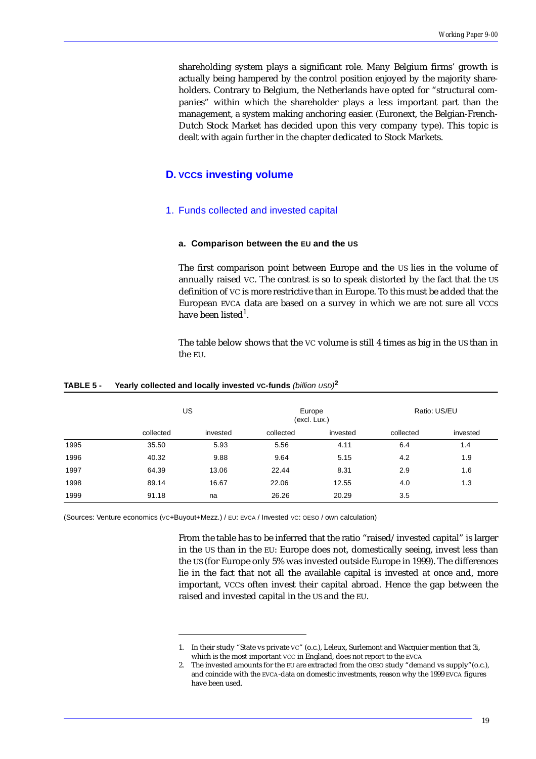shareholding system plays a significant role. Many Belgium firms' growth is actually being hampered by the control position enjoyed by the majority shareholders. Contrary to Belgium, the Netherlands have opted for "structural companies" within which the shareholder plays a less important part than the management, a system making anchoring easier. (Euronext, the Belgian-French-Dutch Stock Market has decided upon this very company type). This topic is dealt with again further in the chapter dedicated to Stock Markets.

## D. VCCS investing volume

### 1. Funds collected and invested capital

#### a. Comparison between the EU and the US

The first comparison point between Europe and the US lies in the volume of annually raised VC. The contrast is so to speak distorted by the fact that the US definition of VC is more restrictive than in Europe. To this must be added that the European EVCA data are based on a survey in which we are not sure all VCCS have been listed[1].

The table below shows that the VC volume is still 4 times as big in the US than in the EU.

**TABLE 5 - Yearly collected and locally invested VC-funds** *(billion USD)*[2]

| | US | | Europe (excl. Lux.) | | Ratio: US/EU | |
|---|---|---|---|---|---|---|
| | collected | invested | collected | invested | collected | invested |
| 1995 | 35.50 | 5.93 | 5.56 | 4.11 | 6.4 | 1.4 |
| 1996 | 40.32 | 9.88 | 9.64 | 5.15 | 4.2 | 1.9 |
| 1997 | 64.39 | 13.06 | 22.44 | 8.31 | 2.9 | 1.6 |
| 1998 | 89.14 | 16.67 | 22.06 | 12.55 | 4.0 | 1.3 |
| 1999 | 91.18 | na | 26.26 | 20.29 | 3.5 | |

(Sources: Venture economics (VC+Buyout+Mezz.) / EU: EVCA / Invested VC: OESO / own calculation)

From the table has to be inferred that the ratio "raised/invested capital" is larger in the US than in the EU: Europe does not, domestically seeing, invest less than the US (for Europe only 5% was invested outside Europe in 1999). The differences lie in the fact that not all the available capital is invested at once and, more important, VCCS often invest their capital abroad. Hence the gap between the raised and invested capital in the US and the EU.

---

1. In their study "State vs private VC" (o.c.), Leleux, Surlemont and Wacquier mention that 3i, which is the most important VCC in England, does not report to the EVCA
2. The invested amounts for the EU are extracted from the OESO study "demand vs supply"(o.c.), and coincide with the EVCA-data on domestic investments, reason why the 1999 EVCA figures have been used.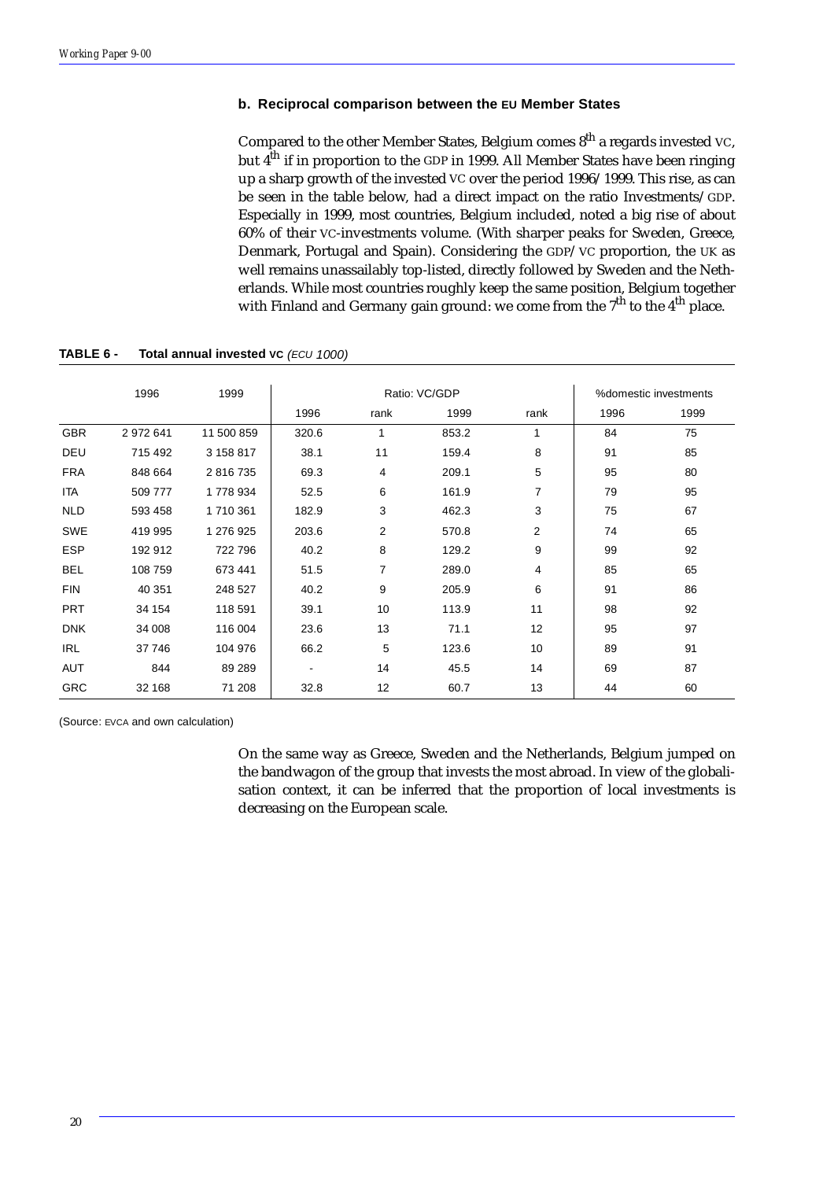### b. Reciprocal comparison between the EU Member States

Compared to the other Member States, Belgium comes 8th a regards invested VC, but 4th if in proportion to the GDP in 1999. All Member States have been ringing up a sharp growth of the invested VC over the period 1996/1999. This rise, as can be seen in the table below, had a direct impact on the ratio Investments/GDP. Especially in 1999, most countries, Belgium included, noted a big rise of about 60% of their VC-investments volume. (With sharper peaks for Sweden, Greece, Denmark, Portugal and Spain). Considering the GDP/VC proportion, the UK as well remains unassailably top-listed, directly followed by Sweden and the Netherlands. While most countries roughly keep the same position, Belgium together with Finland and Germany gain ground: we come from the 7th to the 4th place.

**TABLE 6 - Total annual invested VC** *(ECU 1000)*

| | 1996 | 1999 | Ratio: VC/GDP | | | | %domestic investments | |
|---|---|---|---|---|---|---|---|---|
| | | | 1996 | rank | 1999 | rank | 1996 | 1999 |
| GBR | 2 972 641 | 11 500 859 | 320.6 | 1 | 853.2 | 1 | 84 | 75 |
| DEU | 715 492 | 3 158 817 | 38.1 | 11 | 159.4 | 8 | 91 | 85 |
| FRA | 848 664 | 2 816 735 | 69.3 | 4 | 209.1 | 5 | 95 | 80 |
| ITA | 509 777 | 1 778 934 | 52.5 | 6 | 161.9 | 7 | 79 | 95 |
| NLD | 593 458 | 1 710 361 | 182.9 | 3 | 462.3 | 3 | 75 | 67 |
| SWE | 419 995 | 1 276 925 | 203.6 | 2 | 570.8 | 2 | 74 | 65 |
| ESP | 192 912 | 722 796 | 40.2 | 8 | 129.2 | 9 | 99 | 92 |
| BEL | 108 759 | 673 441 | 51.5 | 7 | 289.0 | 4 | 85 | 65 |
| FIN | 40 351 | 248 527 | 40.2 | 9 | 205.9 | 6 | 91 | 86 |
| PRT | 34 154 | 118 591 | 39.1 | 10 | 113.9 | 11 | 98 | 92 |
| DNK | 34 008 | 116 004 | 23.6 | 13 | 71.1 | 12 | 95 | 97 |
| IRL | 37 746 | 104 976 | 66.2 | 5 | 123.6 | 10 | 89 | 91 |
| AUT | 844 | 89 289 | - | 14 | 45.5 | 14 | 69 | 87 |
| GRC | 32 168 | 71 208 | 32.8 | 12 | 60.7 | 13 | 44 | 60 |

(Source: EVCA and own calculation)

On the same way as Greece, Sweden and the Netherlands, Belgium jumped on the bandwagon of the group that invests the most abroad. In view of the globalisation context, it can be inferred that the proportion of local investments is decreasing on the European scale.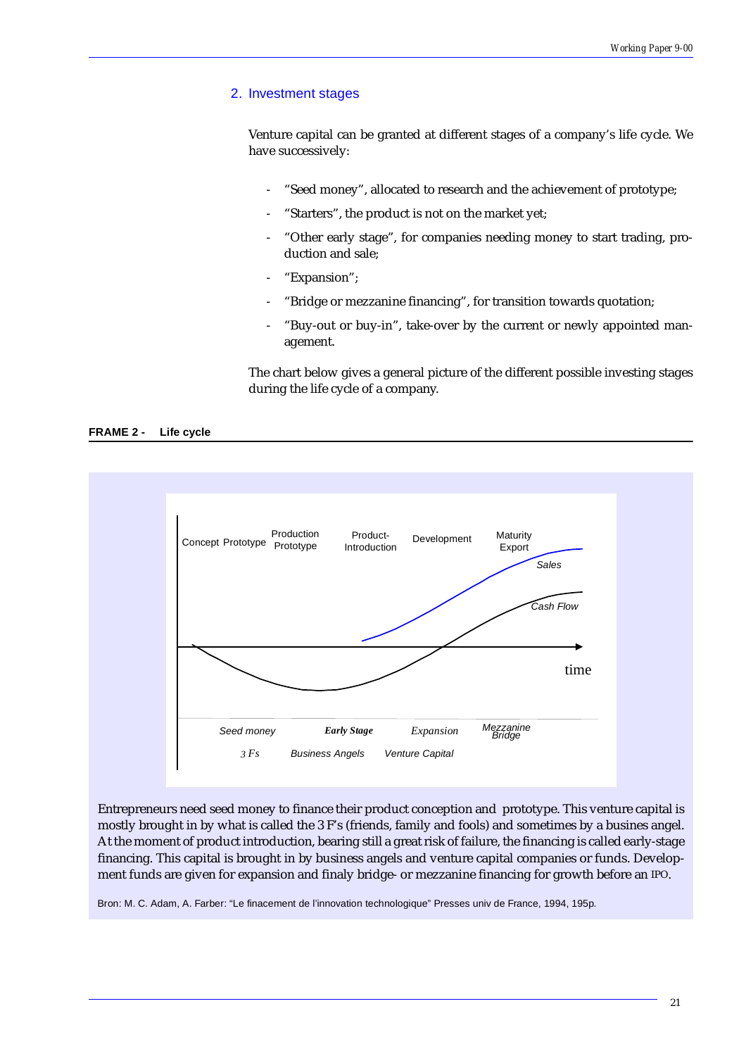## 2. Investment stages

Venture capital can be granted at different stages of a company's life cycle. We have successively:

- "Seed money", allocated to research and the achievement of prototype;
- "Starters", the product is not on the market yet;
- "Other early stage", for companies needing money to start trading, production and sale;
- "Expansion";
- "Bridge or mezzanine financing", for transition towards quotation;
- "Buy-out or buy-in", take-over by the current or newly appointed management.

The chart below gives a general picture of the different possible investing stages during the life cycle of a company.

**FRAME 2 - Life cycle**

Concept Prototype | Production Prototype | Product-Introduction | Development | Maturity Export

*Sales*

*Cash Flow*

time

*Seed money* | ***Early Stage*** | *Expansion* | *Mezzanine Bridge*

*3 Fs* | *Business Angels* | *Venture Capital*

Entrepreneurs need seed money to finance their product conception and prototype. This venture capital is mostly brought in by what is called the 3 F's (friends, family and fools) and sometimes by a busines angel. At the moment of product introduction, bearing still a great risk of failure, the financing is called early-stage financing. This capital is brought in by business angels and venture capital companies or funds. Development funds are given for expansion and finaly bridge- or mezzanine financing for growth before an IPO.

Bron: M. C. Adam, A. Farber: "Le finacement de l'innovation technologique" Presses univ de France, 1994, 195p.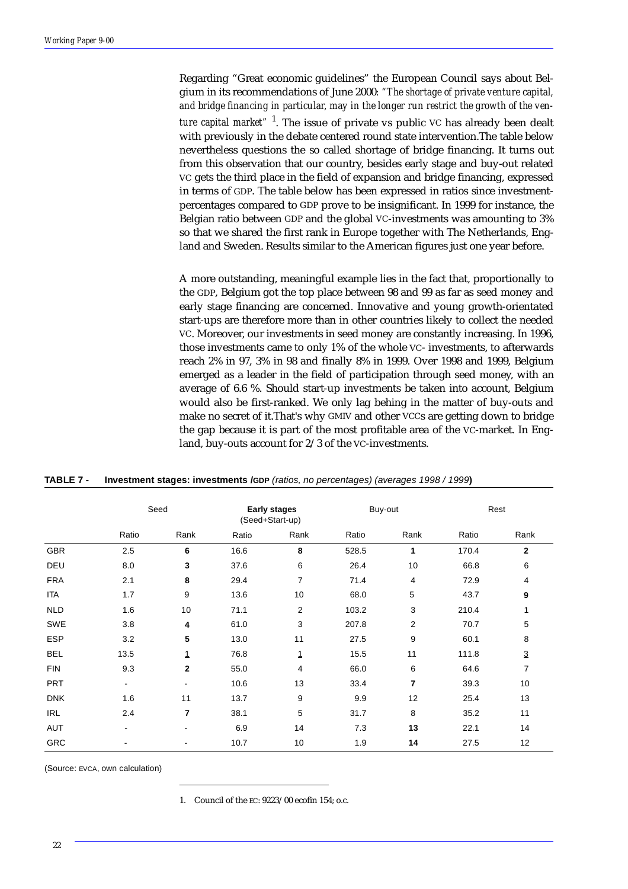Regarding "Great economic guidelines" the European Council says about Belgium in its recommendations of June 2000: *"The shortage of private venture capital, and bridge financing in particular, may in the longer run restrict the growth of the venture capital market"* [1]. The issue of private vs public VC has already been dealt with previously in the debate centered round state intervention.The table below nevertheless questions the so called shortage of bridge financing. It turns out from this observation that our country, besides early stage and buy-out related VC gets the third place in the field of expansion and bridge financing, expressed in terms of GDP. The table below has been expressed in ratios since investment-percentages compared to GDP prove to be insignificant. In 1999 for instance, the Belgian ratio between GDP and the global VC-investments was amounting to 3% so that we shared the first rank in Europe together with The Netherlands, England and Sweden. Results similar to the American figures just one year before.

A more outstanding, meaningful example lies in the fact that, proportionally to the GDP, Belgium got the top place between 98 and 99 as far as seed money and early stage financing are concerned. Innovative and young growth-orientated start-ups are therefore more than in other countries likely to collect the needed VC. Moreover, our investments in seed money are constantly increasing. In 1996, those investments came to only 1% of the whole VC- investments, to afterwards reach 2% in 97, 3% in 98 and finally 8% in 1999. Over 1998 and 1999, Belgium emerged as a leader in the field of participation through seed money, with an average of 6.6 %. Should start-up investments be taken into account, Belgium would also be first-ranked. We only lag behing in the matter of buy-outs and make no secret of it.That's why GMIV and other VCCs are getting down to bridge the gap because it is part of the most profitable area of the VC-market. In England, buy-outs account for 2/3 of the VC-investments.

**TABLE 7 - Investment stages: investments /GDP** *(ratios, no percentages) (averages 1998 / 1999)*

| | Seed | | **Early stages** (Seed+Start-up) | | Buy-out | | Rest | |
|---|---|---|---|---|---|---|---|---|
| | Ratio | Rank | Ratio | Rank | Ratio | Rank | Ratio | Rank |
| GBR | 2.5 | **6** | 16.6 | **8** | 528.5 | **1** | 170.4 | **2** |
| DEU | 8.0 | **3** | 37.6 | 6 | 26.4 | 10 | 66.8 | 6 |
| FRA | 2.1 | **8** | 29.4 | 7 | 71.4 | 4 | 72.9 | 4 |
| ITA | 1.7 | 9 | 13.6 | 10 | 68.0 | 5 | 43.7 | **9** |
| NLD | 1.6 | 10 | 71.1 | 2 | 103.2 | 3 | 210.4 | 1 |
| SWE | 3.8 | **4** | 61.0 | 3 | 207.8 | 2 | 70.7 | 5 |
| ESP | 3.2 | **5** | 13.0 | 11 | 27.5 | 9 | 60.1 | 8 |
| BEL | 13.5 | 1 | 76.8 | 1 | 15.5 | 11 | 111.8 | 3 |
| FIN | 9.3 | **2** | 55.0 | 4 | 66.0 | 6 | 64.6 | 7 |
| PRT | - | - | 10.6 | 13 | 33.4 | **7** | 39.3 | 10 |
| DNK | 1.6 | 11 | 13.7 | 9 | 9.9 | 12 | 25.4 | 13 |
| IRL | 2.4 | **7** | 38.1 | 5 | 31.7 | 8 | 35.2 | 11 |
| AUT | - | - | 6.9 | 14 | 7.3 | **13** | 22.1 | 14 |
| GRC | - | - | 10.7 | 10 | 1.9 | **14** | 27.5 | 12 |

(Source: EVCA, own calculation)

1. Council of the EC: 9223/00 ecofin 154; o.c.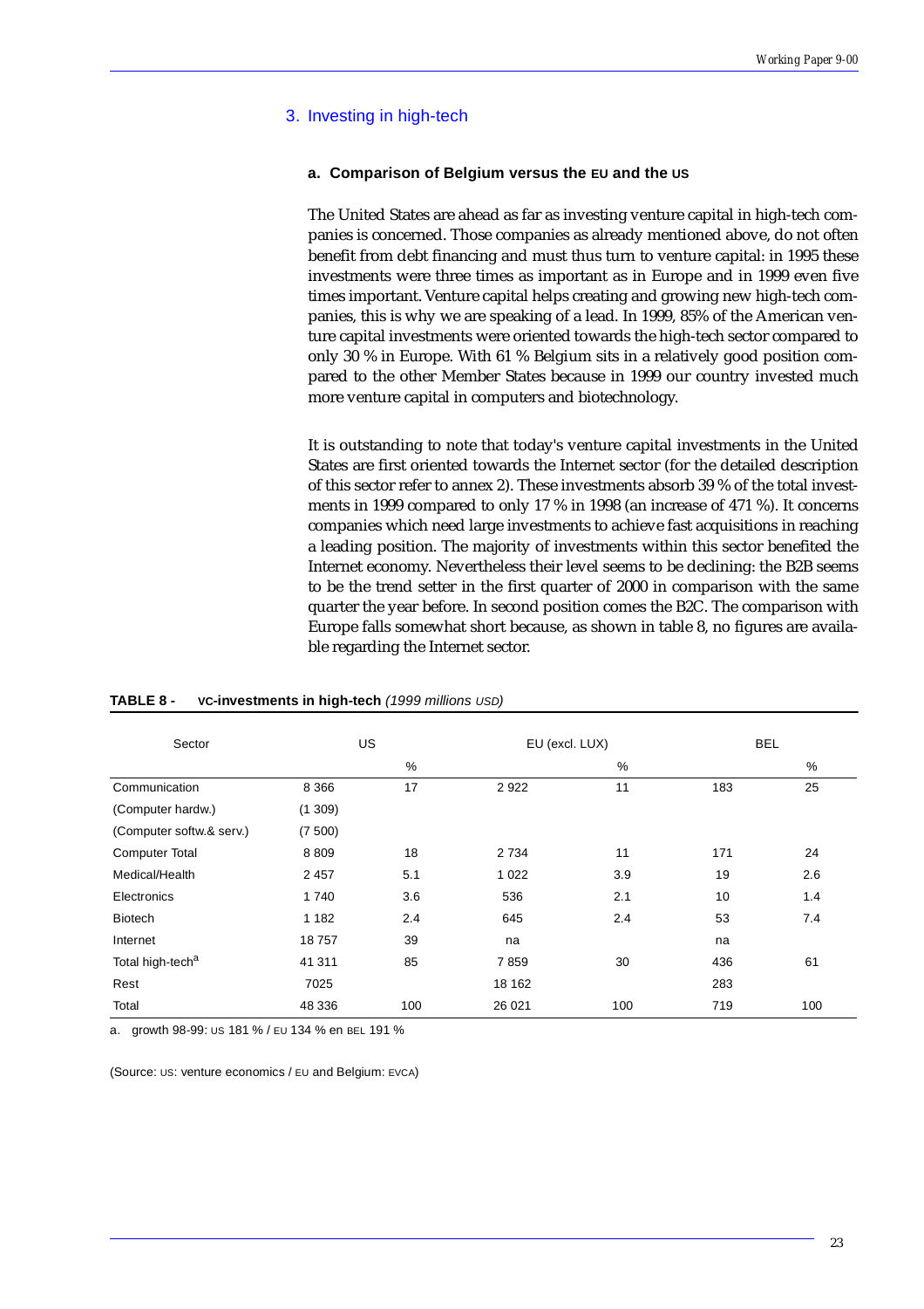## 3. Investing in high-tech

### a. Comparison of Belgium versus the EU and the US

The United States are ahead as far as investing venture capital in high-tech companies is concerned. Those companies as already mentioned above, do not often benefit from debt financing and must thus turn to venture capital: in 1995 these investments were three times as important as in Europe and in 1999 even five times important. Venture capital helps creating and growing new high-tech companies, this is why we are speaking of a lead. In 1999, 85% of the American venture capital investments were oriented towards the high-tech sector compared to only 30 % in Europe. With 61 % Belgium sits in a relatively good position compared to the other Member States because in 1999 our country invested much more venture capital in computers and biotechnology.

It is outstanding to note that today's venture capital investments in the United States are first oriented towards the Internet sector (for the detailed description of this sector refer to annex 2). These investments absorb 39 % of the total investments in 1999 compared to only 17 % in 1998 (an increase of 471 %). It concerns companies which need large investments to achieve fast acquisitions in reaching a leading position. The majority of investments within this sector benefited the Internet economy. Nevertheless their level seems to be declining: the B2B seems to be the trend setter in the first quarter of 2000 in comparison with the same quarter the year before. In second position comes the B2C. The comparison with Europe falls somewhat short because, as shown in table 8, no figures are available regarding the Internet sector.

**TABLE 8 - VC-investments in high-tech** *(1999 millions USD)*

| Sector | US | | EU (excl. LUX) | | BEL | |
|---|---|---|---|---|---|---|
| | | % | | % | | % |
| Communication | 8 366 | 17 | 2 922 | 11 | 183 | 25 |
| (Computer hardw.) | (1 309) | | | | | |
| (Computer softw.& serv.) | (7 500) | | | | | |
| Computer Total | 8 809 | 18 | 2 734 | 11 | 171 | 24 |
| Medical/Health | 2 457 | 5.1 | 1 022 | 3.9 | 19 | 2.6 |
| Electronics | 1 740 | 3.6 | 536 | 2.1 | 10 | 1.4 |
| Biotech | 1 182 | 2.4 | 645 | 2.4 | 53 | 7.4 |
| Internet | 18 757 | 39 | na | | na | |
| Total high-tech[a] | 41 311 | 85 | 7 859 | 30 | 436 | 61 |
| Rest | 7025 | | 18 162 | | 283 | |
| Total | 48 336 | 100 | 26 021 | 100 | 719 | 100 |

a. growth 98-99: US 181 % / EU 134 % en BEL 191 %

(Source: US: venture economics / EU and Belgium: EVCA)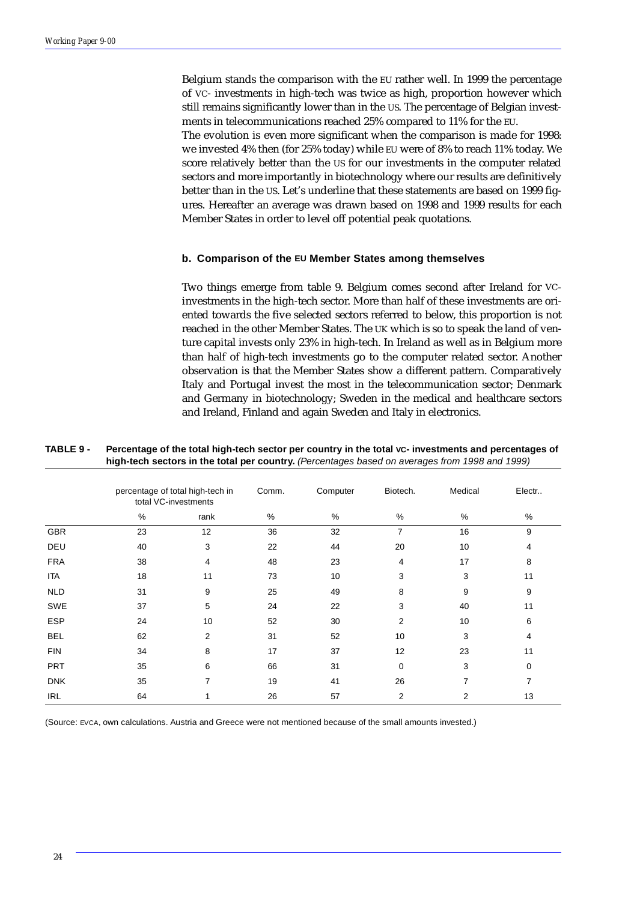Belgium stands the comparison with the EU rather well. In 1999 the percentage of VC- investments in high-tech was twice as high, proportion however which still remains significantly lower than in the US. The percentage of Belgian investments in telecommunications reached 25% compared to 11% for the EU.

The evolution is even more significant when the comparison is made for 1998: we invested 4% then (for 25% today) while EU were of 8% to reach 11% today. We score relatively better than the US for our investments in the computer related sectors and more importantly in biotechnology where our results are definitively better than in the US. Let's underline that these statements are based on 1999 figures. Hereafter an average was drawn based on 1998 and 1999 results for each Member States in order to level off potential peak quotations.

### b. Comparison of the EU Member States among themselves

Two things emerge from table 9. Belgium comes second after Ireland for VC-investments in the high-tech sector. More than half of these investments are oriented towards the five selected sectors referred to below, this proportion is not reached in the other Member States. The UK which is so to speak the land of venture capital invests only 23% in high-tech. In Ireland as well as in Belgium more than half of high-tech investments go to the computer related sector. Another observation is that the Member States show a different pattern. Comparatively Italy and Portugal invest the most in the telecommunication sector; Denmark and Germany in biotechnology; Sweden in the medical and healthcare sectors and Ireland, Finland and again Sweden and Italy in electronics.

**TABLE 9 - Percentage of the total high-tech sector per country in the total VC- investments and percentages of high-tech sectors in the total per country.** *(Percentages based on averages from 1998 and 1999)*

| | percentage of total high-tech in total VC-investments | | Comm. | Computer | Biotech. | Medical | Electr.. |
|---|---|---|---|---|---|---|---|
| | % | rank | % | % | % | % | % |
| GBR | 23 | 12 | 36 | 32 | 7 | 16 | 9 |
| DEU | 40 | 3 | 22 | 44 | 20 | 10 | 4 |
| FRA | 38 | 4 | 48 | 23 | 4 | 17 | 8 |
| ITA | 18 | 11 | 73 | 10 | 3 | 3 | 11 |
| NLD | 31 | 9 | 25 | 49 | 8 | 9 | 9 |
| SWE | 37 | 5 | 24 | 22 | 3 | 40 | 11 |
| ESP | 24 | 10 | 52 | 30 | 2 | 10 | 6 |
| BEL | 62 | 2 | 31 | 52 | 10 | 3 | 4 |
| FIN | 34 | 8 | 17 | 37 | 12 | 23 | 11 |
| PRT | 35 | 6 | 66 | 31 | 0 | 3 | 0 |
| DNK | 35 | 7 | 19 | 41 | 26 | 7 | 7 |
| IRL | 64 | 1 | 26 | 57 | 2 | 2 | 13 |

(Source: EVCA, own calculations. Austria and Greece were not mentioned because of the small amounts invested.)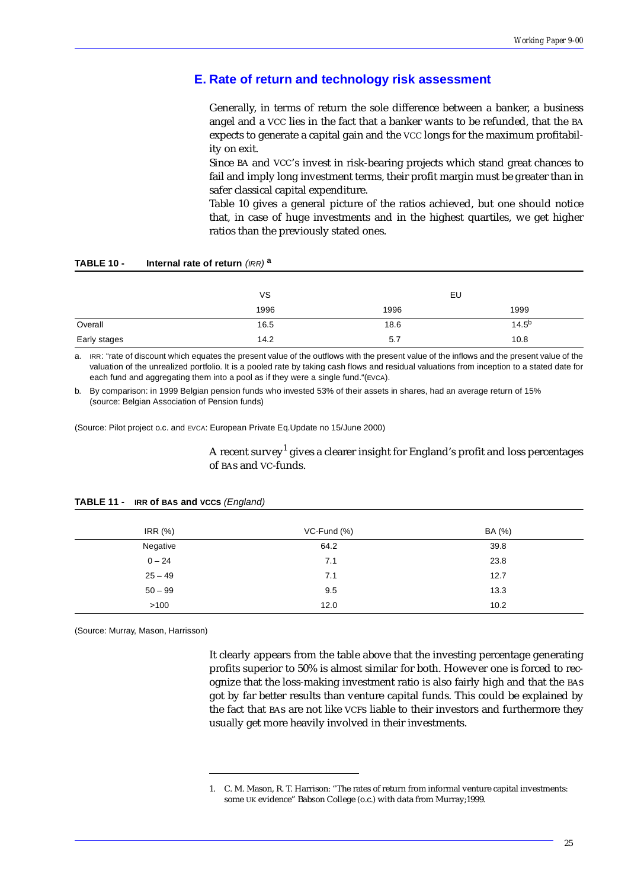## E. Rate of return and technology risk assessment

Generally, in terms of return the sole difference between a banker, a business angel and a VCC lies in the fact that a banker wants to be refunded, that the BA expects to generate a capital gain and the VCC longs for the maximum profitability on exit.

Since BA and VCC's invest in risk-bearing projects which stand great chances to fail and imply long investment terms, their profit margin must be greater than in safer classical capital expenditure.

Table 10 gives a general picture of the ratios achieved, but one should notice that, in case of huge investments and in the highest quartiles, we get higher ratios than the previously stated ones.

**TABLE 10 - Internal rate of return** *(IRR)* **[a]**

| | VS | EU | |
|---|---|---|---|
| | 1996 | 1996 | 1999 |
| Overall | 16.5 | 18.6 | 14.5[b] |
| Early stages | 14.2 | 5.7 | 10.8 |

a. IRR: "rate of discount which equates the present value of the outflows with the present value of the inflows and the present value of the valuation of the unrealized portfolio. It is a pooled rate by taking cash flows and residual valuations from inception to a stated date for each fund and aggregating them into a pool as if they were a single fund."(EVCA).

b. By comparison: in 1999 Belgian pension funds who invested 53% of their assets in shares, had an average return of 15% (source: Belgian Association of Pension funds)

(Source: Pilot project o.c. and EVCA: European Private Eq.Update no 15/June 2000)

A recent survey[1] gives a clearer insight for England's profit and loss percentages of BAs and VC-funds.

**TABLE 11 - IRR of BAs and VCCs** *(England)*

| IRR (%) | VC-Fund (%) | BA (%) |
|---|---|---|
| Negative | 64.2 | 39.8 |
| 0 – 24 | 7.1 | 23.8 |
| 25 – 49 | 7.1 | 12.7 |
| 50 – 99 | 9.5 | 13.3 |
| >100 | 12.0 | 10.2 |

(Source: Murray, Mason, Harrisson)

It clearly appears from the table above that the investing percentage generating profits superior to 50% is almost similar for both. However one is forced to recognize that the loss-making investment ratio is also fairly high and that the BAs got by far better results than venture capital funds. This could be explained by the fact that BAs are not like VCFs liable to their investors and furthermore they usually get more heavily involved in their investments.

1. C. M. Mason, R. T. Harrison: "The rates of return from informal venture capital investments: some UK evidence" Babson College (o.c.) with data from Murray;1999.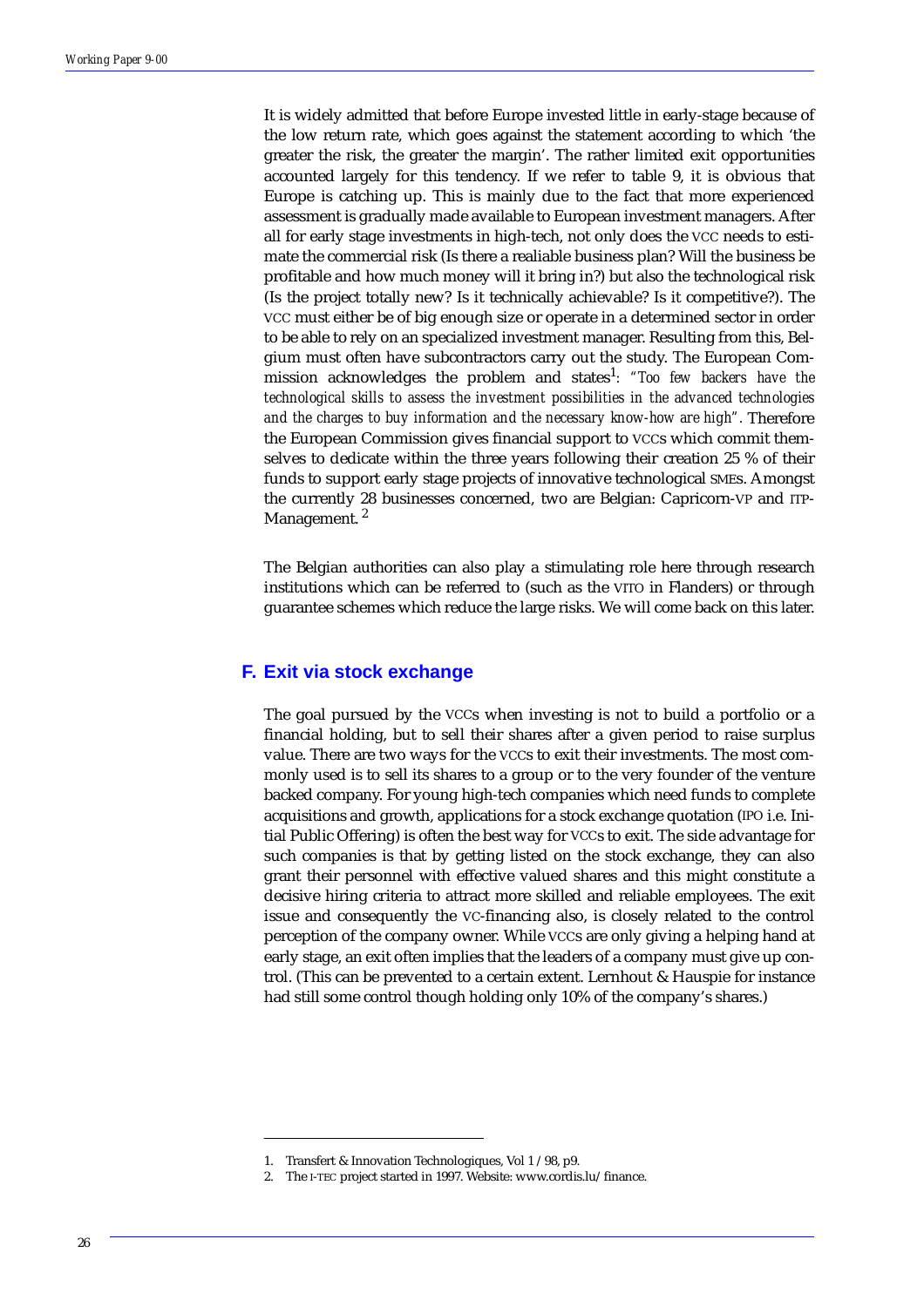It is widely admitted that before Europe invested little in early-stage because of the low return rate, which goes against the statement according to which 'the greater the risk, the greater the margin'. The rather limited exit opportunities accounted largely for this tendency. If we refer to table 9, it is obvious that Europe is catching up. This is mainly due to the fact that more experienced assessment is gradually made available to European investment managers. After all for early stage investments in high-tech, not only does the VCC needs to estimate the commercial risk (Is there a realiable business plan? Will the business be profitable and how much money will it bring in?) but also the technological risk (Is the project totally new? Is it technically achievable? Is it competitive?). The VCC must either be of big enough size or operate in a determined sector in order to be able to rely on an specialized investment manager. Resulting from this, Belgium must often have subcontractors carry out the study. The European Commission acknowledges the problem and states[1]: *"Too few backers have the technological skills to assess the investment possibilities in the advanced technologies and the charges to buy information and the necessary know-how are high"*. Therefore the European Commission gives financial support to VCCs which commit themselves to dedicate within the three years following their creation 25 % of their funds to support early stage projects of innovative technological SMEs. Amongst the currently 28 businesses concerned, two are Belgian: Capricorn-VP and ITP-Management. [2]

The Belgian authorities can also play a stimulating role here through research institutions which can be referred to (such as the VITO in Flanders) or through guarantee schemes which reduce the large risks. We will come back on this later.

## F. Exit via stock exchange

The goal pursued by the VCCs when investing is not to build a portfolio or a financial holding, but to sell their shares after a given period to raise surplus value. There are two ways for the VCCs to exit their investments. The most commonly used is to sell its shares to a group or to the very founder of the venture backed company. For young high-tech companies which need funds to complete acquisitions and growth, applications for a stock exchange quotation (IPO i.e. Initial Public Offering) is often the best way for VCCs to exit. The side advantage for such companies is that by getting listed on the stock exchange, they can also grant their personnel with effective valued shares and this might constitute a decisive hiring criteria to attract more skilled and reliable employees. The exit issue and consequently the VC-financing also, is closely related to the control perception of the company owner. While VCCs are only giving a helping hand at early stage, an exit often implies that the leaders of a company must give up control. (This can be prevented to a certain extent. Lernhout & Hauspie for instance had still some control though holding only 10% of the company's shares.)

---

1. Transfert & Innovation Technologiques, Vol 1 / 98, p9.
2. The I-TEC project started in 1997. Website: www.cordis.lu/finance.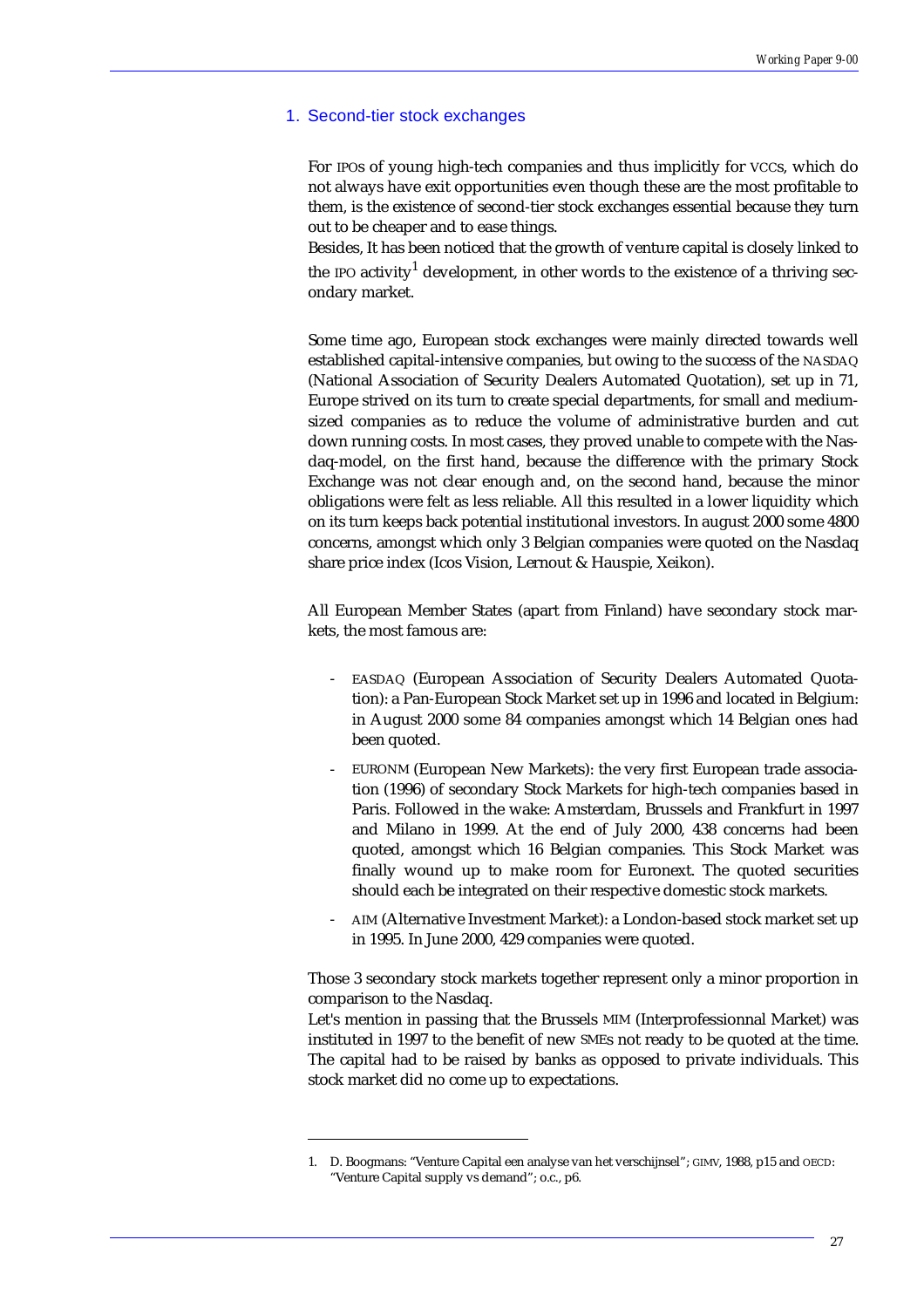## 1. Second-tier stock exchanges

For IPOs of young high-tech companies and thus implicitly for VCCs, which do not always have exit opportunities even though these are the most profitable to them, is the existence of second-tier stock exchanges essential because they turn out to be cheaper and to ease things.
Besides, It has been noticed that the growth of venture capital is closely linked to the IPO activity[1] development, in other words to the existence of a thriving secondary market.

Some time ago, European stock exchanges were mainly directed towards well established capital-intensive companies, but owing to the success of the NASDAQ (National Association of Security Dealers Automated Quotation), set up in 71, Europe strived on its turn to create special departments, for small and medium-sized companies as to reduce the volume of administrative burden and cut down running costs. In most cases, they proved unable to compete with the Nasdaq-model, on the first hand, because the difference with the primary Stock Exchange was not clear enough and, on the second hand, because the minor obligations were felt as less reliable. All this resulted in a lower liquidity which on its turn keeps back potential institutional investors. In august 2000 some 4800 concerns, amongst which only 3 Belgian companies were quoted on the Nasdaq share price index (Icos Vision, Lernout & Hauspie, Xeikon).

All European Member States (apart from Finland) have secondary stock markets, the most famous are:

- EASDAQ (European Association of Security Dealers Automated Quotation): a Pan-European Stock Market set up in 1996 and located in Belgium: in August 2000 some 84 companies amongst which 14 Belgian ones had been quoted.
- EURONM (European New Markets): the very first European trade association (1996) of secondary Stock Markets for high-tech companies based in Paris. Followed in the wake: Amsterdam, Brussels and Frankfurt in 1997 and Milano in 1999. At the end of July 2000, 438 concerns had been quoted, amongst which 16 Belgian companies. This Stock Market was finally wound up to make room for Euronext. The quoted securities should each be integrated on their respective domestic stock markets.
- AIM (Alternative Investment Market): a London-based stock market set up in 1995. In June 2000, 429 companies were quoted.

Those 3 secondary stock markets together represent only a minor proportion in comparison to the Nasdaq.
Let's mention in passing that the Brussels MIM (Interprofessionnal Market) was instituted in 1997 to the benefit of new SMEs not ready to be quoted at the time. The capital had to be raised by banks as opposed to private individuals. This stock market did no come up to expectations.

---

1. D. Boogmans: "Venture Capital een analyse van het verschijnsel"; GIMV, 1988, p15 and OECD: "Venture Capital supply vs demand"; o.c., p6.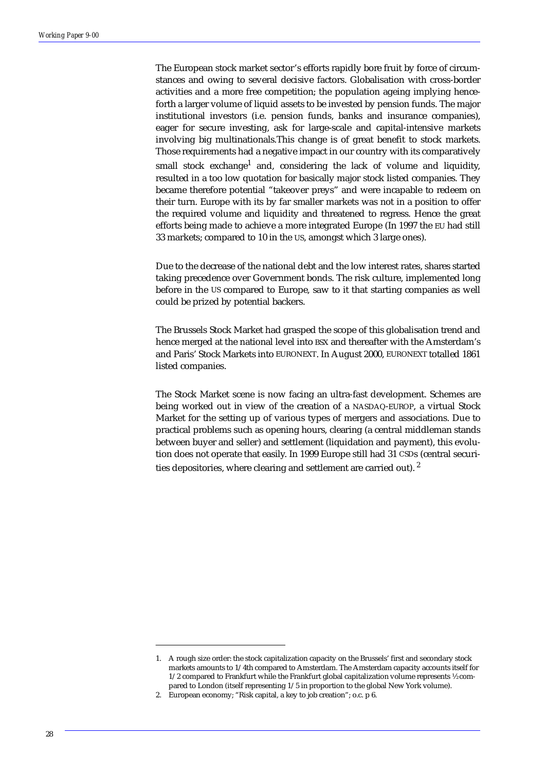The European stock market sector's efforts rapidly bore fruit by force of circumstances and owing to several decisive factors. Globalisation with cross-border activities and a more free competition; the population ageing implying henceforth a larger volume of liquid assets to be invested by pension funds. The major institutional investors (i.e. pension funds, banks and insurance companies), eager for secure investing, ask for large-scale and capital-intensive markets involving big multinationals.This change is of great benefit to stock markets. Those requirements had a negative impact in our country with its comparatively small stock exchange[1] and, considering the lack of volume and liquidity, resulted in a too low quotation for basically major stock listed companies. They became therefore potential "takeover preys" and were incapable to redeem on their turn. Europe with its by far smaller markets was not in a position to offer the required volume and liquidity and threatened to regress. Hence the great efforts being made to achieve a more integrated Europe (In 1997 the EU had still 33 markets; compared to 10 in the US, amongst which 3 large ones).

Due to the decrease of the national debt and the low interest rates, shares started taking precedence over Government bonds. The risk culture, implemented long before in the US compared to Europe, saw to it that starting companies as well could be prized by potential backers.

The Brussels Stock Market had grasped the scope of this globalisation trend and hence merged at the national level into BSX and thereafter with the Amsterdam's and Paris' Stock Markets into EURONEXT. In August 2000, EURONEXT totalled 1861 listed companies.

The Stock Market scene is now facing an ultra-fast development. Schemes are being worked out in view of the creation of a NASDAQ-EUROP, a virtual Stock Market for the setting up of various types of mergers and associations. Due to practical problems such as opening hours, clearing (a central middleman stands between buyer and seller) and settlement (liquidation and payment), this evolution does not operate that easily. In 1999 Europe still had 31 CSDs (central securities depositories, where clearing and settlement are carried out). [2]

---

1. A rough size order: the stock capitalization capacity on the Brussels' first and secondary stock markets amounts to 1/4th compared to Amsterdam. The Amsterdam capacity accounts itself for 1/2 compared to Frankfurt while the Frankfurt global capitalization volume represents ½ compared to London (itself representing 1/5 in proportion to the global New York volume).
2. European economy; "Risk capital, a key to job creation"; o.c. p 6.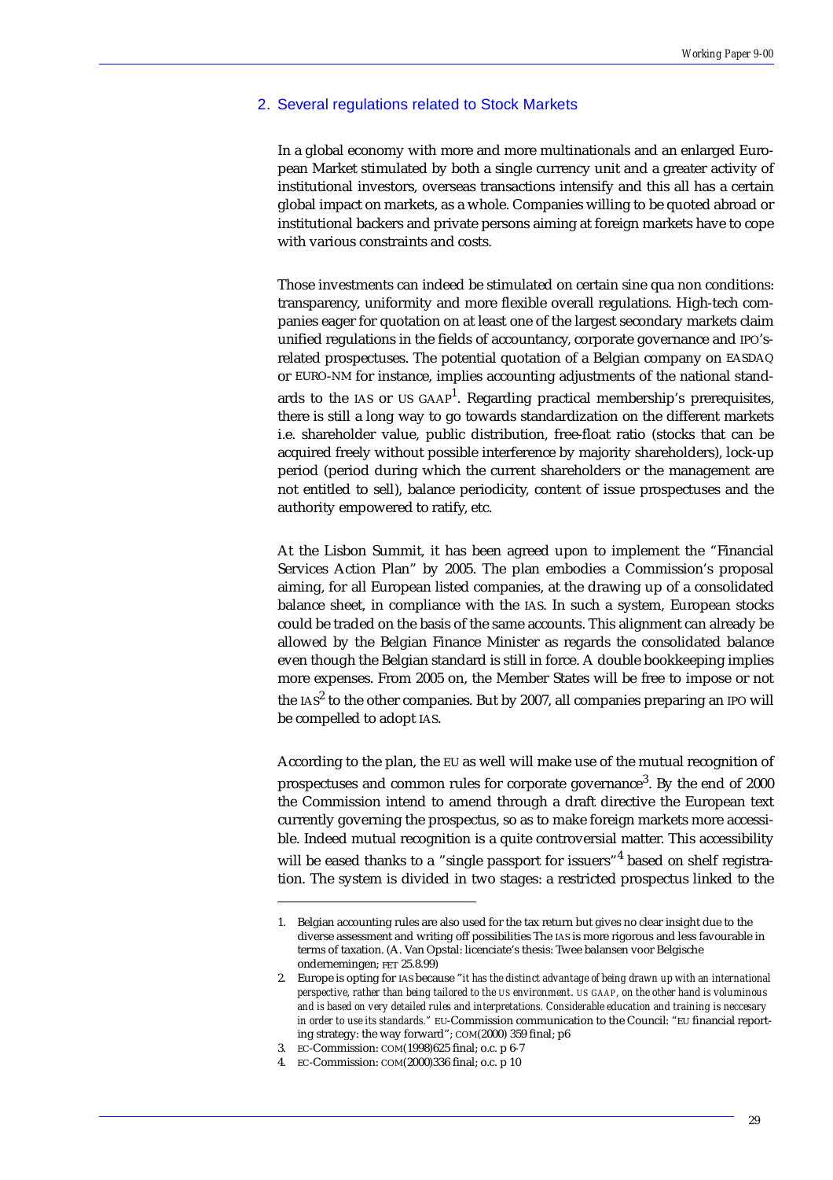## 2. Several regulations related to Stock Markets

In a global economy with more and more multinationals and an enlarged European Market stimulated by both a single currency unit and a greater activity of institutional investors, overseas transactions intensify and this all has a certain global impact on markets, as a whole. Companies willing to be quoted abroad or institutional backers and private persons aiming at foreign markets have to cope with various constraints and costs.

Those investments can indeed be stimulated on certain sine qua non conditions: transparency, uniformity and more flexible overall regulations. High-tech companies eager for quotation on at least one of the largest secondary markets claim unified regulations in the fields of accountancy, corporate governance and IPO's-related prospectuses. The potential quotation of a Belgian company on EASDAQ or EURO-NM for instance, implies accounting adjustments of the national standards to the IAS or US GAAP[1]. Regarding practical membership's prerequisites, there is still a long way to go towards standardization on the different markets i.e. shareholder value, public distribution, free-float ratio (stocks that can be acquired freely without possible interference by majority shareholders), lock-up period (period during which the current shareholders or the management are not entitled to sell), balance periodicity, content of issue prospectuses and the authority empowered to ratify, etc.

At the Lisbon Summit, it has been agreed upon to implement the "Financial Services Action Plan" by 2005. The plan embodies a Commission's proposal aiming, for all European listed companies, at the drawing up of a consolidated balance sheet, in compliance with the IAS. In such a system, European stocks could be traded on the basis of the same accounts. This alignment can already be allowed by the Belgian Finance Minister as regards the consolidated balance even though the Belgian standard is still in force. A double bookkeeping implies more expenses. From 2005 on, the Member States will be free to impose or not the IAS[2] to the other companies. But by 2007, all companies preparing an IPO will be compelled to adopt IAS.

According to the plan, the EU as well will make use of the mutual recognition of prospectuses and common rules for corporate governance[3]. By the end of 2000 the Commission intend to amend through a draft directive the European text currently governing the prospectus, so as to make foreign markets more accessible. Indeed mutual recognition is a quite controversial matter. This accessibility will be eased thanks to a "single passport for issuers"[4] based on shelf registration. The system is divided in two stages: a restricted prospectus linked to the

---

1. Belgian accounting rules are also used for the tax return but gives no clear insight due to the diverse assessment and writing off possibilities The IAS is more rigorous and less favourable in terms of taxation. (A. Van Opstal: licenciate's thesis: Twee balansen voor Belgische ondernemingen; FET 25.8.99)
2. Europe is opting for IAS because "*it has the distinct advantage of being drawn up with an international perspective, rather than being tailored to the US environment. US GAAP, on the other hand is voluminous and is based on very detailed rules and interpretations. Considerable education and training is neccesary in order to use its standards.*" EU-Commission communication to the Council: "EU financial reporting strategy: the way forward"; COM(2000) 359 final; p6
3. EC-Commission: COM(1998)625 final; o.c. p 6-7
4. EC-Commission: COM(2000)336 final; o.c. p 10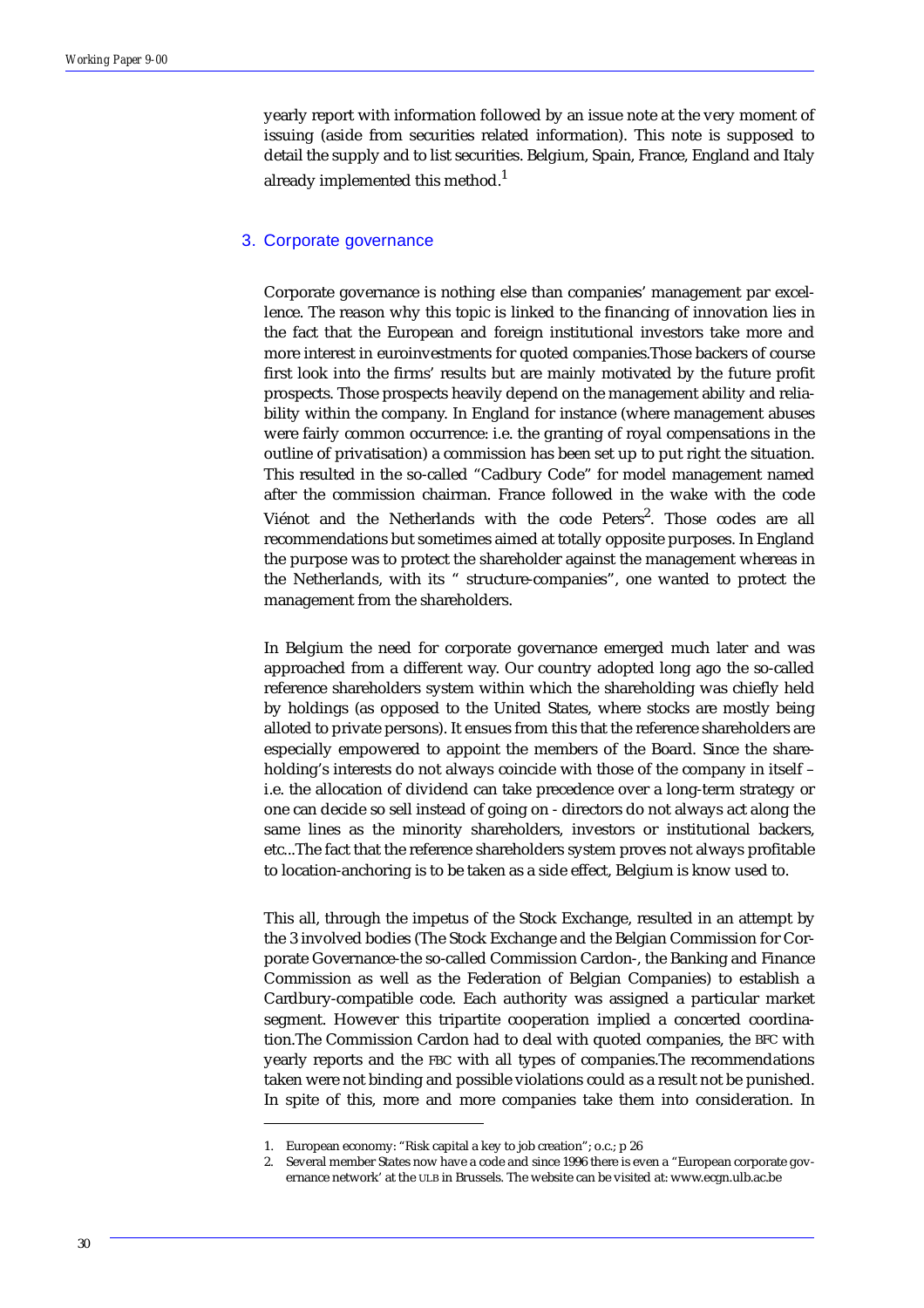yearly report with information followed by an issue note at the very moment of issuing (aside from securities related information). This note is supposed to detail the supply and to list securities. Belgium, Spain, France, England and Italy already implemented this method.[1]

## 3. Corporate governance

Corporate governance is nothing else than companies' management par excellence. The reason why this topic is linked to the financing of innovation lies in the fact that the European and foreign institutional investors take more and more interest in euroinvestments for quoted companies.Those backers of course first look into the firms' results but are mainly motivated by the future profit prospects. Those prospects heavily depend on the management ability and reliability within the company. In England for instance (where management abuses were fairly common occurrence: i.e. the granting of royal compensations in the outline of privatisation) a commission has been set up to put right the situation. This resulted in the so-called "Cadbury Code" for model management named after the commission chairman. France followed in the wake with the code Viénot and the Netherlands with the code Peters[2]. Those codes are all recommendations but sometimes aimed at totally opposite purposes. In England the purpose was to protect the shareholder against the management whereas in the Netherlands, with its " structure-companies", one wanted to protect the management from the shareholders.

In Belgium the need for corporate governance emerged much later and was approached from a different way. Our country adopted long ago the so-called reference shareholders system within which the shareholding was chiefly held by holdings (as opposed to the United States, where stocks are mostly being alloted to private persons). It ensues from this that the reference shareholders are especially empowered to appoint the members of the Board. Since the shareholding's interests do not always coincide with those of the company in itself – i.e. the allocation of dividend can take precedence over a long-term strategy or one can decide so sell instead of going on - directors do not always act along the same lines as the minority shareholders, investors or institutional backers, etc...The fact that the reference shareholders system proves not always profitable to location-anchoring is to be taken as a side effect, Belgium is know used to.

This all, through the impetus of the Stock Exchange, resulted in an attempt by the 3 involved bodies (The Stock Exchange and the Belgian Commission for Corporate Governance-the so-called Commission Cardon-, the Banking and Finance Commission as well as the Federation of Belgian Companies) to establish a Cardbury-compatible code. Each authority was assigned a particular market segment. However this tripartite cooperation implied a concerted coordination.The Commission Cardon had to deal with quoted companies, the BFC with yearly reports and the FBC with all types of companies.The recommendations taken were not binding and possible violations could as a result not be punished. In spite of this, more and more companies take them into consideration. In

1. European economy: "Risk capital a key to job creation"; o.c.; p 26
2. Several member States now have a code and since 1996 there is even a "European corporate governance network' at the ULB in Brussels. The website can be visited at: www.ecgn.ulb.ac.be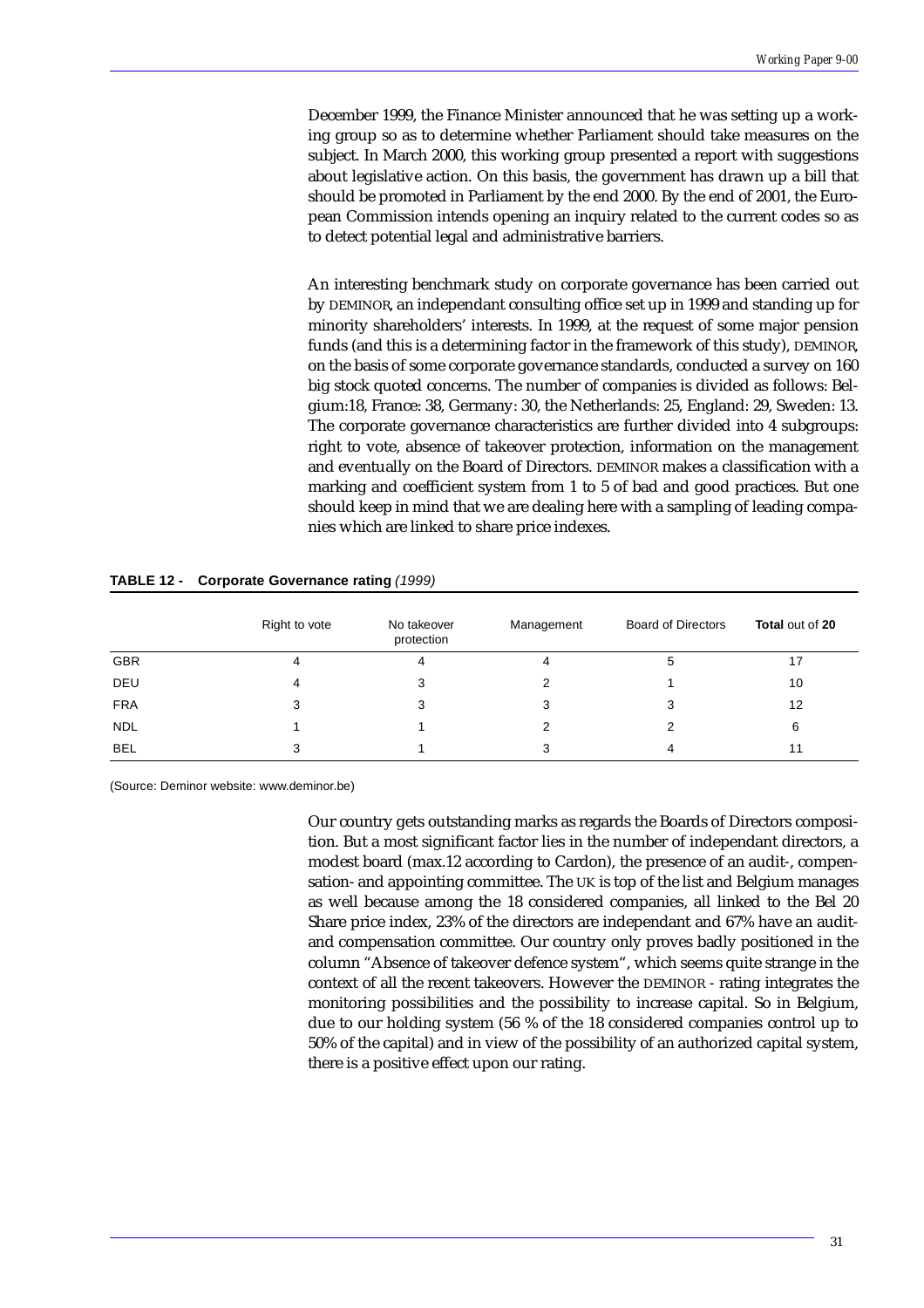December 1999, the Finance Minister announced that he was setting up a working group so as to determine whether Parliament should take measures on the subject. In March 2000, this working group presented a report with suggestions about legislative action. On this basis, the government has drawn up a bill that should be promoted in Parliament by the end 2000. By the end of 2001, the European Commission intends opening an inquiry related to the current codes so as to detect potential legal and administrative barriers.

An interesting benchmark study on corporate governance has been carried out by DEMINOR, an independant consulting office set up in 1999 and standing up for minority shareholders' interests. In 1999, at the request of some major pension funds (and this is a determining factor in the framework of this study), DEMINOR, on the basis of some corporate governance standards, conducted a survey on 160 big stock quoted concerns. The number of companies is divided as follows: Belgium:18, France: 38, Germany: 30, the Netherlands: 25, England: 29, Sweden: 13. The corporate governance characteristics are further divided into 4 subgroups: right to vote, absence of takeover protection, information on the management and eventually on the Board of Directors. DEMINOR makes a classification with a marking and coefficient system from 1 to 5 of bad and good practices. But one should keep in mind that we are dealing here with a sampling of leading companies which are linked to share price indexes.

**TABLE 12 - Corporate Governance rating** *(1999)*

| | Right to vote | No takeover protection | Management | Board of Directors | **Total** out of **20** |
|---|---|---|---|---|---|
| GBR | 4 | 4 | 4 | 5 | 17 |
| DEU | 4 | 3 | 2 | 1 | 10 |
| FRA | 3 | 3 | 3 | 3 | 12 |
| NDL | 1 | 1 | 2 | 2 | 6 |
| BEL | 3 | 1 | 3 | 4 | 11 |

(Source: Deminor website: www.deminor.be)

Our country gets outstanding marks as regards the Boards of Directors composition. But a most significant factor lies in the number of independant directors, a modest board (max.12 according to Cardon), the presence of an audit-, compensation- and appointing committee. The UK is top of the list and Belgium manages as well because among the 18 considered companies, all linked to the Bel 20 Share price index, 23% of the directors are independant and 67% have an audit- and compensation committee. Our country only proves badly positioned in the column "Absence of takeover defence system", which seems quite strange in the context of all the recent takeovers. However the DEMINOR - rating integrates the monitoring possibilities and the possibility to increase capital. So in Belgium, due to our holding system (56 % of the 18 considered companies control up to 50% of the capital) and in view of the possibility of an authorized capital system, there is a positive effect upon our rating.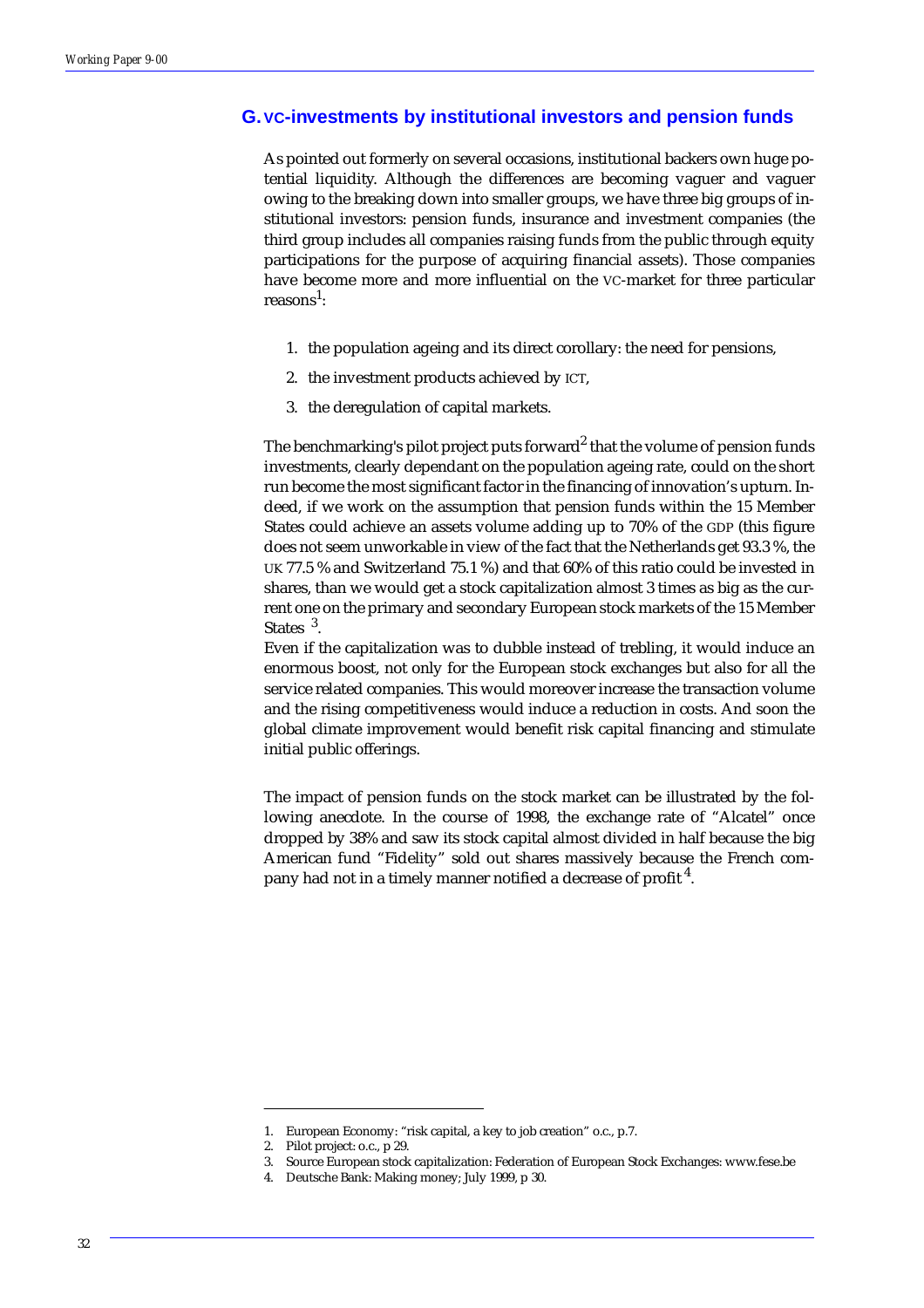## G. VC-investments by institutional investors and pension funds

As pointed out formerly on several occasions, institutional backers own huge potential liquidity. Although the differences are becoming vaguer and vaguer owing to the breaking down into smaller groups, we have three big groups of institutional investors: pension funds, insurance and investment companies (the third group includes all companies raising funds from the public through equity participations for the purpose of acquiring financial assets). Those companies have become more and more influential on the VC-market for three particular reasons[1]:

1. the population ageing and its direct corollary: the need for pensions,
2. the investment products achieved by ICT,
3. the deregulation of capital markets.

The benchmarking's pilot project puts forward[2] that the volume of pension funds investments, clearly dependant on the population ageing rate, could on the short run become the most significant factor in the financing of innovation's upturn. Indeed, if we work on the assumption that pension funds within the 15 Member States could achieve an assets volume adding up to 70% of the GDP (this figure does not seem unworkable in view of the fact that the Netherlands get 93.3 %, the UK 77.5 % and Switzerland 75.1 %) and that 60% of this ratio could be invested in shares, than we would get a stock capitalization almost 3 times as big as the current one on the primary and secondary European stock markets of the 15 Member States [3].

Even if the capitalization was to dubble instead of trebling, it would induce an enormous boost, not only for the European stock exchanges but also for all the service related companies. This would moreover increase the transaction volume and the rising competitiveness would induce a reduction in costs. And soon the global climate improvement would benefit risk capital financing and stimulate initial public offerings.

The impact of pension funds on the stock market can be illustrated by the following anecdote. In the course of 1998, the exchange rate of "Alcatel" once dropped by 38% and saw its stock capital almost divided in half because the big American fund "Fidelity" sold out shares massively because the French company had not in a timely manner notified a decrease of profit [4].

---

1. European Economy: "risk capital, a key to job creation" o.c., p.7.
2. Pilot project: o.c., p 29.
3. Source European stock capitalization: Federation of European Stock Exchanges: www.fese.be
4. Deutsche Bank: Making money; July 1999, p 30.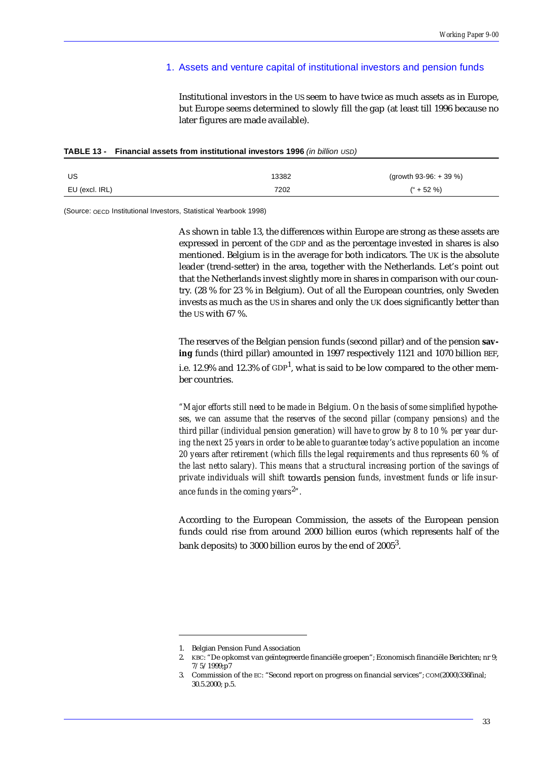## 1. Assets and venture capital of institutional investors and pension funds

Institutional investors in the US seem to have twice as much assets as in Europe, but Europe seems determined to slowly fill the gap (at least till 1996 because no later figures are made available).

**TABLE 13 - Financial assets from institutional investors 1996** *(in billion USD)*

| | | |
|---|---|---|
| US | 13382 | (growth 93-96: + 39 %) |
| EU (excl. IRL) | 7202 | (" + 52 %) |

(Source: OECD Institutional Investors, Statistical Yearbook 1998)

As shown in table 13, the differences within Europe are strong as these assets are expressed in percent of the GDP and as the percentage invested in shares is also mentioned. Belgium is in the average for both indicators. The UK is the absolute leader (trend-setter) in the area, together with the Netherlands. Let's point out that the Netherlands invest slightly more in shares in comparison with our country. (28 % for 23 % in Belgium). Out of all the European countries, only Sweden invests as much as the US in shares and only the UK does significantly better than the US with 67 %.

The reserves of the Belgian pension funds (second pillar) and of the pension **saving** funds (third pillar) amounted in 1997 respectively 1121 and 1070 billion BEF, i.e. 12.9% and 12.3% of GDP[1], what is said to be low compared to the other member countries.

*"Major efforts still need to be made in Belgium. On the basis of some simplified hypotheses, we can assume that the reserves of the second pillar (company pensions) and the third pillar (individual pension generation) will have to grow by 8 to 10 % per year during the next 25 years in order to be able to guarantee today's active population an income 20 years after retirement (which fills the legal requirements and thus represents 60 % of the last netto salary). This means that a structural increasing portion of the savings of private individuals will shift* towards pension *funds, investment funds or life insurance funds in the coming years*[2]*".*

According to the European Commission, the assets of the European pension funds could rise from around 2000 billion euros (which represents half of the bank deposits) to 3000 billion euros by the end of 2005[3].

---

1. Belgian Pension Fund Association
2. KBC: "De opkomst van geïntegreerde financiële groepen"; Economisch financiële Berichten; nr 9; 7/5/1999;p7
3. Commission of the EC: "Second report on progress on financial services"; COM(2000)336final; 30.5.2000; p.5.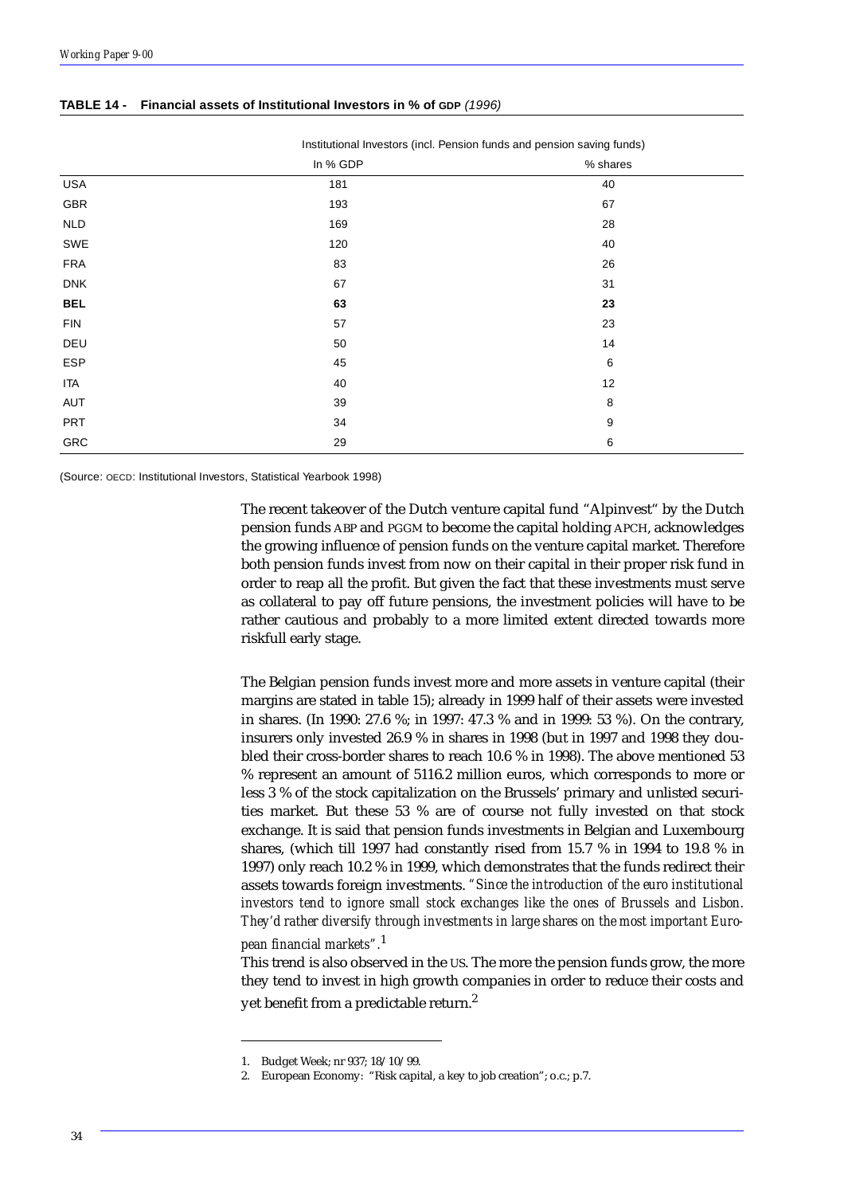**TABLE 14 - Financial assets of Institutional Investors in % of GDP** *(1996)*

| | Institutional Investors (incl. Pension funds and pension saving funds) | |
|---|---|---|
| | In % GDP | % shares |
| USA | 181 | 40 |
| GBR | 193 | 67 |
| NLD | 169 | 28 |
| SWE | 120 | 40 |
| FRA | 83 | 26 |
| DNK | 67 | 31 |
| **BEL** | **63** | **23** |
| FIN | 57 | 23 |
| DEU | 50 | 14 |
| ESP | 45 | 6 |
| ITA | 40 | 12 |
| AUT | 39 | 8 |
| PRT | 34 | 9 |
| GRC | 29 | 6 |

(Source: OECD: Institutional Investors, Statistical Yearbook 1998)

The recent takeover of the Dutch venture capital fund "Alpinvest" by the Dutch pension funds ABP and PGGM to become the capital holding APCH, acknowledges the growing influence of pension funds on the venture capital market. Therefore both pension funds invest from now on their capital in their proper risk fund in order to reap all the profit. But given the fact that these investments must serve as collateral to pay off future pensions, the investment policies will have to be rather cautious and probably to a more limited extent directed towards more riskfull early stage.

The Belgian pension funds invest more and more assets in venture capital (their margins are stated in table 15); already in 1999 half of their assets were invested in shares. (In 1990: 27.6 %; in 1997: 47.3 % and in 1999: 53 %). On the contrary, insurers only invested 26.9 % in shares in 1998 (but in 1997 and 1998 they doubled their cross-border shares to reach 10.6 % in 1998). The above mentioned 53 % represent an amount of 5116.2 million euros, which corresponds to more or less 3 % of the stock capitalization on the Brussels' primary and unlisted securities market. But these 53 % are of course not fully invested on that stock exchange. It is said that pension funds investments in Belgian and Luxembourg shares, (which till 1997 had constantly rised from 15.7 % in 1994 to 19.8 % in 1997) only reach 10.2 % in 1999, which demonstrates that the funds redirect their assets towards foreign investments. *"Since the introduction of the euro institutional investors tend to ignore small stock exchanges like the ones of Brussels and Lisbon. They'd rather diversify through investments in large shares on the most important European financial markets"*.[1]

This trend is also observed in the US. The more the pension funds grow, the more they tend to invest in high growth companies in order to reduce their costs and yet benefit from a predictable return.[2]

1. Budget Week; nr 937; 18/10/99.
2. European Economy: "Risk capital, a key to job creation"; o.c.; p.7.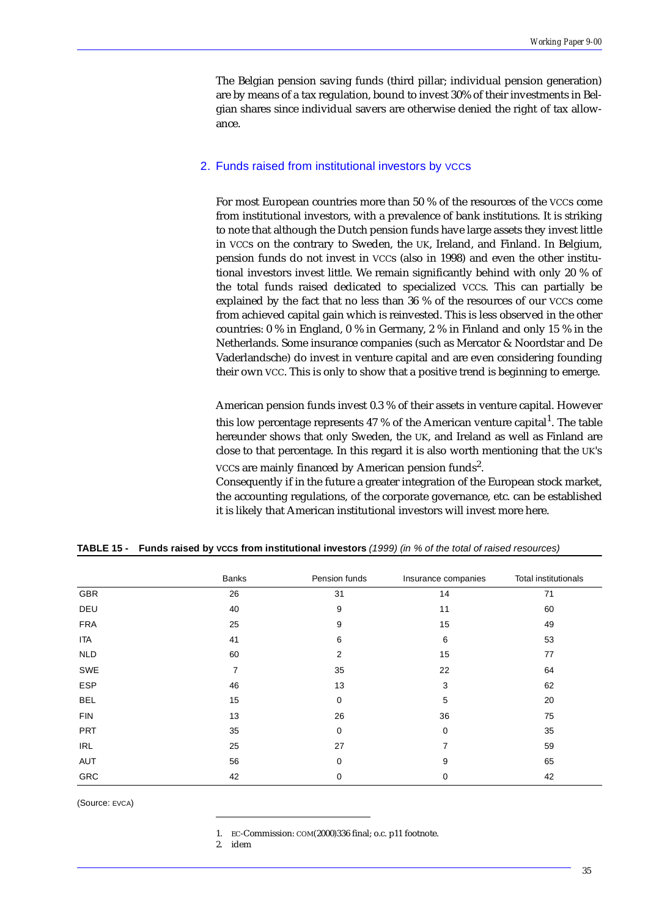The Belgian pension saving funds (third pillar; individual pension generation) are by means of a tax regulation, bound to invest 30% of their investments in Belgian shares since individual savers are otherwise denied the right of tax allowance.

## 2. Funds raised from institutional investors by VCCs

For most European countries more than 50 % of the resources of the VCCs come from institutional investors, with a prevalence of bank institutions. It is striking to note that although the Dutch pension funds have large assets they invest little in VCCs on the contrary to Sweden, the UK, Ireland, and Finland. In Belgium, pension funds do not invest in VCCs (also in 1998) and even the other institutional investors invest little. We remain significantly behind with only 20 % of the total funds raised dedicated to specialized VCCs. This can partially be explained by the fact that no less than 36 % of the resources of our VCCs come from achieved capital gain which is reinvested. This is less observed in the other countries: 0 % in England, 0 % in Germany, 2 % in Finland and only 15 % in the Netherlands. Some insurance companies (such as Mercator & Noordstar and De Vaderlandsche) do invest in venture capital and are even considering founding their own VCC. This is only to show that a positive trend is beginning to emerge.

American pension funds invest 0.3 % of their assets in venture capital. However this low percentage represents 47 % of the American venture capital[1]. The table hereunder shows that only Sweden, the UK, and Ireland as well as Finland are close to that percentage. In this regard it is also worth mentioning that the UK's VCCs are mainly financed by American pension funds[2].
Consequently if in the future a greater integration of the European stock market, the accounting regulations, of the corporate governance, etc. can be established it is likely that American institutional investors will invest more here.

**TABLE 15 - Funds raised by VCCs from institutional investors** *(1999) (in % of the total of raised resources)*

| | Banks | Pension funds | Insurance companies | Total institutionals |
|---|---|---|---|---|
| GBR | 26 | 31 | 14 | 71 |
| DEU | 40 | 9 | 11 | 60 |
| FRA | 25 | 9 | 15 | 49 |
| ITA | 41 | 6 | 6 | 53 |
| NLD | 60 | 2 | 15 | 77 |
| SWE | 7 | 35 | 22 | 64 |
| ESP | 46 | 13 | 3 | 62 |
| BEL | 15 | 0 | 5 | 20 |
| FIN | 13 | 26 | 36 | 75 |
| PRT | 35 | 0 | 0 | 35 |
| IRL | 25 | 27 | 7 | 59 |
| AUT | 56 | 0 | 9 | 65 |
| GRC | 42 | 0 | 0 | 42 |

(Source: EVCA)

1. EC-Commission: COM(2000)336 final; o.c. p11 footnote.
2. idem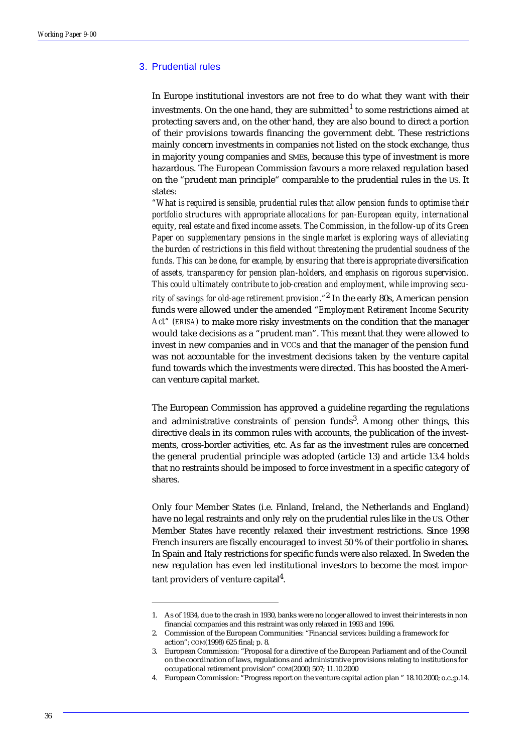## 3. Prudential rules

In Europe institutional investors are not free to do what they want with their investments. On the one hand, they are submitted[1] to some restrictions aimed at protecting savers and, on the other hand, they are also bound to direct a portion of their provisions towards financing the government debt. These restrictions mainly concern investments in companies not listed on the stock exchange, thus in majority young companies and SMEs, because this type of investment is more hazardous. The European Commission favours a more relaxed regulation based on the "prudent man principle" comparable to the prudential rules in the US. It states:

*"What is required is sensible, prudential rules that allow pension funds to optimise their portfolio structures with appropriate allocations for pan-European equity, international equity, real estate and fixed income assets. The Commission, in the follow-up of its Green Paper on supplementary pensions in the single market is exploring ways of alleviating the burden of restrictions in this field without threatening the prudential soudness of the funds. This can be done, for example, by ensuring that there is appropriate diversification of assets, transparency for pension plan-holders, and emphasis on rigorous supervision. This could ultimately contribute to job-creation and employment, while improving security of savings for old-age retirement provision."*[2] In the early 80s, American pension funds were allowed under the amended "*Employment Retirement Income Security Act" (ERISA)* to make more risky investments on the condition that the manager would take decisions as a "prudent man". This meant that they were allowed to invest in new companies and in VCCs and that the manager of the pension fund was not accountable for the investment decisions taken by the venture capital fund towards which the investments were directed. This has boosted the American venture capital market.

The European Commission has approved a guideline regarding the regulations and administrative constraints of pension funds[3]. Among other things, this directive deals in its common rules with accounts, the publication of the investments, cross-border activities, etc. As far as the investment rules are concerned the general prudential principle was adopted (article 13) and article 13.4 holds that no restraints should be imposed to force investment in a specific category of shares.

Only four Member States (i.e. Finland, Ireland, the Netherlands and England) have no legal restraints and only rely on the prudential rules like in the US. Other Member States have recently relaxed their investment restrictions. Since 1998 French insurers are fiscally encouraged to invest 50 % of their portfolio in shares. In Spain and Italy restrictions for specific funds were also relaxed. In Sweden the new regulation has even led institutional investors to become the most important providers of venture capital[4].

---

1. As of 1934, due to the crash in 1930, banks were no longer allowed to invest their interests in non financial companies and this restraint was only relaxed in 1993 and 1996.
2. Commission of the European Communities: "Financial services: building a framework for action"; COM(1998) 625 final; p. 8.
3. European Commission: "Proposal for a directive of the European Parliament and of the Council on the coordination of laws, regulations and administrative provisions relating to institutions for occupational retirement provision" COM(2000) 507; 11.10.2000
4. European Commission: "Progress report on the venture capital action plan " 18.10.2000; o.c.;p.14.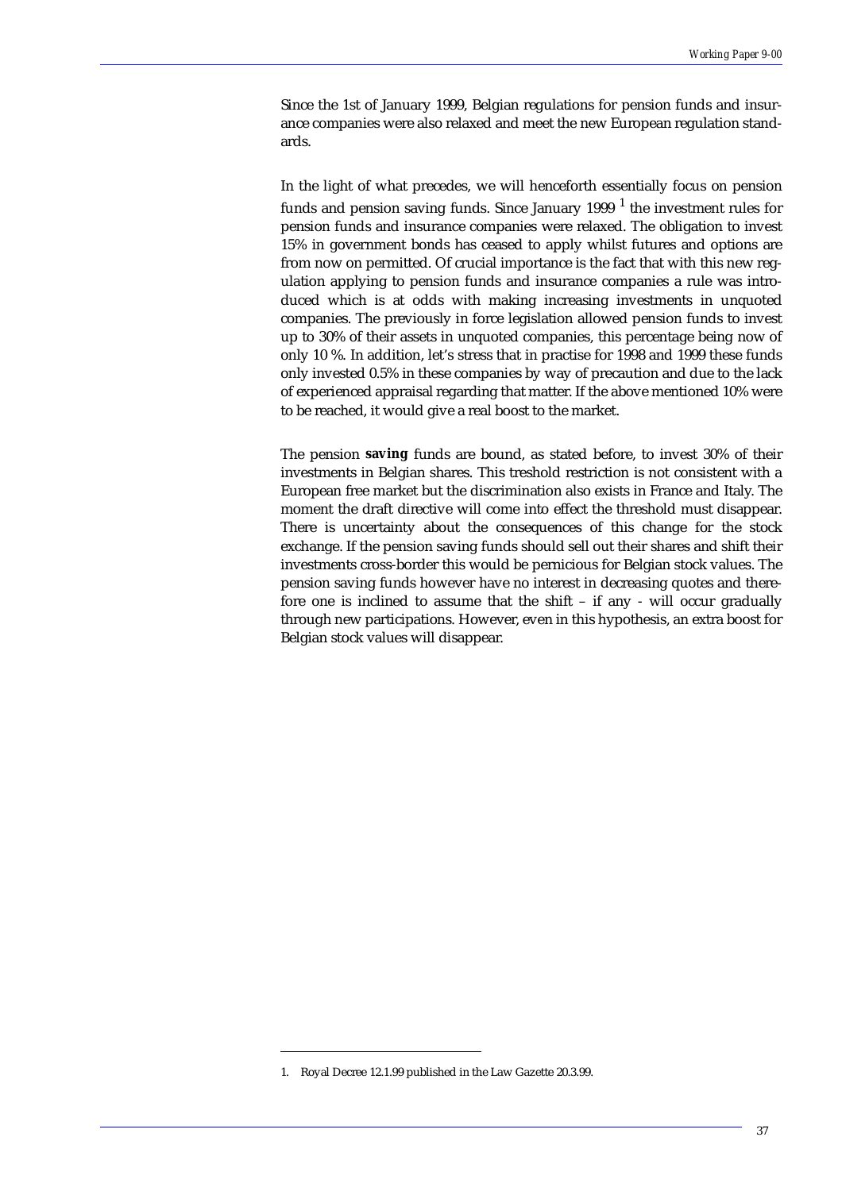Since the 1st of January 1999, Belgian regulations for pension funds and insurance companies were also relaxed and meet the new European regulation standards.

In the light of what precedes, we will henceforth essentially focus on pension funds and pension saving funds. Since January 1999 [1] the investment rules for pension funds and insurance companies were relaxed. The obligation to invest 15% in government bonds has ceased to apply whilst futures and options are from now on permitted. Of crucial importance is the fact that with this new regulation applying to pension funds and insurance companies a rule was introduced which is at odds with making increasing investments in unquoted companies. The previously in force legislation allowed pension funds to invest up to 30% of their assets in unquoted companies, this percentage being now of only 10 %. In addition, let's stress that in practise for 1998 and 1999 these funds only invested 0.5% in these companies by way of precaution and due to the lack of experienced appraisal regarding that matter. If the above mentioned 10% were to be reached, it would give a real boost to the market.

The pension **saving** funds are bound, as stated before, to invest 30% of their investments in Belgian shares. This treshold restriction is not consistent with a European free market but the discrimination also exists in France and Italy. The moment the draft directive will come into effect the threshold must disappear. There is uncertainty about the consequences of this change for the stock exchange. If the pension saving funds should sell out their shares and shift their investments cross-border this would be pernicious for Belgian stock values. The pension saving funds however have no interest in decreasing quotes and therefore one is inclined to assume that the shift – if any - will occur gradually through new participations. However, even in this hypothesis, an extra boost for Belgian stock values will disappear.

1. Royal Decree 12.1.99 published in the Law Gazette 20.3.99.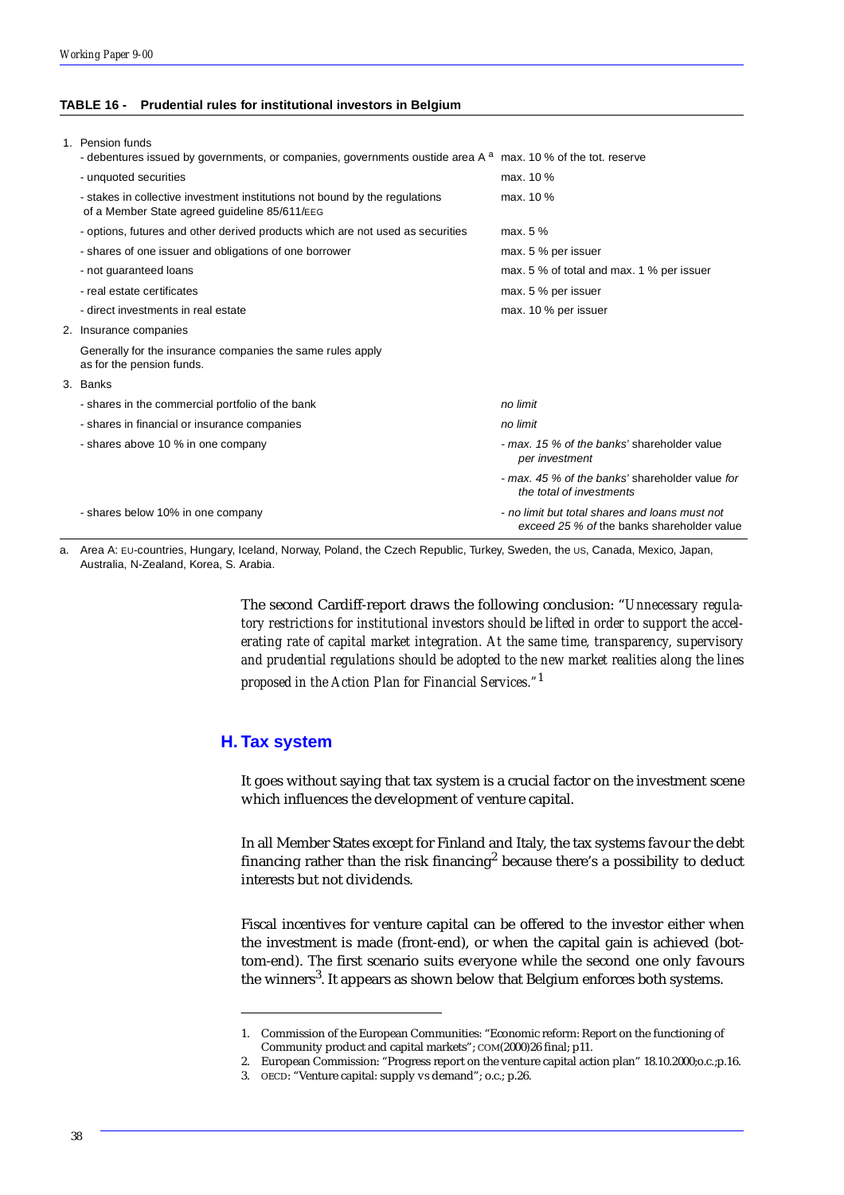**TABLE 16 - Prudential rules for institutional investors in Belgium**

| | |
|---|---|
| 1. Pension funds | |
| - debentures issued by governments, or companies, governments oustide area A [a] | max. 10 % of the tot. reserve |
| - unquoted securities | max. 10 % |
| - stakes in collective investment institutions not bound by the regulations of a Member State agreed guideline 85/611/EEG | max. 10 % |
| - options, futures and other derived products which are not used as securities | max. 5 % |
| - shares of one issuer and obligations of one borrower | max. 5 % per issuer |
| - not guaranteed loans | max. 5 % of total and max. 1 % per issuer |
| - real estate certificates | max. 5 % per issuer |
| - direct investments in real estate | max. 10 % per issuer |
| 2. Insurance companies | |
| Generally for the insurance companies the same rules apply as for the pension funds. | |
| 3. Banks | |
| - shares in the commercial portfolio of the bank | *no limit* |
| - shares in financial or insurance companies | *no limit* |
| - shares above 10 % in one company | *- max. 15 % of the banks' shareholder value per investment* |
| | *- max. 45 % of the banks' shareholder value for the total of investments* |
| - shares below 10% in one company | *- no limit but total shares and loans must not exceed 25 % of* the banks shareholder value |

a. Area A: EU-countries, Hungary, Iceland, Norway, Poland, the Czech Republic, Turkey, Sweden, the US, Canada, Mexico, Japan, Australia, N-Zealand, Korea, S. Arabia.

The second Cardiff-report draws the following conclusion: "*Unnecessary regulatory restrictions for institutional investors should be lifted in order to support the accelerating rate of capital market integration. At the same time, transparency, supervisory and prudential regulations should be adopted to the new market realities along the lines proposed in the Action Plan for Financial Services.*"[1]

## H. Tax system

It goes without saying that tax system is a crucial factor on the investment scene which influences the development of venture capital.

In all Member States except for Finland and Italy, the tax systems favour the debt financing rather than the risk financing[2] because there's a possibility to deduct interests but not dividends.

Fiscal incentives for venture capital can be offered to the investor either when the investment is made (front-end), or when the capital gain is achieved (bottom-end). The first scenario suits everyone while the second one only favours the winners[3]. It appears as shown below that Belgium enforces both systems.

1. Commission of the European Communities: "Economic reform: Report on the functioning of Community product and capital markets"; COM(2000)26 final; p11.
2. European Commission: "Progress report on the venture capital action plan" 18.10.2000;o.c.;p.16.
3. OECD: "Venture capital: supply vs demand"; o.c.; p.26.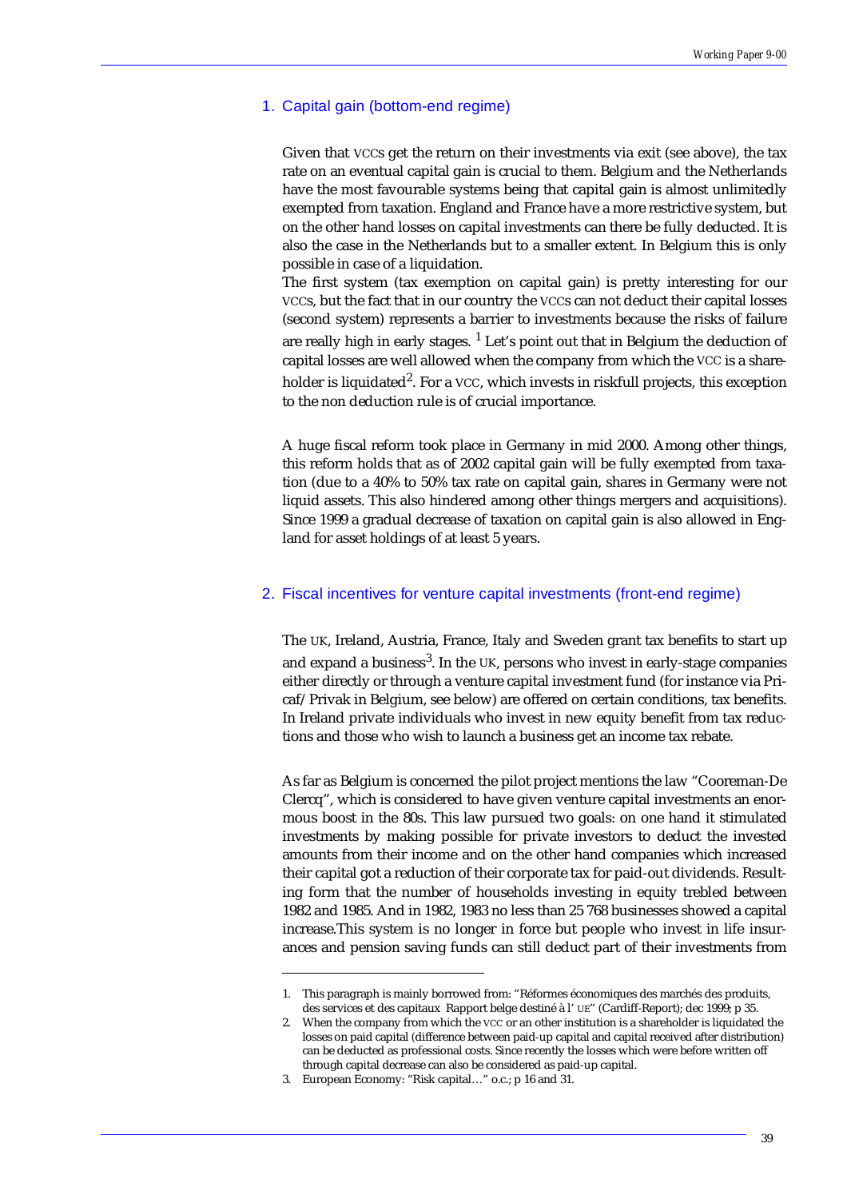## 1. Capital gain (bottom-end regime)

Given that VCCs get the return on their investments via exit (see above), the tax rate on an eventual capital gain is crucial to them. Belgium and the Netherlands have the most favourable systems being that capital gain is almost unlimitedly exempted from taxation. England and France have a more restrictive system, but on the other hand losses on capital investments can there be fully deducted. It is also the case in the Netherlands but to a smaller extent. In Belgium this is only possible in case of a liquidation.

The first system (tax exemption on capital gain) is pretty interesting for our VCCs, but the fact that in our country the VCCs can not deduct their capital losses (second system) represents a barrier to investments because the risks of failure are really high in early stages. [1] Let's point out that in Belgium the deduction of capital losses are well allowed when the company from which the VCC is a shareholder is liquidated[2]. For a VCC, which invests in riskfull projects, this exception to the non deduction rule is of crucial importance.

A huge fiscal reform took place in Germany in mid 2000. Among other things, this reform holds that as of 2002 capital gain will be fully exempted from taxation (due to a 40% to 50% tax rate on capital gain, shares in Germany were not liquid assets. This also hindered among other things mergers and acquisitions). Since 1999 a gradual decrease of taxation on capital gain is also allowed in England for asset holdings of at least 5 years.

## 2. Fiscal incentives for venture capital investments (front-end regime)

The UK, Ireland, Austria, France, Italy and Sweden grant tax benefits to start up and expand a business[3]. In the UK, persons who invest in early-stage companies either directly or through a venture capital investment fund (for instance via Pricaf/Privak in Belgium, see below) are offered on certain conditions, tax benefits. In Ireland private individuals who invest in new equity benefit from tax reductions and those who wish to launch a business get an income tax rebate.

As far as Belgium is concerned the pilot project mentions the law "Cooreman-De Clercq", which is considered to have given venture capital investments an enormous boost in the 80s. This law pursued two goals: on one hand it stimulated investments by making possible for private investors to deduct the invested amounts from their income and on the other hand companies which increased their capital got a reduction of their corporate tax for paid-out dividends. Resulting form that the number of households investing in equity trebled between 1982 and 1985. And in 1982, 1983 no less than 25 768 businesses showed a capital increase.This system is no longer in force but people who invest in life insurances and pension saving funds can still deduct part of their investments from

---

1. This paragraph is mainly borrowed from: "Réformes économiques des marchés des produits, des services et des capitaux Rapport belge destiné à l' UE" (Cardiff-Report); dec 1999; p 35.
2. When the company from which the VCC or an other institution is a shareholder is liquidated the losses on paid capital (difference between paid-up capital and capital received after distribution) can be deducted as professional costs. Since recently the losses which were before written off through capital decrease can also be considered as paid-up capital.
3. European Economy: "Risk capital…" o.c.; p 16 and 31.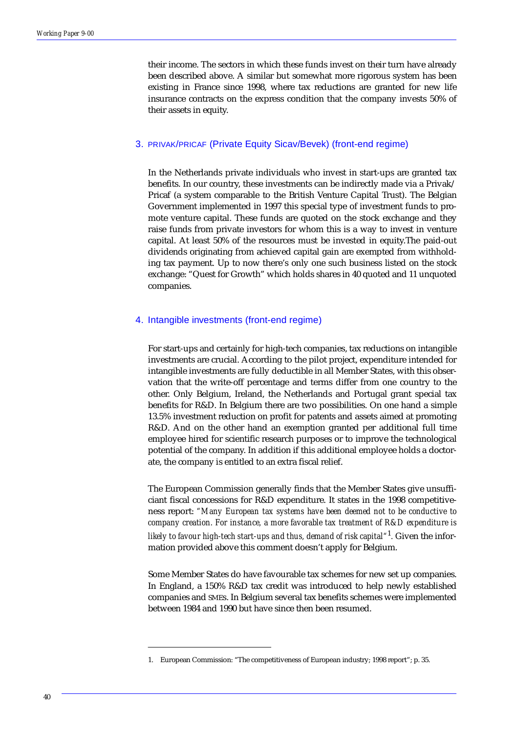their income. The sectors in which these funds invest on their turn have already been described above. A similar but somewhat more rigorous system has been existing in France since 1998, where tax reductions are granted for new life insurance contracts on the express condition that the company invests 50% of their assets in equity.

### 3. PRIVAK/PRICAF (Private Equity Sicav/Bevek) (front-end regime)

In the Netherlands private individuals who invest in start-ups are granted tax benefits. In our country, these investments can be indirectly made via a Privak/ Pricaf (a system comparable to the British Venture Capital Trust). The Belgian Government implemented in 1997 this special type of investment funds to promote venture capital. These funds are quoted on the stock exchange and they raise funds from private investors for whom this is a way to invest in venture capital. At least 50% of the resources must be invested in equity.The paid-out dividends originating from achieved capital gain are exempted from withholding tax payment. Up to now there's only one such business listed on the stock exchange: "Quest for Growth" which holds shares in 40 quoted and 11 unquoted companies.

### 4. Intangible investments (front-end regime)

For start-ups and certainly for high-tech companies, tax reductions on intangible investments are crucial. According to the pilot project, expenditure intended for intangible investments are fully deductible in all Member States, with this observation that the write-off percentage and terms differ from one country to the other. Only Belgium, Ireland, the Netherlands and Portugal grant special tax benefits for R&D. In Belgium there are two possibilities. On one hand a simple 13.5% investment reduction on profit for patents and assets aimed at promoting R&D. And on the other hand an exemption granted per additional full time employee hired for scientific research purposes or to improve the technological potential of the company. In addition if this additional employee holds a doctorate, the company is entitled to an extra fiscal relief.

The European Commission generally finds that the Member States give unsufficiant fiscal concessions for R&D expenditure. It states in the 1998 competitiveness report: *"Many European tax systems have been deemed not to be conductive to company creation. For instance, a more favorable tax treatment of R&D expenditure is likely to favour high-tech start-ups and thus, demand of risk capital"*[1]. Given the information provided above this comment doesn't apply for Belgium.

Some Member States do have favourable tax schemes for new set up companies. In England, a 150% R&D tax credit was introduced to help newly established companies and SMEs. In Belgium several tax benefits schemes were implemented between 1984 and 1990 but have since then been resumed.

---

1. European Commission: "The competitiveness of European industry; 1998 report"; p. 35.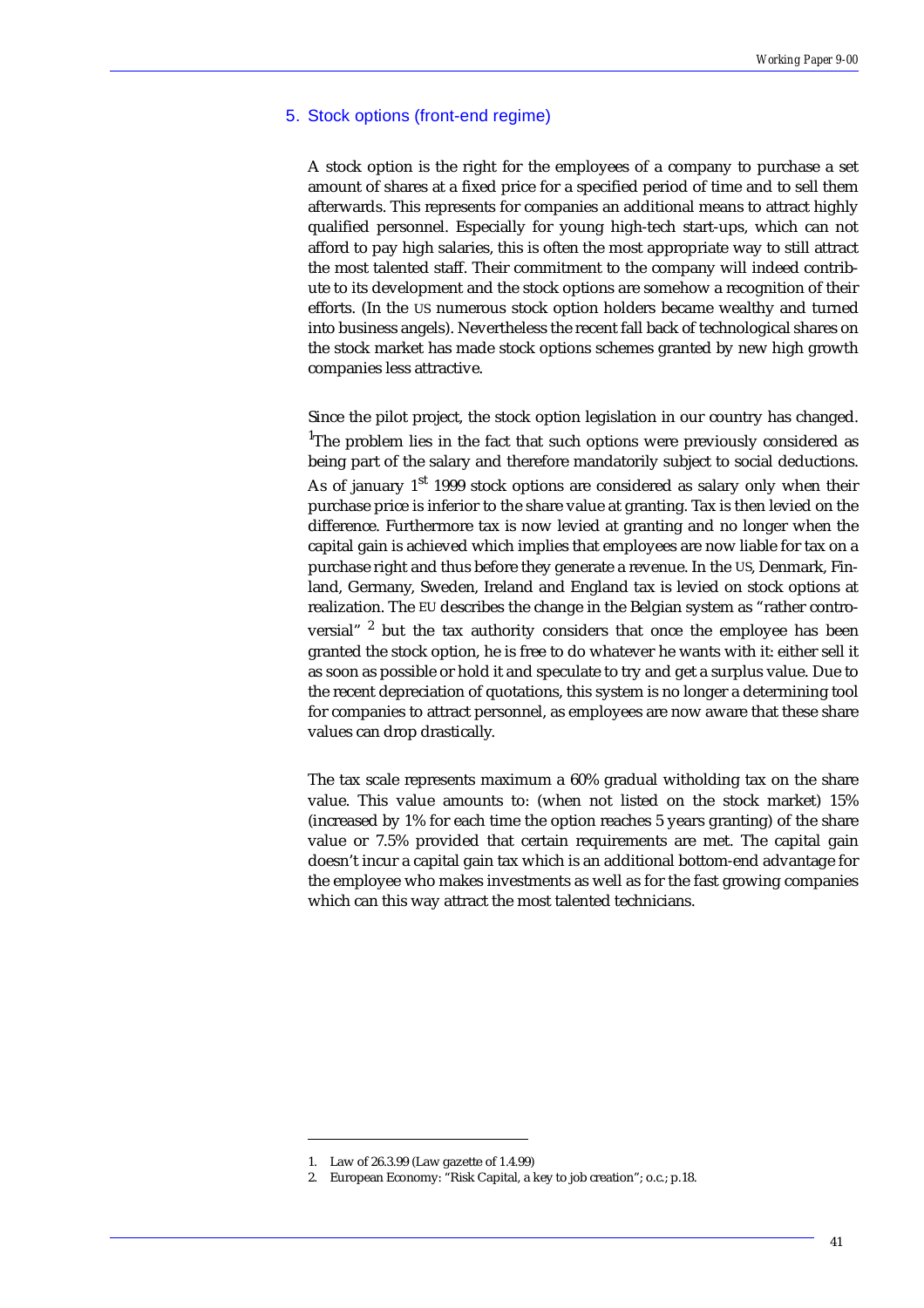## 5. Stock options (front-end regime)

A stock option is the right for the employees of a company to purchase a set amount of shares at a fixed price for a specified period of time and to sell them afterwards. This represents for companies an additional means to attract highly qualified personnel. Especially for young high-tech start-ups, which can not afford to pay high salaries, this is often the most appropriate way to still attract the most talented staff. Their commitment to the company will indeed contribute to its development and the stock options are somehow a recognition of their efforts. (In the US numerous stock option holders became wealthy and turned into business angels). Nevertheless the recent fall back of technological shares on the stock market has made stock options schemes granted by new high growth companies less attractive.

Since the pilot project, the stock option legislation in our country has changed. [1]The problem lies in the fact that such options were previously considered as being part of the salary and therefore mandatorily subject to social deductions. As of january 1st 1999 stock options are considered as salary only when their purchase price is inferior to the share value at granting. Tax is then levied on the difference. Furthermore tax is now levied at granting and no longer when the capital gain is achieved which implies that employees are now liable for tax on a purchase right and thus before they generate a revenue. In the US, Denmark, Finland, Germany, Sweden, Ireland and England tax is levied on stock options at realization. The EU describes the change in the Belgian system as "rather controversial" [2] but the tax authority considers that once the employee has been granted the stock option, he is free to do whatever he wants with it: either sell it as soon as possible or hold it and speculate to try and get a surplus value. Due to the recent depreciation of quotations, this system is no longer a determining tool for companies to attract personnel, as employees are now aware that these share values can drop drastically.

The tax scale represents maximum a 60% gradual witholding tax on the share value. This value amounts to: (when not listed on the stock market) 15% (increased by 1% for each time the option reaches 5 years granting) of the share value or 7.5% provided that certain requirements are met. The capital gain doesn't incur a capital gain tax which is an additional bottom-end advantage for the employee who makes investments as well as for the fast growing companies which can this way attract the most talented technicians.

---

1. Law of 26.3.99 (Law gazette of 1.4.99)
2. European Economy: "Risk Capital, a key to job creation"; o.c.; p.18.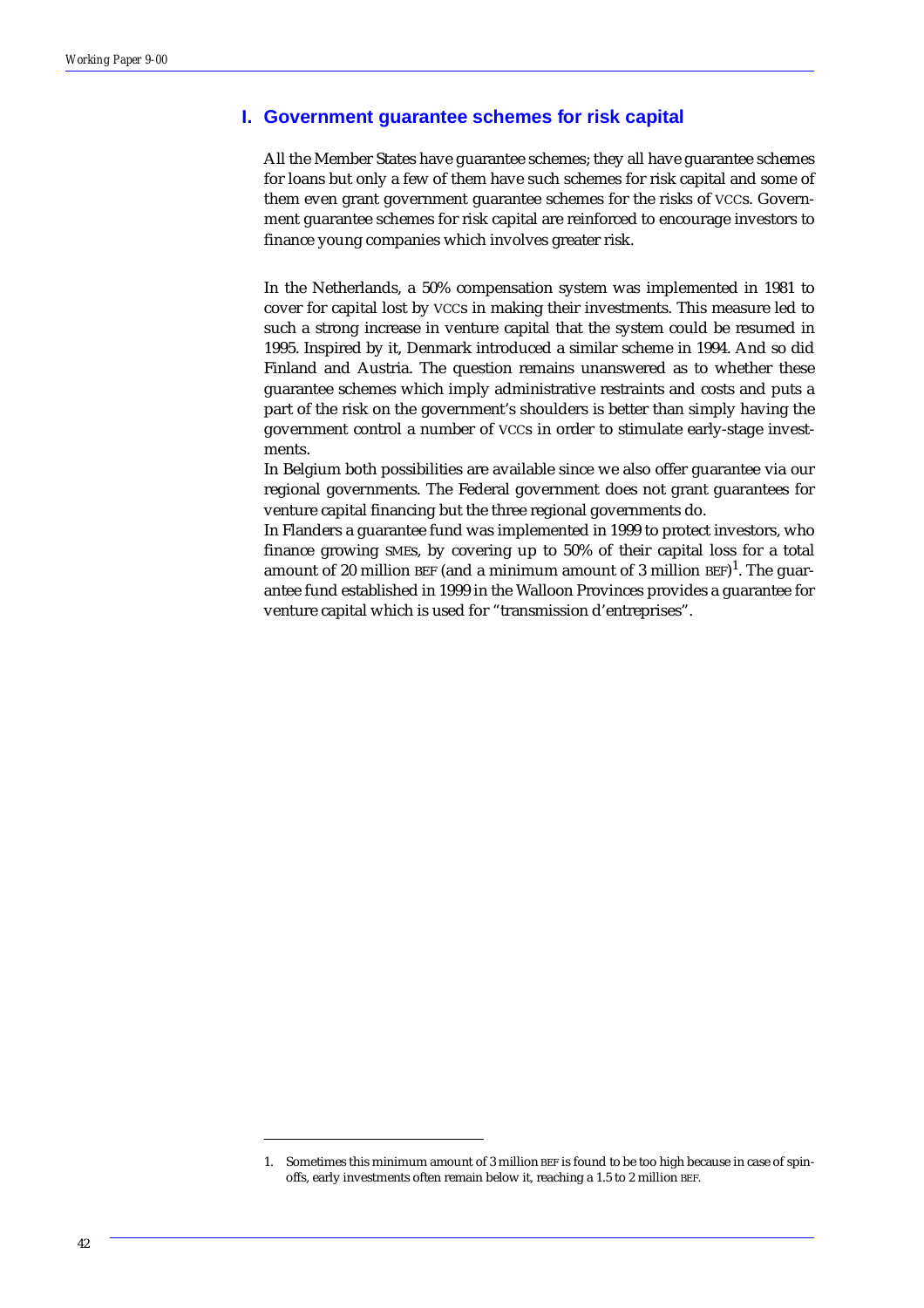## I. Government guarantee schemes for risk capital

All the Member States have guarantee schemes; they all have guarantee schemes for loans but only a few of them have such schemes for risk capital and some of them even grant government guarantee schemes for the risks of VCCs. Government guarantee schemes for risk capital are reinforced to encourage investors to finance young companies which involves greater risk.

In the Netherlands, a 50% compensation system was implemented in 1981 to cover for capital lost by VCCs in making their investments. This measure led to such a strong increase in venture capital that the system could be resumed in 1995. Inspired by it, Denmark introduced a similar scheme in 1994. And so did Finland and Austria. The question remains unanswered as to whether these guarantee schemes which imply administrative restraints and costs and puts a part of the risk on the government's shoulders is better than simply having the government control a number of VCCs in order to stimulate early-stage investments.

In Belgium both possibilities are available since we also offer guarantee via our regional governments. The Federal government does not grant guarantees for venture capital financing but the three regional governments do.

In Flanders a guarantee fund was implemented in 1999 to protect investors, who finance growing SMEs, by covering up to 50% of their capital loss for a total amount of 20 million BEF (and a minimum amount of 3 million BEF)[1]. The guarantee fund established in 1999 in the Walloon Provinces provides a guarantee for venture capital which is used for "transmission d'entreprises".

---

1. Sometimes this minimum amount of 3 million BEF is found to be too high because in case of spin-offs, early investments often remain below it, reaching a 1.5 to 2 million BEF.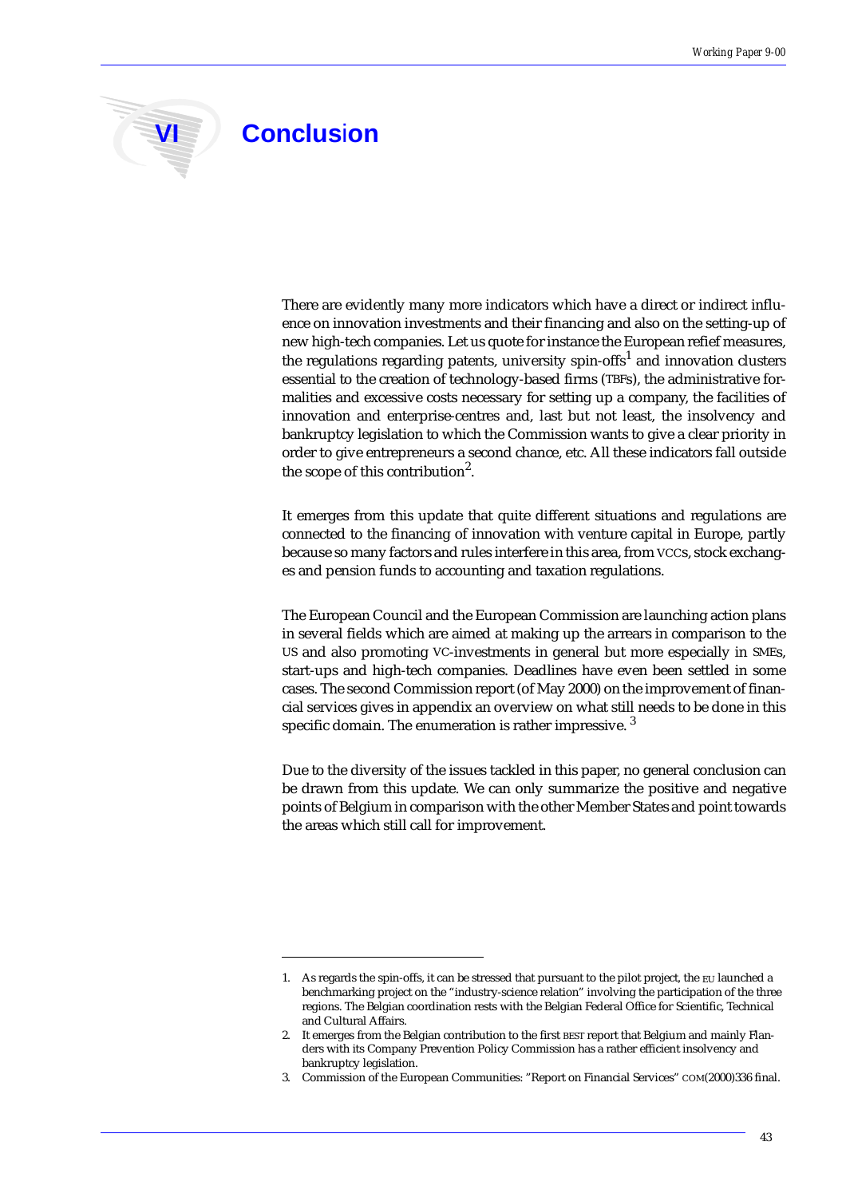# VI Conclusion

There are evidently many more indicators which have a direct or indirect influence on innovation investments and their financing and also on the setting-up of new high-tech companies. Let us quote for instance the European refief measures, the regulations regarding patents, university spin-offs[1] and innovation clusters essential to the creation of technology-based firms (TBFs), the administrative formalities and excessive costs necessary for setting up a company, the facilities of innovation and enterprise-centres and, last but not least, the insolvency and bankruptcy legislation to which the Commission wants to give a clear priority in order to give entrepreneurs a second chance, etc. All these indicators fall outside the scope of this contribution[2].

It emerges from this update that quite different situations and regulations are connected to the financing of innovation with venture capital in Europe, partly because so many factors and rules interfere in this area, from VCCs, stock exchanges and pension funds to accounting and taxation regulations.

The European Council and the European Commission are launching action plans in several fields which are aimed at making up the arrears in comparison to the US and also promoting VC-investments in general but more especially in SMEs, start-ups and high-tech companies. Deadlines have even been settled in some cases. The second Commission report (of May 2000) on the improvement of financial services gives in appendix an overview on what still needs to be done in this specific domain. The enumeration is rather impressive. [3]

Due to the diversity of the issues tackled in this paper, no general conclusion can be drawn from this update. We can only summarize the positive and negative points of Belgium in comparison with the other Member States and point towards the areas which still call for improvement.

---

1. As regards the spin-offs, it can be stressed that pursuant to the pilot project, the EU launched a benchmarking project on the "industry-science relation" involving the participation of the three regions. The Belgian coordination rests with the Belgian Federal Office for Scientific, Technical and Cultural Affairs.
2. It emerges from the Belgian contribution to the first BEST report that Belgium and mainly Flanders with its Company Prevention Policy Commission has a rather efficient insolvency and bankruptcy legislation.
3. Commission of the European Communities: "Report on Financial Services" COM(2000)336 final.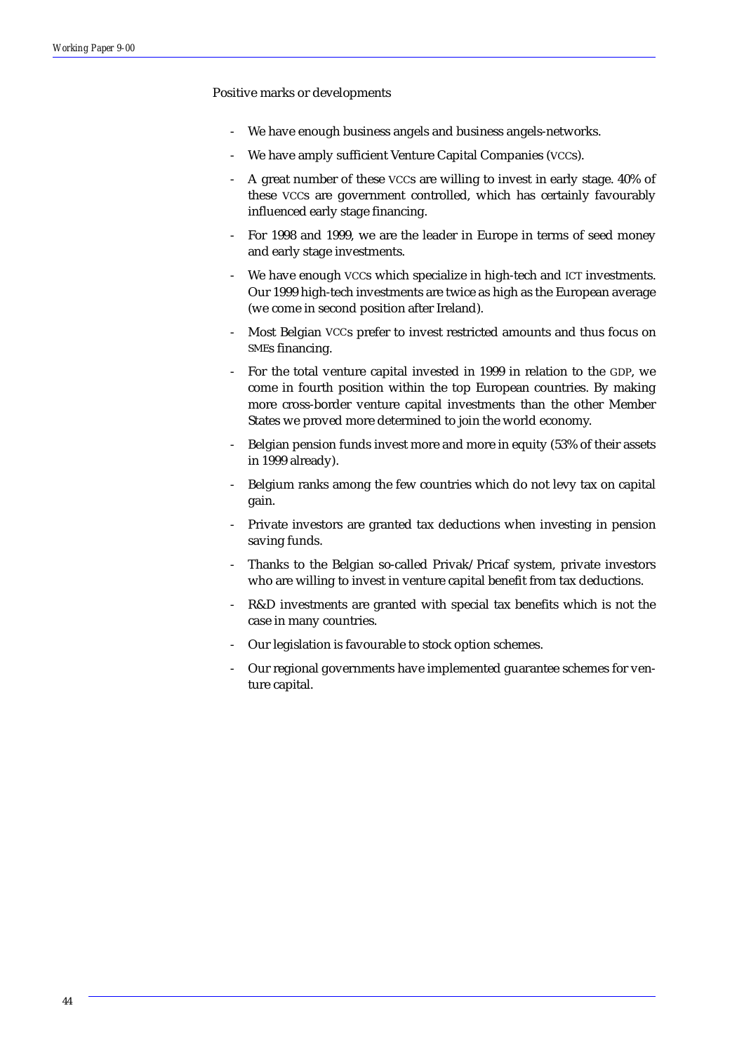Positive marks or developments

- We have enough business angels and business angels-networks.
- We have amply sufficient Venture Capital Companies (VCCs).
- A great number of these VCCs are willing to invest in early stage. 40% of these VCCs are government controlled, which has certainly favourably influenced early stage financing.
- For 1998 and 1999, we are the leader in Europe in terms of seed money and early stage investments.
- We have enough VCCs which specialize in high-tech and ICT investments. Our 1999 high-tech investments are twice as high as the European average (we come in second position after Ireland).
- Most Belgian VCCs prefer to invest restricted amounts and thus focus on SMEs financing.
- For the total venture capital invested in 1999 in relation to the GDP, we come in fourth position within the top European countries. By making more cross-border venture capital investments than the other Member States we proved more determined to join the world economy.
- Belgian pension funds invest more and more in equity (53% of their assets in 1999 already).
- Belgium ranks among the few countries which do not levy tax on capital gain.
- Private investors are granted tax deductions when investing in pension saving funds.
- Thanks to the Belgian so-called Privak/Pricaf system, private investors who are willing to invest in venture capital benefit from tax deductions.
- R&D investments are granted with special tax benefits which is not the case in many countries.
- Our legislation is favourable to stock option schemes.
- Our regional governments have implemented guarantee schemes for venture capital.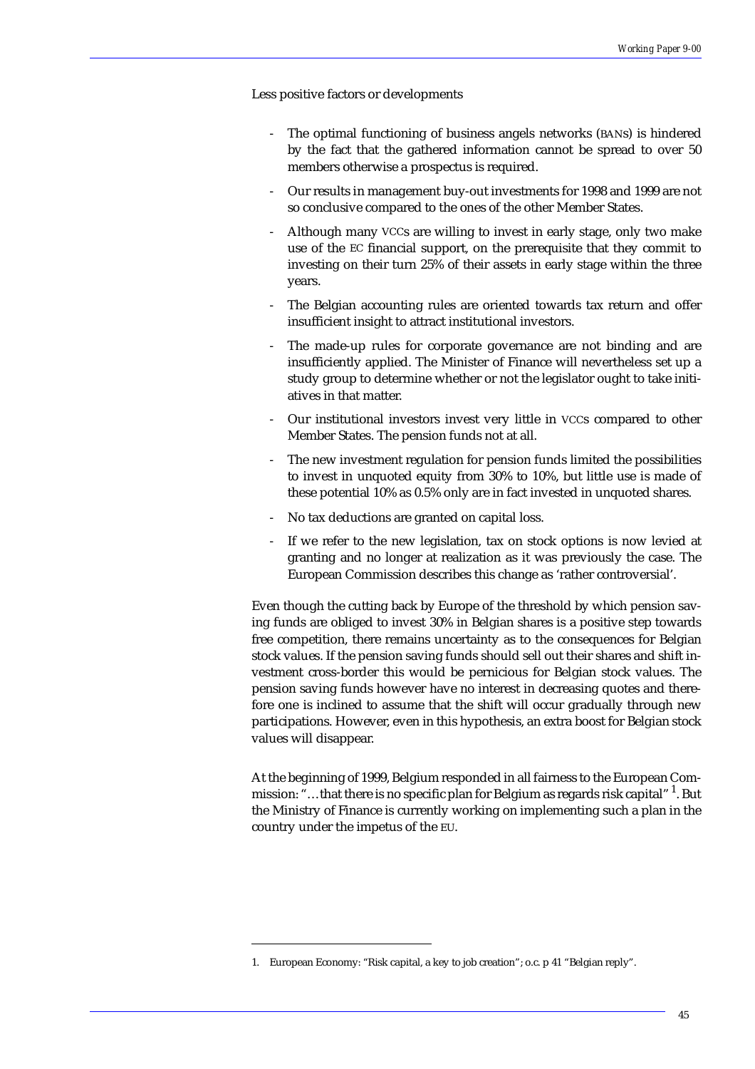Less positive factors or developments

- The optimal functioning of business angels networks (BANs) is hindered by the fact that the gathered information cannot be spread to over 50 members otherwise a prospectus is required.
- Our results in management buy-out investments for 1998 and 1999 are not so conclusive compared to the ones of the other Member States.
- Although many VCCs are willing to invest in early stage, only two make use of the EC financial support, on the prerequisite that they commit to investing on their turn 25% of their assets in early stage within the three years.
- The Belgian accounting rules are oriented towards tax return and offer insufficient insight to attract institutional investors.
- The made-up rules for corporate governance are not binding and are insufficiently applied. The Minister of Finance will nevertheless set up a study group to determine whether or not the legislator ought to take initiatives in that matter.
- Our institutional investors invest very little in VCCs compared to other Member States. The pension funds not at all.
- The new investment regulation for pension funds limited the possibilities to invest in unquoted equity from 30% to 10%, but little use is made of these potential 10% as 0.5% only are in fact invested in unquoted shares.
- No tax deductions are granted on capital loss.
- If we refer to the new legislation, tax on stock options is now levied at granting and no longer at realization as it was previously the case. The European Commission describes this change as 'rather controversial'.

Even though the cutting back by Europe of the threshold by which pension saving funds are obliged to invest 30% in Belgian shares is a positive step towards free competition, there remains uncertainty as to the consequences for Belgian stock values. If the pension saving funds should sell out their shares and shift investment cross-border this would be pernicious for Belgian stock values. The pension saving funds however have no interest in decreasing quotes and therefore one is inclined to assume that the shift will occur gradually through new participations. However, even in this hypothesis, an extra boost for Belgian stock values will disappear.

At the beginning of 1999, Belgium responded in all fairness to the European Commission: "… that there is no specific plan for Belgium as regards risk capital" [1]. But the Ministry of Finance is currently working on implementing such a plan in the country under the impetus of the EU.

1. European Economy: "Risk capital, a key to job creation"; o.c. p 41 "Belgian reply".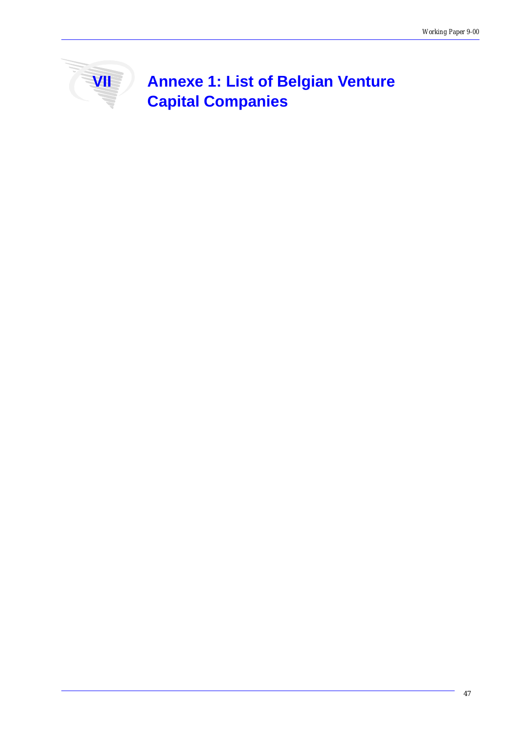# VII Annexe 1: List of Belgian Venture Capital Companies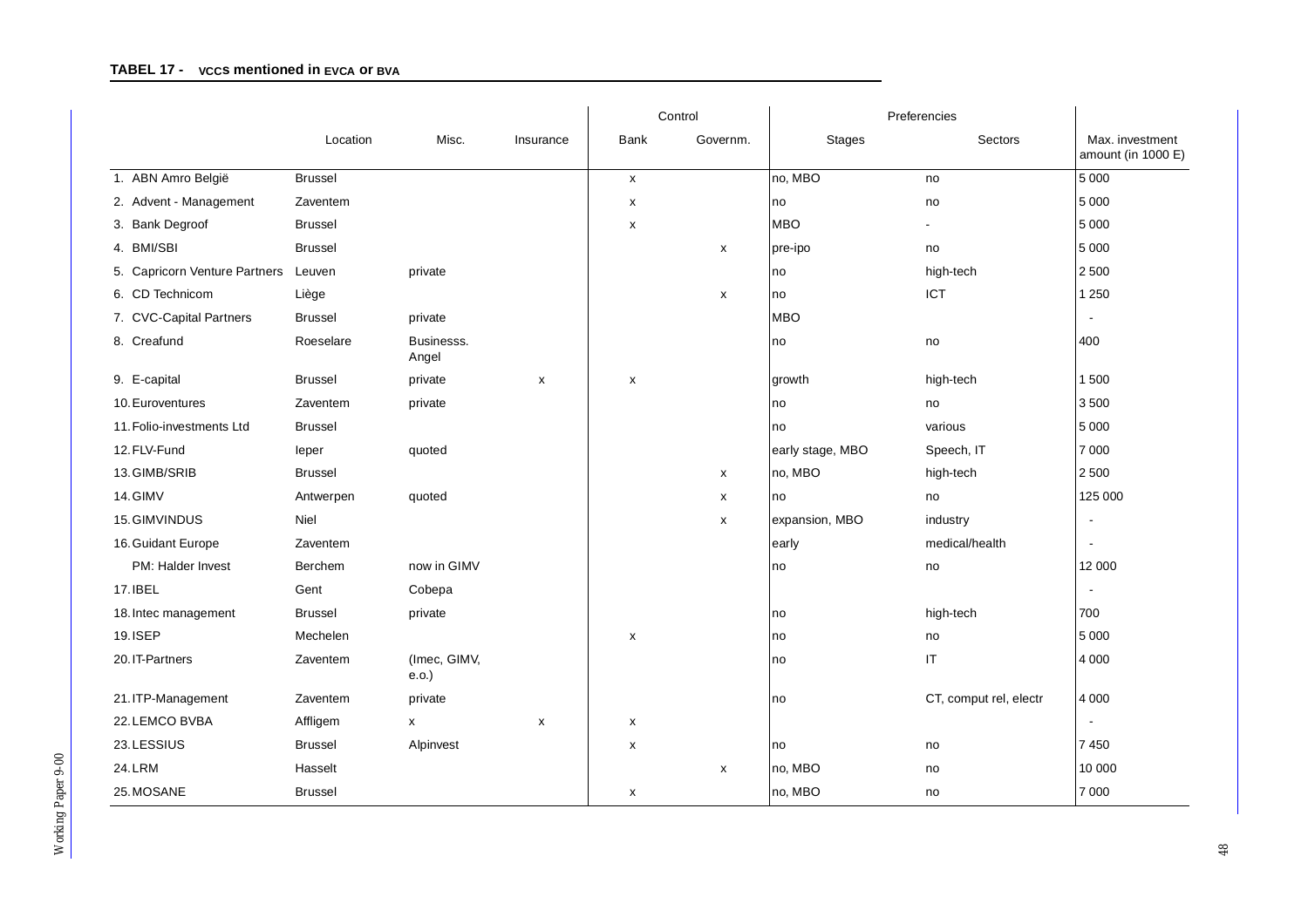**TABEL 17 - VCCs mentioned in EVCA or BVA**

| | Location | Misc. | Insurance | Control | | Preferencies | | Max. investment amount (in 1000 E) |
|---|---|---|---|---|---|---|---|---|
| | | | | Bank | Governm. | Stages | Sectors | |
| 1. ABN Amro België | Brussel | | | x | | no, MBO | no | 5 000 |
| 2. Advent - Management | Zaventem | | | x | | no | no | 5 000 |
| 3. Bank Degroof | Brussel | | | x | | MBO | - | 5 000 |
| 4. BMI/SBI | Brussel | | | | x | pre-ipo | no | 5 000 |
| 5. Capricorn Venture Partners | Leuven | private | | | | no | high-tech | 2 500 |
| 6. CD Technicom | Liège | | | | x | no | ICT | 1 250 |
| 7. CVC-Capital Partners | Brussel | private | | | | MBO | | - |
| 8. Creafund | Roeselare | Businesss. Angel | | | | no | no | 400 |
| 9. E-capital | Brussel | private | x | x | | growth | high-tech | 1 500 |
| 10. Euroventures | Zaventem | private | | | | no | no | 3 500 |
| 11. Folio-investments Ltd | Brussel | | | | | no | various | 5 000 |
| 12. FLV-Fund | Ieper | quoted | | | | early stage, MBO | Speech, IT | 7 000 |
| 13. GIMB/SRIB | Brussel | | | | x | no, MBO | high-tech | 2 500 |
| 14. GIMV | Antwerpen | quoted | | | x | no | no | 125 000 |
| 15. GIMVINDUS | Niel | | | | x | expansion, MBO | industry | - |
| 16. Guidant Europe | Zaventem | | | | | early | medical/health | - |
| PM: Halder Invest | Berchem | now in GIMV | | | | no | no | 12 000 |
| 17. IBEL | Gent | Cobepa | | | | | | - |
| 18. Intec management | Brussel | private | | | | no | high-tech | 700 |
| 19. ISEP | Mechelen | | | x | | no | no | 5 000 |
| 20. IT-Partners | Zaventem | (Imec, GIMV, e.o.) | | | | no | IT | 4 000 |
| 21. ITP-Management | Zaventem | private | | | | no | CT, comput rel, electr | 4 000 |
| 22. LEMCO BVBA | Affligem | x | x | x | | | | - |
| 23. LESSIUS | Brussel | Alpinvest | | x | | no | no | 7 450 |
| 24. LRM | Hasselt | | | | x | no, MBO | no | 10 000 |
| 25. MOSANE | Brussel | | | x | | no, MBO | no | 7 000 |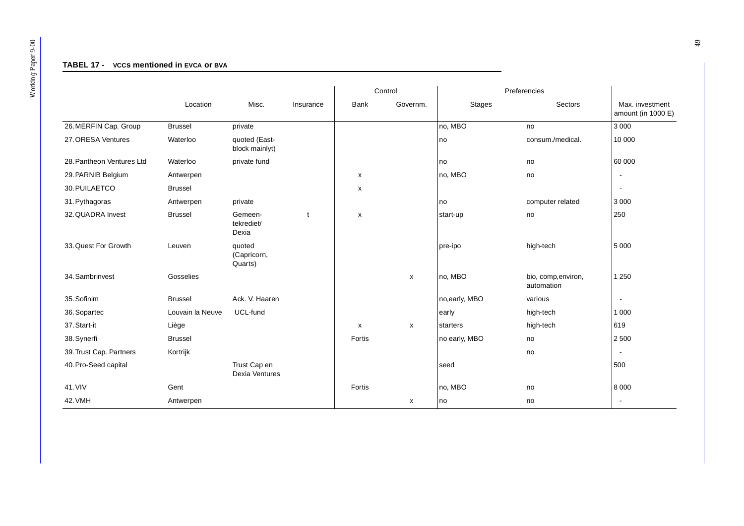**TABEL 17 - VCCS mentioned in EVCA or BVA**

| | Location | Misc. | Insurance | Control | | Preferencies | | Max. investment amount (in 1000 E) |
|---|---|---|---|---|---|---|---|---|
| | | | | Bank | Governm. | Stages | Sectors | |
| 26. MERFIN Cap. Group | Brussel | private | | | | no, MBO | no | 3 000 |
| 27. ORESA Ventures | Waterloo | quoted (East-block mainlyt) | | | | no | consum./medical. | 10 000 |
| 28. Pantheon Ventures Ltd | Waterloo | private fund | | | | no | no | 60 000 |
| 29. PARNIB Belgium | Antwerpen | | | x | | no, MBO | no | - |
| 30. PUILAETCO | Brussel | | | x | | | | - |
| 31. Pythagoras | Antwerpen | private | | | | no | computer related | 3 000 |
| 32. QUADRA Invest | Brussel | Gemeen-tekrediet/ Dexia | t | x | | start-up | no | 250 |
| 33. Quest For Growth | Leuven | quoted (Capricorn, Quarts) | | | | pre-ipo | high-tech | 5 000 |
| 34. Sambrinvest | Gosselies | | | | x | no, MBO | bio, comp,environ, automation | 1 250 |
| 35. Sofinim | Brussel | Ack. V. Haaren | | | | no,early, MBO | various | - |
| 36. Sopartec | Louvain la Neuve | UCL-fund | | | | early | high-tech | 1 000 |
| 37. Start-it | Liège | | | x | x | starters | high-tech | 619 |
| 38. Synerfi | Brussel | | | Fortis | | no early, MBO | no | 2 500 |
| 39. Trust Cap. Partners | Kortrijk | | | | | | no | - |
| 40. Pro-Seed capital | | Trust Cap en Dexia Ventures | | | | seed | | 500 |
| 41. VIV | Gent | | | Fortis | | no, MBO | no | 8 000 |
| 42. VMH | Antwerpen | | | | x | no | no | - |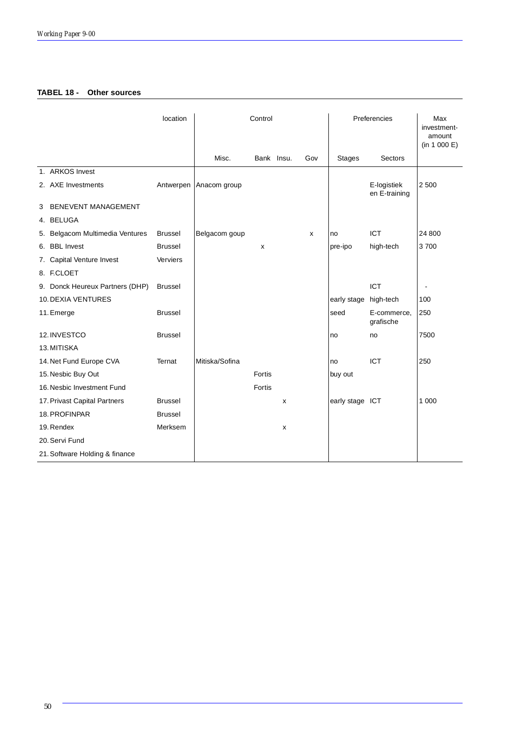**TABEL 18 - Other sources**

| | location | Control | | | | Preferencies | | Max investment-amount (in 1 000 E) |
|---|---|---|---|---|---|---|---|---|
| | | Misc. | Bank | Insu. | Gov | Stages | Sectors | |
| 1. ARKOS Invest | | | | | | | | |
| 2. AXE Investments | Antwerpen | Anacom group | | | | | E-logistiek en E-training | 2 500 |
| 3 BENEVENT MANAGEMENT | | | | | | | | |
| 4. BELUGA | | | | | | | | |
| 5. Belgacom Multimedia Ventures | Brussel | Belgacom goup | | | x | no | ICT | 24 800 |
| 6. BBL Invest | Brussel | | x | | | pre-ipo | high-tech | 3 700 |
| 7. Capital Venture Invest | Verviers | | | | | | | |
| 8. F.CLOET | | | | | | | | |
| 9. Donck Heureux Partners (DHP) | Brussel | | | | | | ICT | - |
| 10. DEXIA VENTURES | | | | | | early stage | high-tech | 100 |
| 11. Emerge | Brussel | | | | | seed | E-commerce, grafische | 250 |
| 12. INVESTCO | Brussel | | | | | no | no | 7500 |
| 13. MITISKA | | | | | | | | |
| 14. Net Fund Europe CVA | Ternat | Mitiska/Sofina | | | | no | ICT | 250 |
| 15. Nesbic Buy Out | | | Fortis | | | buy out | | |
| 16. Nesbic Investment Fund | | | Fortis | | | | | |
| 17. Privast Capital Partners | Brussel | | | x | | early stage | ICT | 1 000 |
| 18. PROFINPAR | Brussel | | | | | | | |
| 19. Rendex | Merksem | | | x | | | | |
| 20. Servi Fund | | | | | | | | |
| 21. Software Holding & finance | | | | | | | | |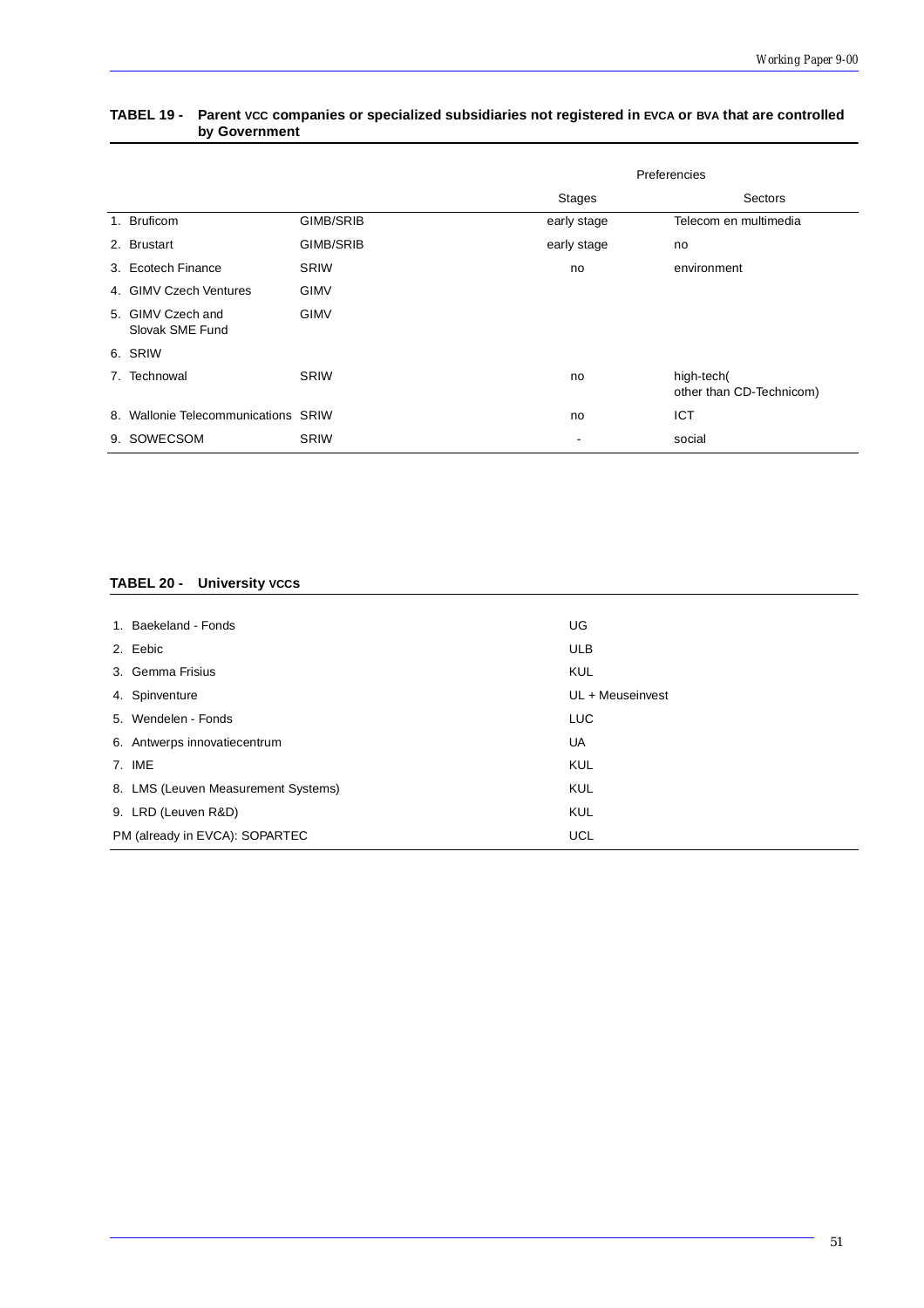**TABEL 19 - Parent VCC companies or specialized subsidiaries not registered in EVCA or BVA that are controlled by Government**

| | | Preferencies | |
|---|---|---|---|
| | | Stages | Sectors |
| 1. Bruficom | GIMB/SRIB | early stage | Telecom en multimedia |
| 2. Brustart | GIMB/SRIB | early stage | no |
| 3. Ecotech Finance | SRIW | no | environment |
| 4. GIMV Czech Ventures | GIMV | | |
| 5. GIMV Czech and Slovak SME Fund | GIMV | | |
| 6. SRIW | | | |
| 7. Technowal | SRIW | no | high-tech( other than CD-Technicom) |
| 8. Wallonie Telecommunications | SRIW | no | ICT |
| 9. SOWECSOM | SRIW | - | social |

**TABEL 20 - University VCCS**

| | |
|---|---|
| 1. Baekeland - Fonds | UG |
| 2. Eebic | ULB |
| 3. Gemma Frisius | KUL |
| 4. Spinventure | UL + Meuseinvest |
| 5. Wendelen - Fonds | LUC |
| 6. Antwerps innovatiecentrum | UA |
| 7. IME | KUL |
| 8. LMS (Leuven Measurement Systems) | KUL |
| 9. LRD (Leuven R&D) | KUL |
| PM (already in EVCA): SOPARTEC | UCL |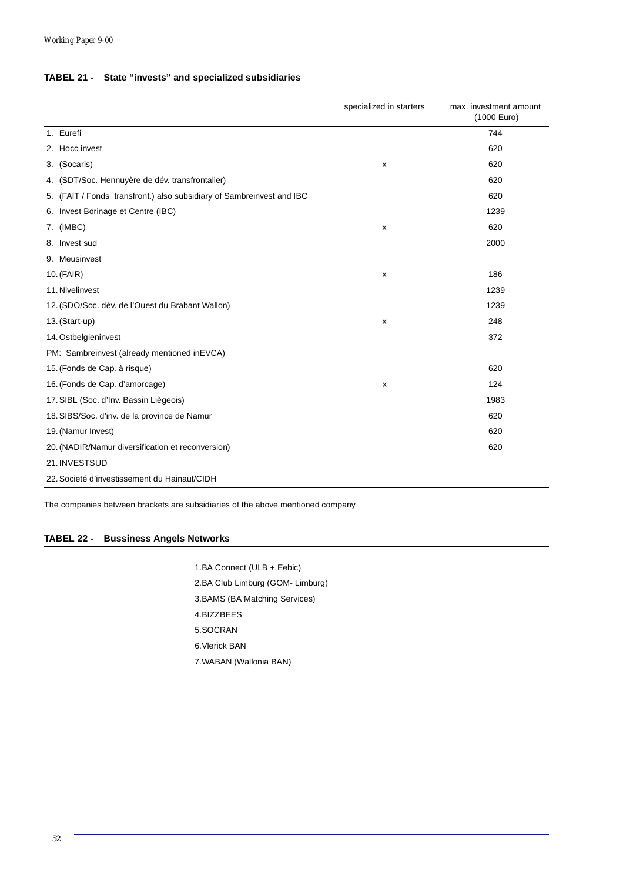### TABEL 21 - State “invests” and specialized subsidiaries

| | specialized in starters | max. investment amount (1000 Euro) |
|---|---|---|
| 1. Eurefi | | 744 |
| 2. Hocc invest | | 620 |
| 3. (Socaris) | x | 620 |
| 4. (SDT/Soc. Hennuyère de dév. transfrontalier) | | 620 |
| 5. (FAIT / Fonds transfront.) also subsidiary of Sambreinvest and IBC | | 620 |
| 6. Invest Borinage et Centre (IBC) | | 1239 |
| 7. (IMBC) | x | 620 |
| 8. Invest sud | | 2000 |
| 9. Meusinvest | | |
| 10. (FAIR) | x | 186 |
| 11. Nivelinvest | | 1239 |
| 12. (SDO/Soc. dév. de l'Ouest du Brabant Wallon) | | 1239 |
| 13. (Start-up) | x | 248 |
| 14. Ostbelgieninvest | | 372 |
| PM: Sambreinvest (already mentioned inEVCA) | | |
| 15. (Fonds de Cap. à risque) | | 620 |
| 16. (Fonds de Cap. d'amorcage) | x | 124 |
| 17. SIBL (Soc. d'Inv. Bassin Liègeois) | | 1983 |
| 18. SIBS/Soc. d'inv. de la province de Namur | | 620 |
| 19. (Namur Invest) | | 620 |
| 20. (NADIR/Namur diversification et reconversion) | | 620 |
| 21. INVESTSUD | | |
| 22. Societé d'investissement du Hainaut/CIDH | | |

The companies between brackets are subsidiaries of the above mentioned company

### TABEL 22 - Bussiness Angels Networks

1. BA Connect (ULB + Eebic)
2. BA Club Limburg (GOM- Limburg)
3. BAMS (BA Matching Services)
4. BIZZBEES
5. SOCRAN
6. Vlerick BAN
7. WABAN (Wallonia BAN)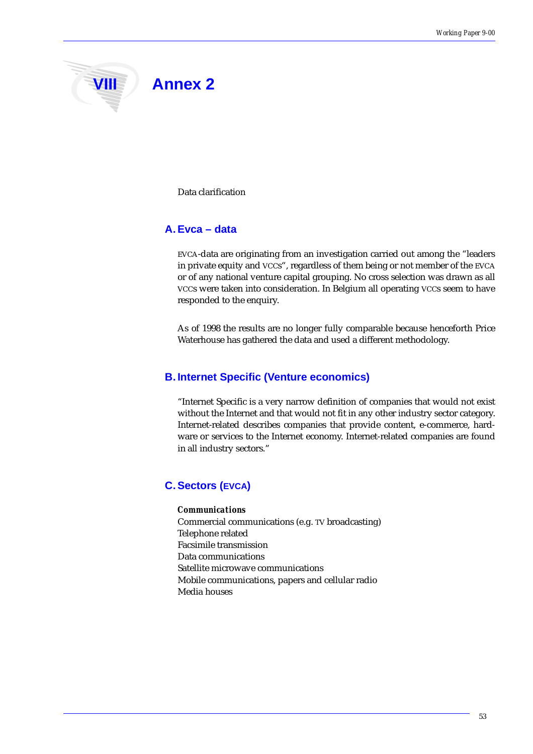# VIII Annex 2

Data clarification

## A. Evca – data

EVCA-data are originating from an investigation carried out among the "leaders in private equity and VCCs", regardless of them being or not member of the EVCA or of any national venture capital grouping. No cross selection was drawn as all VCCs were taken into consideration. In Belgium all operating VCCs seem to have responded to the enquiry.

As of 1998 the results are no longer fully comparable because henceforth Price Waterhouse has gathered the data and used a different methodology.

## B. Internet Specific (Venture economics)

"Internet Specific is a very narrow definition of companies that would not exist without the Internet and that would not fit in any other industry sector category. Internet-related describes companies that provide content, e-commerce, hardware or services to the Internet economy. Internet-related companies are found in all industry sectors."

## C. Sectors (EVCA)

***Communications***
Commercial communications (e.g. TV broadcasting)
Telephone related
Facsimile transmission
Data communications
Satellite microwave communications
Mobile communications, papers and cellular radio
Media houses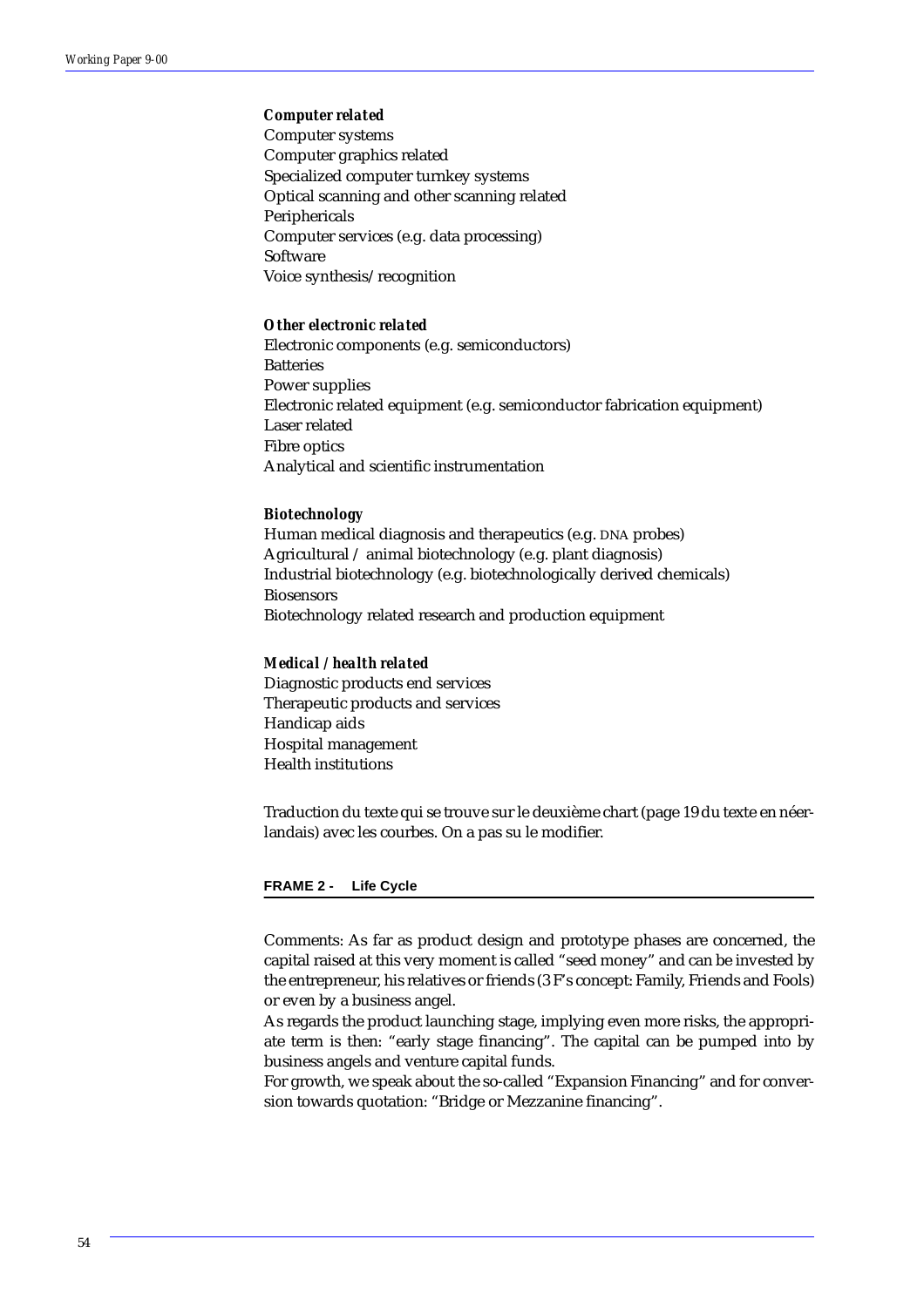***Computer related***
Computer systems
Computer graphics related
Specialized computer turnkey systems
Optical scanning and other scanning related
Peripherals
Computer services (e.g. data processing)
Software
Voice synthesis/recognition

***Other electronic related***
Electronic components (e.g. semiconductors)
Batteries
Power supplies
Electronic related equipment (e.g. semiconductor fabrication equipment)
Laser related
Fibre optics
Analytical and scientific instrumentation

***Biotechnology***
Human medical diagnosis and therapeutics (e.g. DNA probes)
Agricultural / animal biotechnology (e.g. plant diagnosis)
Industrial biotechnology (e.g. biotechnologically derived chemicals)
Biosensors
Biotechnology related research and production equipment

***Medical / health related***
Diagnostic products end services
Therapeutic products and services
Handicap aids
Hospital management
Health institutions

Traduction du texte qui se trouve sur le deuxième chart (page 19 du texte en néerlandais) avec les courbes. On a pas su le modifier.

**FRAME 2 - Life Cycle**

Comments: As far as product design and prototype phases are concerned, the capital raised at this very moment is called "seed money" and can be invested by the entrepreneur, his relatives or friends (3 F's concept: Family, Friends and Fools) or even by a business angel.
As regards the product launching stage, implying even more risks, the appropriate term is then: "early stage financing". The capital can be pumped into by business angels and venture capital funds.
For growth, we speak about the so-called "Expansion Financing" and for conversion towards quotation: "Bridge or Mezzanine financing".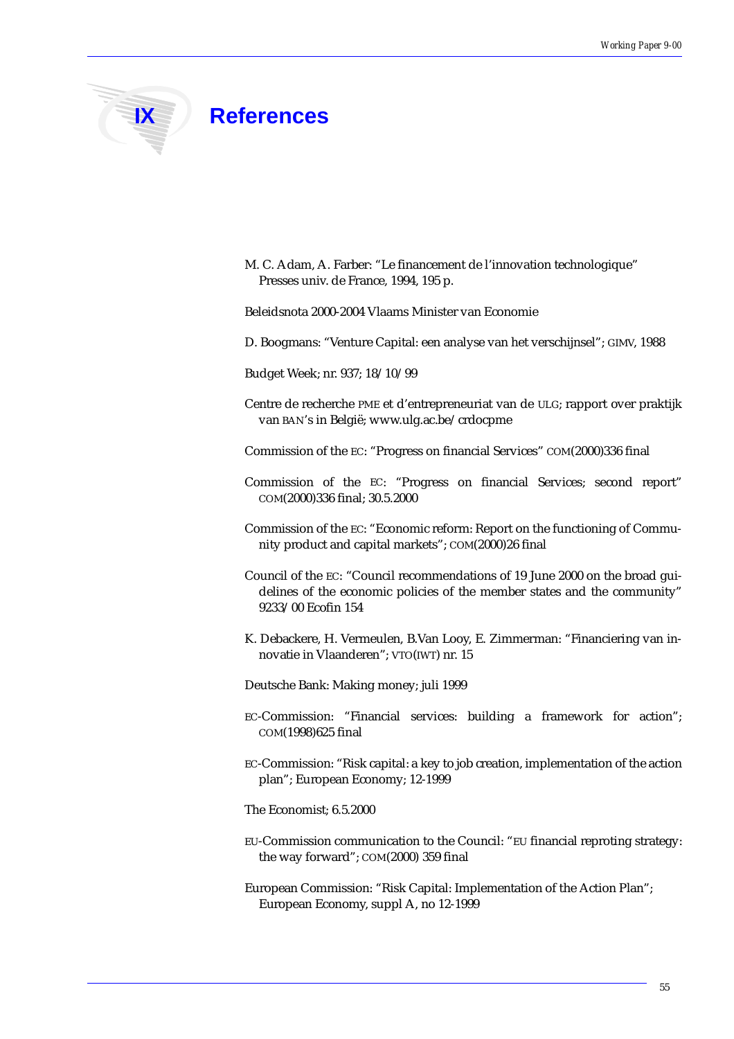# IX References

M. C. Adam, A. Farber: "Le financement de l'innovation technologique" Presses univ. de France, 1994, 195 p.

Beleidsnota 2000-2004 Vlaams Minister van Economie

D. Boogmans: "Venture Capital: een analyse van het verschijnsel"; GIMV, 1988

Budget Week; nr. 937; 18/10/99

Centre de recherche PME et d'entrepreneuriat van de ULG; rapport over praktijk van BAN's in België; www.ulg.ac.be/crdocpme

Commission of the EC: "Progress on financial Services" COM(2000)336 final

Commission of the EC: "Progress on financial Services; second report" COM(2000)336 final; 30.5.2000

Commission of the EC: "Economic reform: Report on the functioning of Community product and capital markets"; COM(2000)26 final

Council of the EC: "Council recommendations of 19 June 2000 on the broad guidelines of the economic policies of the member states and the community" 9233/00 Ecofin 154

K. Debackere, H. Vermeulen, B.Van Looy, E. Zimmerman: "Financiering van innovatie in Vlaanderen"; VTO(IWT) nr. 15

Deutsche Bank: Making money; juli 1999

EC-Commission: "Financial services: building a framework for action"; COM(1998)625 final

EC-Commission: "Risk capital: a key to job creation, implementation of the action plan"; European Economy; 12-1999

The Economist; 6.5.2000

EU-Commission communication to the Council: "EU financial reproting strategy: the way forward"; COM(2000) 359 final

European Commission: "Risk Capital: Implementation of the Action Plan"; European Economy, suppl A, no 12-1999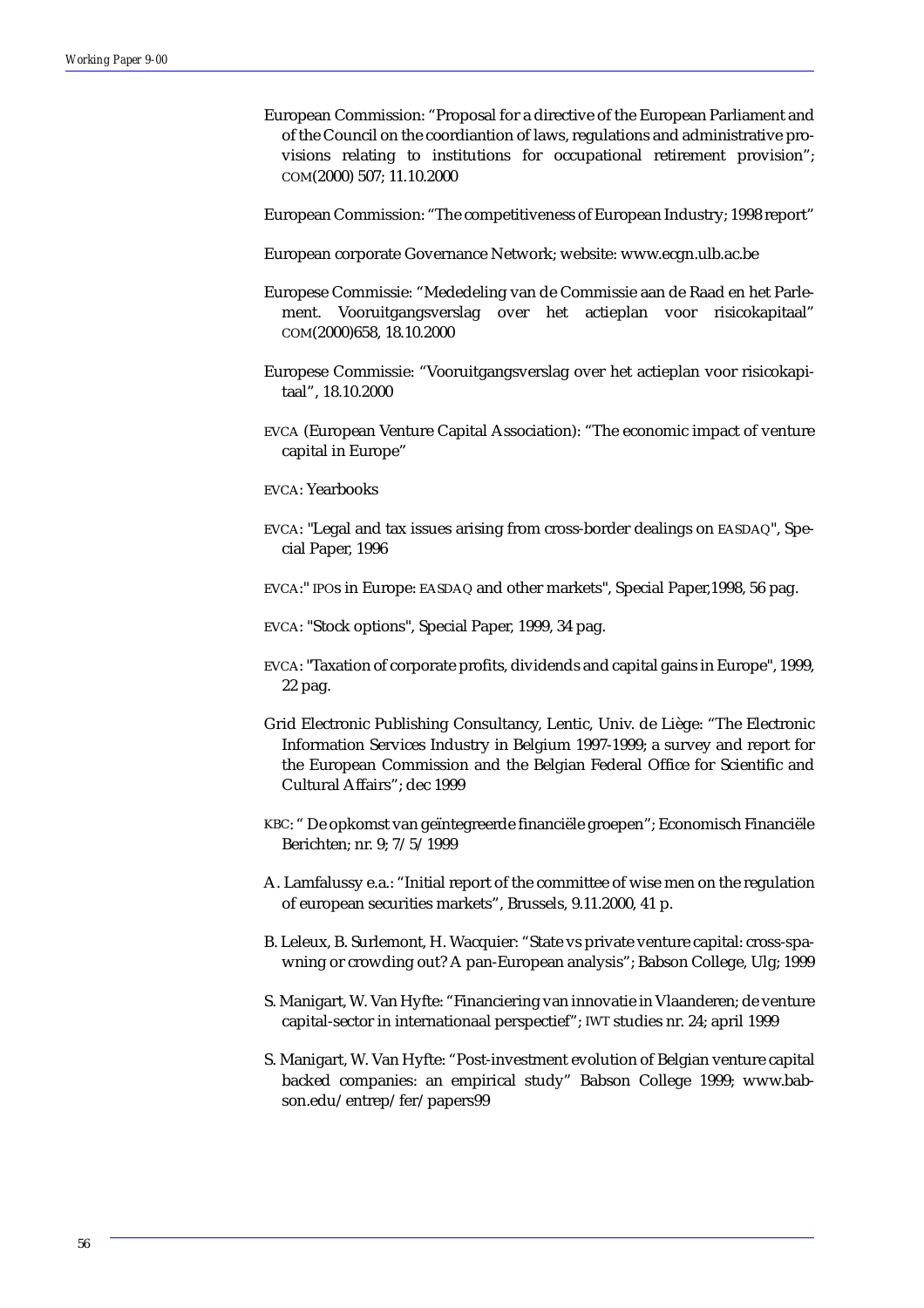European Commission: "Proposal for a directive of the European Parliament and of the Council on the coordiantion of laws, regulations and administrative provisions relating to institutions for occupational retirement provision"; COM(2000) 507; 11.10.2000

European Commission: "The competitiveness of European Industry; 1998 report"

European corporate Governance Network; website: www.ecgn.ulb.ac.be

Europese Commissie: "Mededeling van de Commissie aan de Raad en het Parlement. Vooruitgangsverslag over het actieplan voor risicokapitaal" COM(2000)658, 18.10.2000

Europese Commissie: "Vooruitgangsverslag over het actieplan voor risicokapitaal", 18.10.2000

EVCA (European Venture Capital Association): "The economic impact of venture capital in Europe"

EVCA: Yearbooks

EVCA: "Legal and tax issues arising from cross-border dealings on EASDAQ", Special Paper, 1996

EVCA:" IPOs in Europe: EASDAQ and other markets", Special Paper,1998, 56 pag.

EVCA: "Stock options", Special Paper, 1999, 34 pag.

EVCA: "Taxation of corporate profits, dividends and capital gains in Europe", 1999, 22 pag.

Grid Electronic Publishing Consultancy, Lentic, Univ. de Liège: "The Electronic Information Services Industry in Belgium 1997-1999; a survey and report for the European Commission and the Belgian Federal Office for Scientific and Cultural Affairs"; dec 1999

KBC: " De opkomst van geïntegreerde financiële groepen"; Economisch Financiële Berichten; nr. 9; 7/5/1999

A. Lamfalussy e.a.: "Initial report of the committee of wise men on the regulation of european securities markets", Brussels, 9.11.2000, 41 p.

B. Leleux, B. Surlemont, H. Wacquier: "State vs private venture capital: cross-spawning or crowding out? A pan-European analysis"; Babson College, Ulg; 1999

S. Manigart, W. Van Hyfte: "Financiering van innovatie in Vlaanderen; de venture capital-sector in internationaal perspectief"; IWT studies nr. 24; april 1999

S. Manigart, W. Van Hyfte: "Post-investment evolution of Belgian venture capital backed companies: an empirical study" Babson College 1999; www.babson.edu/entrep/fer/papers99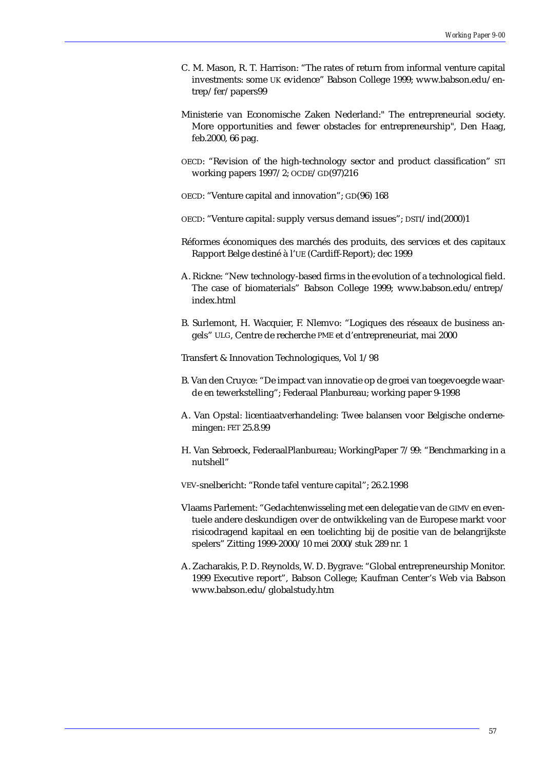C. M. Mason, R. T. Harrison: "The rates of return from informal venture capital investments: some UK evidence" Babson College 1999; www.babson.edu/entrep/fer/papers99

Ministerie van Economische Zaken Nederland:" The entrepreneurial society. More opportunities and fewer obstacles for entrepreneurship", Den Haag, feb.2000, 66 pag.

OECD: "Revision of the high-technology sector and product classification" STI working papers 1997/2; OCDE/GD(97)216

OECD: "Venture capital and innovation"; GD(96) 168

OECD: "Venture capital: supply versus demand issues"; DSTI/ind(2000)1

Réformes économiques des marchés des produits, des services et des capitaux Rapport Belge destiné à l'UE (Cardiff-Report); dec 1999

A. Rickne: "New technology-based firms in the evolution of a technological field. The case of biomaterials" Babson College 1999; www.babson.edu/entrep/index.html

B. Surlemont, H. Wacquier, F. Nlemvo: "Logiques des réseaux de business angels" ULG, Centre de recherche PME et d'entrepreneuriat, mai 2000

Transfert & Innovation Technologiques, Vol 1/98

B. Van den Cruyce: "De impact van innovatie op de groei van toegevoegde waarde en tewerkstelling"; Federaal Planbureau; working paper 9-1998

A. Van Opstal: licentiaatverhandeling: Twee balansen voor Belgische ondernemingen: FET 25.8.99

H. Van Sebroeck, FederaalPlanbureau; WorkingPaper 7/99: "Benchmarking in a nutshell"

VEV-snelbericht: "Ronde tafel venture capital"; 26.2.1998

Vlaams Parlement: "Gedachtenwisseling met een delegatie van de GIMV en eventuele andere deskundigen over de ontwikkeling van de Europese markt voor risicodragend kapitaal en een toelichting bij de positie van de belangrijkste spelers" Zitting 1999-2000/10 mei 2000/stuk 289 nr. 1

A. Zacharakis, P. D. Reynolds, W. D. Bygrave: "Global entrepreneurship Monitor. 1999 Executive report", Babson College; Kaufman Center's Web via Babson www.babson.edu/globalstudy.htm